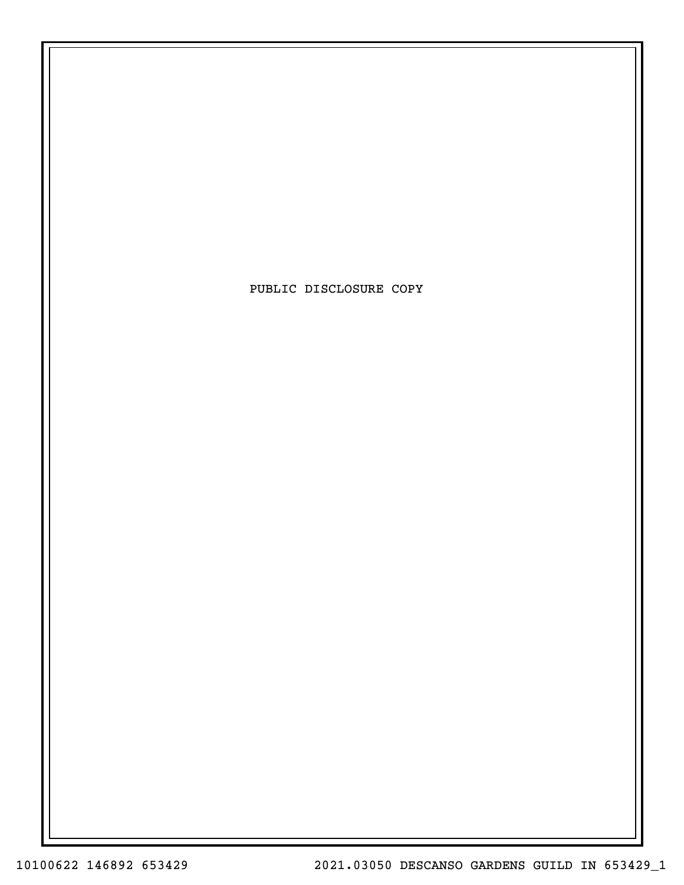PUBLIC DISCLOSURE COPY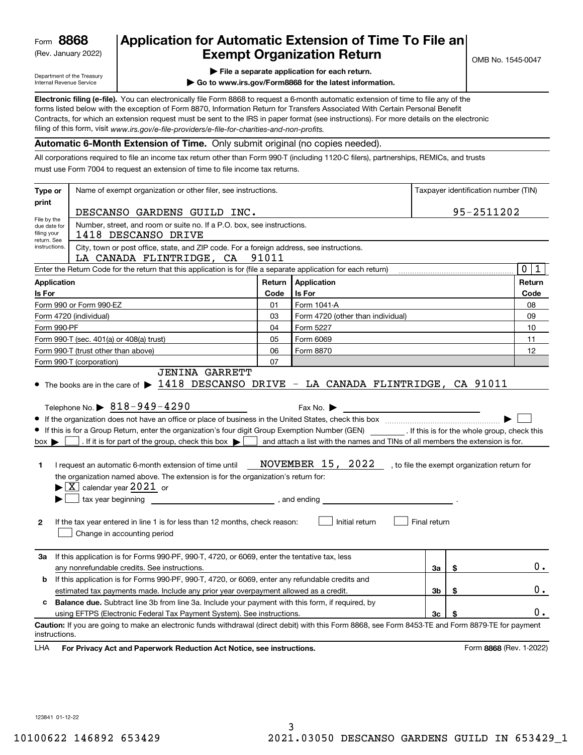Form **8868**
(Rev. January 2022)
Department of the Treasury
Internal Revenue Service

# Application for Automatic Extension of Time To File an Exempt Organization Return

▶ **File a separate application for each return.**
▶ **Go to www.irs.gov/Form8868 for the latest information.**

OMB No. 1545-0047

**Electronic filing (e-file).** You can electronically file Form 8868 to request a 6-month automatic extension of time to file any of the forms listed below with the exception of Form 8870, Information Return for Transfers Associated With Certain Personal Benefit Contracts, for which an extension request must be sent to the IRS in paper format (see instructions). For more details on the electronic filing of this form, visit *www.irs.gov/e-file-providers/e-file-for-charities-and-non-profits.*

**Automatic 6-Month Extension of Time.** Only submit original (no copies needed).

All corporations required to file an income tax return other than Form 990-T (including 1120-C filers), partnerships, REMICs, and trusts must use Form 7004 to request an extension of time to file income tax returns.

| Type or print | Name of exempt organization or other filer, see instructions. | Taxpayer identification number (TIN) |
|---|---|---|
| File by the due date for filing your return. See instructions. | DESCANSO GARDENS GUILD INC. | 95-2511202 |
| | Number, street, and room or suite no. If a P.O. box, see instructions. 1418 DESCANSO DRIVE | |
| | City, town or post office, state, and ZIP code. For a foreign address, see instructions. LA CANADA FLINTRIDGE, CA 91011 | |

Enter the Return Code for the return that this application is for (file a separate application for each return) .......... 0 1

| Application Is For | Return Code | Application Is For | Return Code |
|---|---|---|---|
| Form 990 or Form 990-EZ | 01 | Form 1041-A | 08 |
| Form 4720 (individual) | 03 | Form 4720 (other than individual) | 09 |
| Form 990-PF | 04 | Form 5227 | 10 |
| Form 990-T (sec. 401(a) or 408(a) trust) | 05 | Form 6069 | 11 |
| Form 990-T (trust other than above) | 06 | Form 8870 | 12 |
| Form 990-T (corporation) | 07 | | |

- The books are in the care of ▶ JENINA GARRETT 1418 DESCANSO DRIVE - LA CANADA FLINTRIDGE, CA 91011

  Telephone No. ▶ 818-949-4290  Fax No. ▶
- If the organization does not have an office or place of business in the United States, check this box .......... ▶ ☐
- If this is for a Group Return, enter the organization's four digit Group Exemption Number (GEN) ______. If this is for the whole group, check this box ▶ ☐. If it is for part of the group, check this box ▶ ☐ and attach a list with the names and TINs of all members the extension is for.

**1** I request an automatic 6-month extension of time until NOVEMBER 15, 2022, to file the exempt organization return for the organization named above. The extension is for the organization's return for:
▶ ☒ calendar year 2021 or
▶ ☐ tax year beginning ______________, and ending ______________.

**2** If the tax year entered in line 1 is for less than 12 months, check reason: ☐ Initial return ☐ Final return ☐ Change in accounting period

| | | | |
|---|---|---|---|
| **3a** | If this application is for Forms 990-PF, 990-T, 4720, or 6069, enter the tentative tax, less any nonrefundable credits. See instructions. | **3a** | $ 0. |
| **b** | If this application is for Forms 990-PF, 990-T, 4720, or 6069, enter any refundable credits and estimated tax payments made. Include any prior year overpayment allowed as a credit. | **3b** | $ 0. |
| **c** | **Balance due.** Subtract line 3b from line 3a. Include your payment with this form, if required, by using EFTPS (Electronic Federal Tax Payment System). See instructions. | **3c** | $ 0. |

**Caution:** If you are going to make an electronic funds withdrawal (direct debit) with this Form 8868, see Form 8453-TE and Form 8879-TE for payment instructions.

LHA **For Privacy Act and Paperwork Reduction Act Notice, see instructions.** Form **8868** (Rev. 1-2022)

123841 01-12-22
10100622 146892 653429 2021.03050 DESCANSO GARDENS GUILD IN 653429_1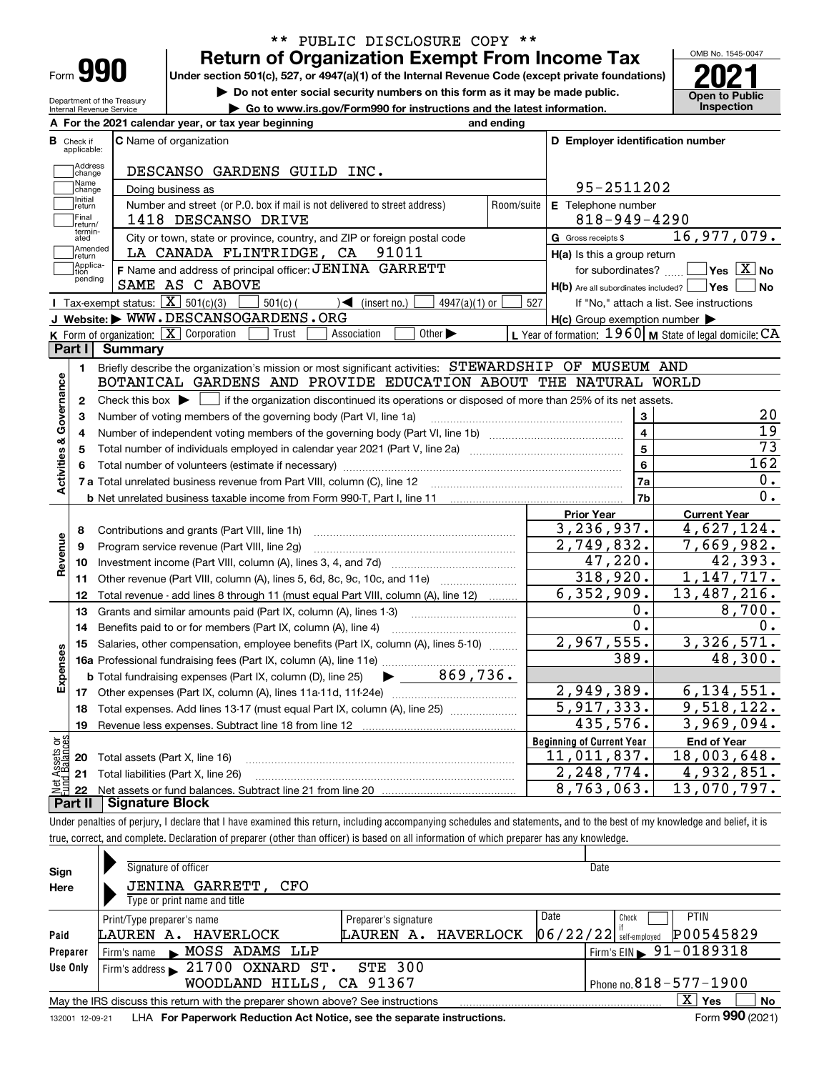\*\* PUBLIC DISCLOSURE COPY \*\*

# Form 990 — Return of Organization Exempt From Income Tax (2021)

Under section 501(c), 527, or 4947(a)(1) of the Internal Revenue Code (except private foundations)

▶ Do not enter social security numbers on this form as it may be made public.

▶ Go to www.irs.gov/Form990 for instructions and the latest information.

OMB No. 1545-0047 — Open to Public Inspection

Department of the Treasury, Internal Revenue Service

**A** For the 2021 calendar year, or tax year beginning and ending

**B** Check if applicable: Address change, Name change, Initial return, Final return/terminated, Amended return, Application pending

**C** Name of organization: DESCANSO GARDENS GUILD INC.

Doing business as

Number and street (or P.O. box if mail is not delivered to street address): 1418 DESCANSO DRIVE — Room/suite

City or town, state or province, country, and ZIP or foreign postal code: LA CANADA FLINTRIDGE, CA 91011

**D** Employer identification number: 95-2511202

**E** Telephone number: 818-949-4290

**G** Gross receipts $ 16,977,079.

**F** Name and address of principal officer: JENINA GARRETT, SAME AS C ABOVE

**H(a)** Is this a group return for subordinates? ☐ Yes ☒ No

**H(b)** Are all subordinates included? ☐ Yes ☐ No — If "No," attach a list. See instructions

**H(c)** Group exemption number ▶

**I** Tax-exempt status: ☒ 501(c)(3) ☐ 501(c) ( ) ◄ (insert no.) ☐ 4947(a)(1) or ☐ 527

**J** Website: ▶ WWW.DESCANSOGARDENS.ORG

**K** Form of organization: ☒ Corporation ☐ Trust ☐ Association ☐ Other ▶

**L** Year of formation: 1960 **M** State of legal domicile: CA

## Part I Summary

**Activities & Governance**

1. Briefly describe the organization's mission or most significant activities: STEWARDSHIP OF MUSEUM AND BOTANICAL GARDENS AND PROVIDE EDUCATION ABOUT THE NATURAL WORLD
2. Check this box ▶ ☐ if the organization discontinued its operations or disposed of more than 25% of its net assets.

| Line | Description | | Value |
|---|---|---|---|
| 3 | Number of voting members of the governing body (Part VI, line 1a) | 3 | 20 |
| 4 | Number of independent voting members of the governing body (Part VI, line 1b) | 4 | 19 |
| 5 | Total number of individuals employed in calendar year 2021 (Part V, line 2a) | 5 | 73 |
| 6 | Total number of volunteers (estimate if necessary) | 6 | 162 |
| 7a | Total unrelated business revenue from Part VIII, column (C), line 12 | 7a | 0. |
| 7b | Net unrelated business taxable income from Form 990-T, Part I, line 11 | 7b | 0. |

| Line | Description | Prior Year | Current Year |
|---|---|---|---|
| | **Revenue** | | |
| 8 | Contributions and grants (Part VIII, line 1h) | 3,236,937. | 4,627,124. |
| 9 | Program service revenue (Part VIII, line 2g) | 2,749,832. | 7,669,982. |
| 10 | Investment income (Part VIII, column (A), lines 3, 4, and 7d) | 47,220. | 42,393. |
| 11 | Other revenue (Part VIII, column (A), lines 5, 6d, 8c, 9c, 10c, and 11e) | 318,920. | 1,147,717. |
| 12 | Total revenue - add lines 8 through 11 (must equal Part VIII, column (A), line 12) | 6,352,909. | 13,487,216. |
| | **Expenses** | | |
| 13 | Grants and similar amounts paid (Part IX, column (A), lines 1-3) | 0. | 8,700. |
| 14 | Benefits paid to or for members (Part IX, column (A), line 4) | 0. | 0. |
| 15 | Salaries, other compensation, employee benefits (Part IX, column (A), lines 5-10) | 2,967,555. | 3,326,571. |
| 16a | Professional fundraising fees (Part IX, column (A), line 11e) | 389. | 48,300. |
| b | Total fundraising expenses (Part IX, column (D), line 25) ▶ 869,736. | | |
| 17 | Other expenses (Part IX, column (A), lines 11a-11d, 11f-24e) | 2,949,389. | 6,134,551. |
| 18 | Total expenses. Add lines 13-17 (must equal Part IX, column (A), line 25) | 5,917,333. | 9,518,122. |
| 19 | Revenue less expenses. Subtract line 18 from line 12 | 435,576. | 3,969,094. |

| Line | Net Assets or Fund Balances | Beginning of Current Year | End of Year |
|---|---|---|---|
| 20 | Total assets (Part X, line 16) | 11,011,837. | 18,003,648. |
| 21 | Total liabilities (Part X, line 26) | 2,248,774. | 4,932,851. |
| 22 | Net assets or fund balances. Subtract line 21 from line 20 | 8,763,063. | 13,070,797. |

## Part II Signature Block

Under penalties of perjury, I declare that I have examined this return, including accompanying schedules and statements, and to the best of my knowledge and belief, it is true, correct, and complete. Declaration of preparer (other than officer) is based on all information of which preparer has any knowledge.

**Sign Here**

Signature of officer — Date

JENINA GARRETT, CFO

Type or print name and title

**Paid Preparer Use Only**

| Print/Type preparer's name | Preparer's signature | Date | Check if self-employed | PTIN |
|---|---|---|---|---|
| LAUREN A. HAVERLOCK | LAUREN A. HAVERLOCK | 06/22/22 | ☐ | P00545829 |

Firm's name ▶ MOSS ADAMS LLP — Firm's EIN ▶ 91-0189318

Firm's address ▶ 21700 OXNARD ST. STE 300, WOODLAND HILLS, CA 91367 — Phone no. 818-577-1900

May the IRS discuss this return with the preparer shown above? See instructions ☒ Yes ☐ No

132001 12-09-21 LHA For Paperwork Reduction Act Notice, see the separate instructions. Form **990** (2021)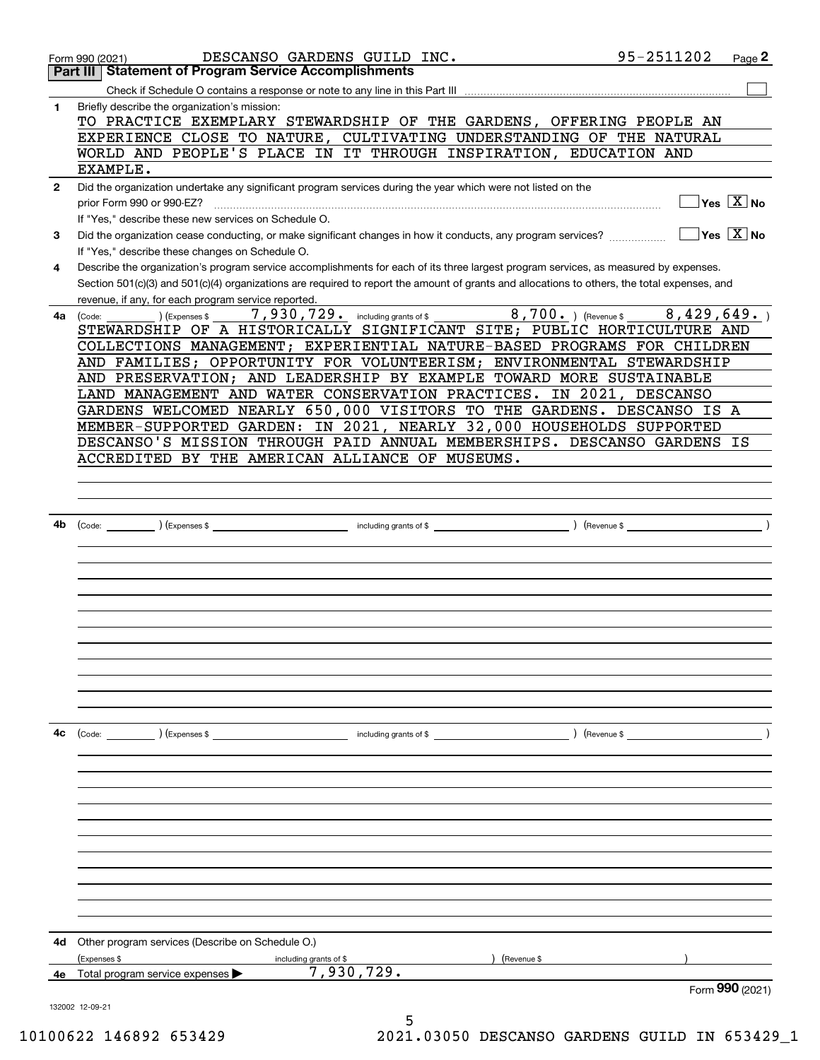Form 990 (2021) DESCANSO GARDENS GUILD INC. 95-2511202 Page 2

## Part III Statement of Program Service Accomplishments

Check if Schedule O contains a response or note to any line in this Part III ☐

**1** Briefly describe the organization's mission:

TO PRACTICE EXEMPLARY STEWARDSHIP OF THE GARDENS, OFFERING PEOPLE AN EXPERIENCE CLOSE TO NATURE, CULTIVATING UNDERSTANDING OF THE NATURAL WORLD AND PEOPLE'S PLACE IN IT THROUGH INSPIRATION, EDUCATION AND EXAMPLE.

**2** Did the organization undertake any significant program services during the year which were not listed on the prior Form 990 or 990-EZ? ☐ Yes ☒ No

If "Yes," describe these new services on Schedule O.

**3** Did the organization cease conducting, or make significant changes in how it conducts, any program services? ☐ Yes ☒ No

If "Yes," describe these changes on Schedule O.

**4** Describe the organization's program service accomplishments for each of its three largest program services, as measured by expenses. Section 501(c)(3) and 501(c)(4) organizations are required to report the amount of grants and allocations to others, the total expenses, and revenue, if any, for each program service reported.

**4a** (Code: ) (Expenses $ 7,930,729. including grants of $ 8,700. ) (Revenue $ 8,429,649. )

STEWARDSHIP OF A HISTORICALLY SIGNIFICANT SITE; PUBLIC HORTICULTURE AND COLLECTIONS MANAGEMENT; EXPERIENTIAL NATURE-BASED PROGRAMS FOR CHILDREN AND FAMILIES; OPPORTUNITY FOR VOLUNTEERISM; ENVIRONMENTAL STEWARDSHIP AND PRESERVATION; AND LEADERSHIP BY EXAMPLE TOWARD MORE SUSTAINABLE LAND MANAGEMENT AND WATER CONSERVATION PRACTICES. IN 2021, DESCANSO GARDENS WELCOMED NEARLY 650,000 VISITORS TO THE GARDENS. DESCANSO IS A MEMBER-SUPPORTED GARDEN: IN 2021, NEARLY 32,000 HOUSEHOLDS SUPPORTED DESCANSO'S MISSION THROUGH PAID ANNUAL MEMBERSHIPS. DESCANSO GARDENS IS ACCREDITED BY THE AMERICAN ALLIANCE OF MUSEUMS.

**4b** (Code: ) (Expenses $ including grants of $ ) (Revenue $ )

**4c** (Code: ) (Expenses $ including grants of $ ) (Revenue $ )

**4d** Other program services (Describe on Schedule O.)

(Expenses $ including grants of $ ) (Revenue $ )

**4e** Total program service expenses ▶ 7,930,729.

Form **990** (2021)

132002 12-09-21

10100622 146892 653429 2021.03050 DESCANSO GARDENS GUILD IN 653429_1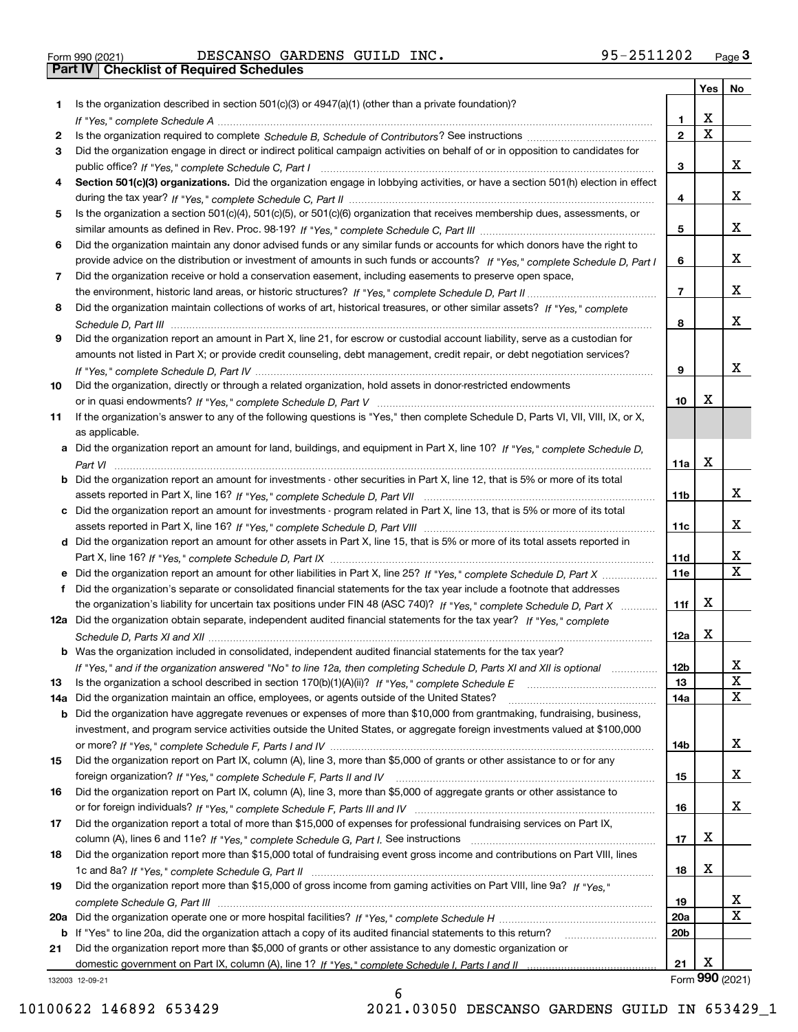Form 990 (2021) DESCANSO GARDENS GUILD INC. 95-2511202 Page **3**

## Part IV Checklist of Required Schedules

| | | | Yes | No |
|---|---|---|---|---|
| **1** | Is the organization described in section 501(c)(3) or 4947(a)(1) (other than a private foundation)? *If "Yes," complete Schedule A* | **1** | X | |
| **2** | Is the organization required to complete *Schedule B, Schedule of Contributors*? See instructions | **2** | X | |
| **3** | Did the organization engage in direct or indirect political campaign activities on behalf of or in opposition to candidates for public office? *If "Yes," complete Schedule C, Part I* | **3** | | X |
| **4** | **Section 501(c)(3) organizations.** Did the organization engage in lobbying activities, or have a section 501(h) election in effect during the tax year? *If "Yes," complete Schedule C, Part II* | **4** | | X |
| **5** | Is the organization a section 501(c)(4), 501(c)(5), or 501(c)(6) organization that receives membership dues, assessments, or similar amounts as defined in Rev. Proc. 98-19? *If "Yes," complete Schedule C, Part III* | **5** | | X |
| **6** | Did the organization maintain any donor advised funds or any similar funds or accounts for which donors have the right to provide advice on the distribution or investment of amounts in such funds or accounts? *If "Yes," complete Schedule D, Part I* | **6** | | X |
| **7** | Did the organization receive or hold a conservation easement, including easements to preserve open space, the environment, historic land areas, or historic structures? *If "Yes," complete Schedule D, Part II* | **7** | | X |
| **8** | Did the organization maintain collections of works of art, historical treasures, or other similar assets? *If "Yes," complete Schedule D, Part III* | **8** | | X |
| **9** | Did the organization report an amount in Part X, line 21, for escrow or custodial account liability, serve as a custodian for amounts not listed in Part X; or provide credit counseling, debt management, credit repair, or debt negotiation services? *If "Yes," complete Schedule D, Part IV* | **9** | | X |
| **10** | Did the organization, directly or through a related organization, hold assets in donor-restricted endowments or in quasi endowments? *If "Yes," complete Schedule D, Part V* | **10** | X | |
| **11** | If the organization's answer to any of the following questions is "Yes," then complete Schedule D, Parts VI, VII, VIII, IX, or X, as applicable. | | | |
| **a** | Did the organization report an amount for land, buildings, and equipment in Part X, line 10? *If "Yes," complete Schedule D, Part VI* | **11a** | X | |
| **b** | Did the organization report an amount for investments - other securities in Part X, line 12, that is 5% or more of its total assets reported in Part X, line 16? *If "Yes," complete Schedule D, Part VII* | **11b** | | X |
| **c** | Did the organization report an amount for investments - program related in Part X, line 13, that is 5% or more of its total assets reported in Part X, line 16? *If "Yes," complete Schedule D, Part VIII* | **11c** | | X |
| **d** | Did the organization report an amount for other assets in Part X, line 15, that is 5% or more of its total assets reported in Part X, line 16? *If "Yes," complete Schedule D, Part IX* | **11d** | | X |
| **e** | Did the organization report an amount for other liabilities in Part X, line 25? *If "Yes," complete Schedule D, Part X* | **11e** | | X |
| **f** | Did the organization's separate or consolidated financial statements for the tax year include a footnote that addresses the organization's liability for uncertain tax positions under FIN 48 (ASC 740)? *If "Yes," complete Schedule D, Part X* | **11f** | X | |
| **12a** | Did the organization obtain separate, independent audited financial statements for the tax year? *If "Yes," complete Schedule D, Parts XI and XII* | **12a** | X | |
| **b** | Was the organization included in consolidated, independent audited financial statements for the tax year? *If "Yes," and if the organization answered "No" to line 12a, then completing Schedule D, Parts XI and XII is optional* | **12b** | | X |
| **13** | Is the organization a school described in section 170(b)(1)(A)(ii)? *If "Yes," complete Schedule E* | **13** | | X |
| **14a** | Did the organization maintain an office, employees, or agents outside of the United States? | **14a** | | X |
| **b** | Did the organization have aggregate revenues or expenses of more than $10,000 from grantmaking, fundraising, business, investment, and program service activities outside the United States, or aggregate foreign investments valued at $100,000 or more? *If "Yes," complete Schedule F, Parts I and IV* | **14b** | | X |
| **15** | Did the organization report on Part IX, column (A), line 3, more than $5,000 of grants or other assistance to or for any foreign organization? *If "Yes," complete Schedule F, Parts II and IV* | **15** | | X |
| **16** | Did the organization report on Part IX, column (A), line 3, more than $5,000 of aggregate grants or other assistance to or for foreign individuals? *If "Yes," complete Schedule F, Parts III and IV* | **16** | | X |
| **17** | Did the organization report a total of more than $15,000 of expenses for professional fundraising services on Part IX, column (A), lines 6 and 11e? *If "Yes," complete Schedule G, Part I.* See instructions | **17** | X | |
| **18** | Did the organization report more than $15,000 total of fundraising event gross income and contributions on Part VIII, lines 1c and 8a? *If "Yes," complete Schedule G, Part II* | **18** | X | |
| **19** | Did the organization report more than $15,000 of gross income from gaming activities on Part VIII, line 9a? *If "Yes," complete Schedule G, Part III* | **19** | | X |
| **20a** | Did the organization operate one or more hospital facilities? *If "Yes," complete Schedule H* | **20a** | | X |
| **b** | If "Yes" to line 20a, did the organization attach a copy of its audited financial statements to this return? | **20b** | | |
| **21** | Did the organization report more than $5,000 of grants or other assistance to any domestic organization or domestic government on Part IX, column (A), line 1? *If "Yes," complete Schedule I, Parts I and II* | **21** | X | |

132003 12-09-21 Form **990** (2021)

10100622 146892 653429 2021.03050 DESCANSO GARDENS GUILD IN 653429_1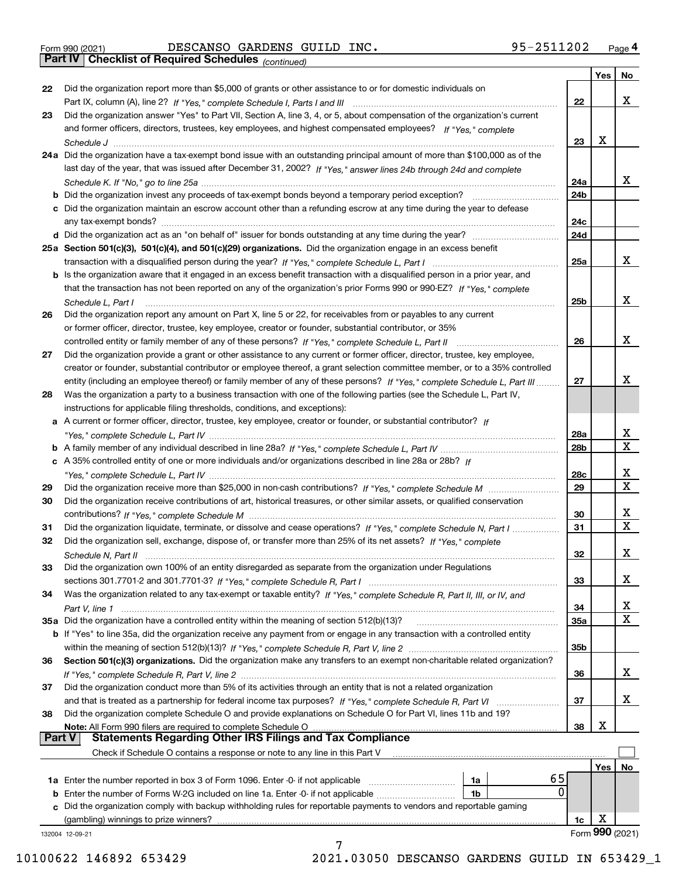Form 990 (2021) DESCANSO GARDENS GUILD INC. 95-2511202 Page 4

## Part IV Checklist of Required Schedules *(continued)*

| | | | Yes | No |
|---|---|---|---|---|
| 22 | Did the organization report more than $5,000 of grants or other assistance to or for domestic individuals on Part IX, column (A), line 2? *If "Yes," complete Schedule I, Parts I and III* | 22 | | X |
| 23 | Did the organization answer "Yes" to Part VII, Section A, line 3, 4, or 5, about compensation of the organization's current and former officers, directors, trustees, key employees, and highest compensated employees? *If "Yes," complete Schedule J* | 23 | X | |
| 24a | Did the organization have a tax-exempt bond issue with an outstanding principal amount of more than $100,000 as of the last day of the year, that was issued after December 31, 2002? *If "Yes," answer lines 24b through 24d and complete Schedule K. If "No," go to line 25a* | 24a | | X |
| b | Did the organization invest any proceeds of tax-exempt bonds beyond a temporary period exception? | 24b | | |
| c | Did the organization maintain an escrow account other than a refunding escrow at any time during the year to defease any tax-exempt bonds? | 24c | | |
| d | Did the organization act as an "on behalf of" issuer for bonds outstanding at any time during the year? | 24d | | |
| 25a | **Section 501(c)(3), 501(c)(4), and 501(c)(29) organizations.** Did the organization engage in an excess benefit transaction with a disqualified person during the year? *If "Yes," complete Schedule L, Part I* | 25a | | X |
| b | Is the organization aware that it engaged in an excess benefit transaction with a disqualified person in a prior year, and that the transaction has not been reported on any of the organization's prior Forms 990 or 990-EZ? *If "Yes," complete Schedule L, Part I* | 25b | | X |
| 26 | Did the organization report any amount on Part X, line 5 or 22, for receivables from or payables to any current or former officer, director, trustee, key employee, creator or founder, substantial contributor, or 35% controlled entity or family member of any of these persons? *If "Yes," complete Schedule L, Part II* | 26 | | X |
| 27 | Did the organization provide a grant or other assistance to any current or former officer, director, trustee, key employee, creator or founder, substantial contributor or employee thereof, a grant selection committee member, or to a 35% controlled entity (including an employee thereof) or family member of any of these persons? *If "Yes," complete Schedule L, Part III* | 27 | | X |
| 28 | Was the organization a party to a business transaction with one of the following parties (see the Schedule L, Part IV, instructions for applicable filing thresholds, conditions, and exceptions): | | | |
| a | A current or former officer, director, trustee, key employee, creator or founder, or substantial contributor? *If "Yes," complete Schedule L, Part IV* | 28a | | X |
| b | A family member of any individual described in line 28a? *If "Yes," complete Schedule L, Part IV* | 28b | | X |
| c | A 35% controlled entity of one or more individuals and/or organizations described in line 28a or 28b? *If "Yes," complete Schedule L, Part IV* | 28c | | X |
| 29 | Did the organization receive more than $25,000 in non-cash contributions? *If "Yes," complete Schedule M* | 29 | | X |
| 30 | Did the organization receive contributions of art, historical treasures, or other similar assets, or qualified conservation contributions? *If "Yes," complete Schedule M* | 30 | | X |
| 31 | Did the organization liquidate, terminate, or dissolve and cease operations? *If "Yes," complete Schedule N, Part I* | 31 | | X |
| 32 | Did the organization sell, exchange, dispose of, or transfer more than 25% of its net assets? *If "Yes," complete Schedule N, Part II* | 32 | | X |
| 33 | Did the organization own 100% of an entity disregarded as separate from the organization under Regulations sections 301.7701-2 and 301.7701-3? *If "Yes," complete Schedule R, Part I* | 33 | | X |
| 34 | Was the organization related to any tax-exempt or taxable entity? *If "Yes," complete Schedule R, Part II, III, or IV, and Part V, line 1* | 34 | | X |
| 35a | Did the organization have a controlled entity within the meaning of section 512(b)(13)? | 35a | | X |
| b | If "Yes" to line 35a, did the organization receive any payment from or engage in any transaction with a controlled entity within the meaning of section 512(b)(13)? *If "Yes," complete Schedule R, Part V, line 2* | 35b | | |
| 36 | **Section 501(c)(3) organizations.** Did the organization make any transfers to an exempt non-charitable related organization? *If "Yes," complete Schedule R, Part V, line 2* | 36 | | X |
| 37 | Did the organization conduct more than 5% of its activities through an entity that is not a related organization and that is treated as a partnership for federal income tax purposes? *If "Yes," complete Schedule R, Part VI* | 37 | | X |
| 38 | Did the organization complete Schedule O and provide explanations on Schedule O for Part VI, lines 11b and 19? **Note:** All Form 990 filers are required to complete Schedule O | 38 | X | |

## Part V Statements Regarding Other IRS Filings and Tax Compliance

Check if Schedule O contains a response or note to any line in this Part V ☐

| | | | | | Yes | No |
|---|---|---|---|---|---|---|
| 1a | Enter the number reported in box 3 of Form 1096. Enter -0- if not applicable | 1a | 65 | | | |
| b | Enter the number of Forms W-2G included on line 1a. Enter -0- if not applicable | 1b | 0 | | | |
| c | Did the organization comply with backup withholding rules for reportable payments to vendors and reportable gaming (gambling) winnings to prize winners? | | | 1c | X | |

132004 12-09-21 Form **990** (2021)

10100622 146892 653429 2021.03050 DESCANSO GARDENS GUILD IN 653429_1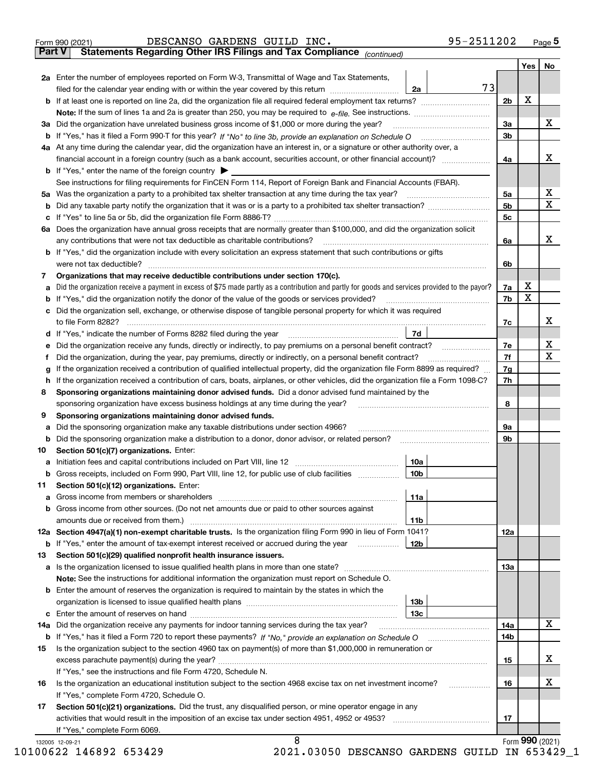Form 990 (2021) DESCANSO GARDENS GUILD INC. 95-2511202 Page 5

**Part V Statements Regarding Other IRS Filings and Tax Compliance** *(continued)*

| | | | | Yes | No |
|---|---|---|---|---|---|
| **2a** | Enter the number of employees reported on Form W-3, Transmittal of Wage and Tax Statements, filed for the calendar year ending with or within the year covered by this return | 2a | 73 | | |
| **b** | If at least one is reported on line 2a, did the organization file all required federal employment tax returns? | | 2b | X | |
| | **Note:** If the sum of lines 1a and 2a is greater than 250, you may be required to *e-file.* See instructions. | | | | |
| **3a** | Did the organization have unrelated business gross income of $1,000 or more during the year? | | 3a | | X |
| **b** | If "Yes," has it filed a Form 990-T for this year? *If "No" to line 3b, provide an explanation on Schedule O* | | 3b | | |
| **4a** | At any time during the calendar year, did the organization have an interest in, or a signature or other authority over, a financial account in a foreign country (such as a bank account, securities account, or other financial account)? | | 4a | | X |
| **b** | If "Yes," enter the name of the foreign country ▶ | | | | |
| | See instructions for filing requirements for FinCEN Form 114, Report of Foreign Bank and Financial Accounts (FBAR). | | | | |
| **5a** | Was the organization a party to a prohibited tax shelter transaction at any time during the tax year? | | 5a | | X |
| **b** | Did any taxable party notify the organization that it was or is a party to a prohibited tax shelter transaction? | | 5b | | X |
| **c** | If "Yes" to line 5a or 5b, did the organization file Form 8886-T? | | 5c | | |
| **6a** | Does the organization have annual gross receipts that are normally greater than $100,000, and did the organization solicit any contributions that were not tax deductible as charitable contributions? | | 6a | | X |
| **b** | If "Yes," did the organization include with every solicitation an express statement that such contributions or gifts were not tax deductible? | | 6b | | |
| **7** | **Organizations that may receive deductible contributions under section 170(c).** | | | | |
| **a** | Did the organization receive a payment in excess of $75 made partly as a contribution and partly for goods and services provided to the payor? | | 7a | X | |
| **b** | If "Yes," did the organization notify the donor of the value of the goods or services provided? | | 7b | X | |
| **c** | Did the organization sell, exchange, or otherwise dispose of tangible personal property for which it was required to file Form 8282? | | 7c | | X |
| **d** | If "Yes," indicate the number of Forms 8282 filed during the year | 7d | | | |
| **e** | Did the organization receive any funds, directly or indirectly, to pay premiums on a personal benefit contract? | | 7e | | X |
| **f** | Did the organization, during the year, pay premiums, directly or indirectly, on a personal benefit contract? | | 7f | | X |
| **g** | If the organization received a contribution of qualified intellectual property, did the organization file Form 8899 as required? | | 7g | | |
| **h** | If the organization received a contribution of cars, boats, airplanes, or other vehicles, did the organization file a Form 1098-C? | | 7h | | |
| **8** | **Sponsoring organizations maintaining donor advised funds.** Did a donor advised fund maintained by the sponsoring organization have excess business holdings at any time during the year? | | 8 | | |
| **9** | **Sponsoring organizations maintaining donor advised funds.** | | | | |
| **a** | Did the sponsoring organization make any taxable distributions under section 4966? | | 9a | | |
| **b** | Did the sponsoring organization make a distribution to a donor, donor advisor, or related person? | | 9b | | |
| **10** | **Section 501(c)(7) organizations.** Enter: | | | | |
| **a** | Initiation fees and capital contributions included on Part VIII, line 12 | 10a | | | |
| **b** | Gross receipts, included on Form 990, Part VIII, line 12, for public use of club facilities | 10b | | | |
| **11** | **Section 501(c)(12) organizations.** Enter: | | | | |
| **a** | Gross income from members or shareholders | 11a | | | |
| **b** | Gross income from other sources. (Do not net amounts due or paid to other sources against amounts due or received from them.) | 11b | | | |
| **12a** | **Section 4947(a)(1) non-exempt charitable trusts.** Is the organization filing Form 990 in lieu of Form 1041? | | 12a | | |
| **b** | If "Yes," enter the amount of tax-exempt interest received or accrued during the year | 12b | | | |
| **13** | **Section 501(c)(29) qualified nonprofit health insurance issuers.** | | | | |
| **a** | Is the organization licensed to issue qualified health plans in more than one state? | | 13a | | |
| | **Note:** See the instructions for additional information the organization must report on Schedule O. | | | | |
| **b** | Enter the amount of reserves the organization is required to maintain by the states in which the organization is licensed to issue qualified health plans | 13b | | | |
| **c** | Enter the amount of reserves on hand | 13c | | | |
| **14a** | Did the organization receive any payments for indoor tanning services during the tax year? | | 14a | | X |
| **b** | If "Yes," has it filed a Form 720 to report these payments? *If "No," provide an explanation on Schedule O* | | 14b | | |
| **15** | Is the organization subject to the section 4960 tax on payment(s) of more than $1,000,000 in remuneration or excess parachute payment(s) during the year? | | 15 | | X |
| | If "Yes," see the instructions and file Form 4720, Schedule N. | | | | |
| **16** | Is the organization an educational institution subject to the section 4968 excise tax on net investment income? | | 16 | | X |
| | If "Yes," complete Form 4720, Schedule O. | | | | |
| **17** | **Section 501(c)(21) organizations.** Did the trust, any disqualified person, or mine operator engage in any activities that would result in the imposition of an excise tax under section 4951, 4952 or 4953? | | 17 | | |
| | If "Yes," complete Form 6069. | | | | |

132005 12-09-21

Form **990** (2021)

10100622 146892 653429 2021.03050 DESCANSO GARDENS GUILD IN 653429_1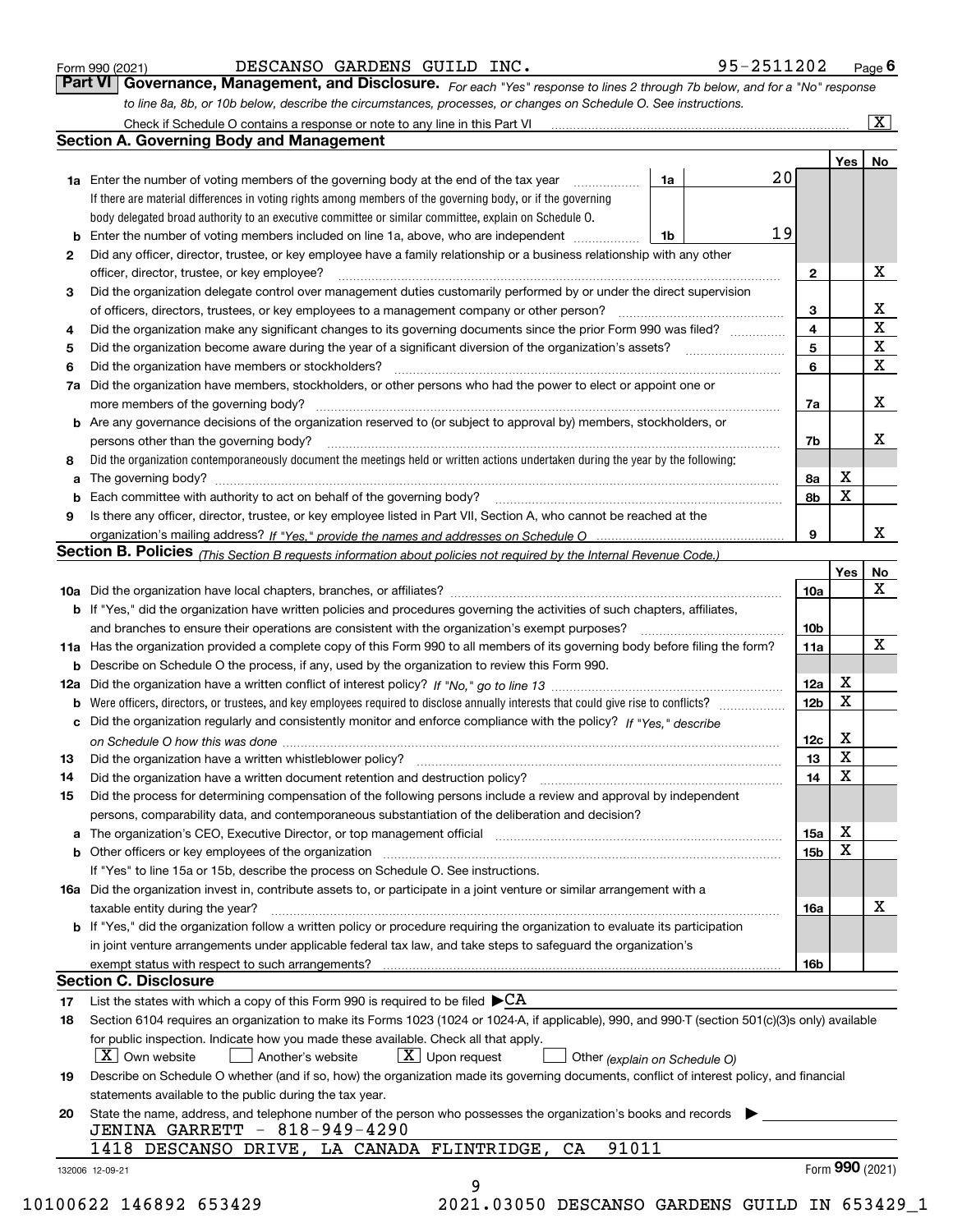Form 990 (2021) DESCANSO GARDENS GUILD INC. 95-2511202 Page 6

**Part VI Governance, Management, and Disclosure.** *For each "Yes" response to lines 2 through 7b below, and for a "No" response to line 8a, 8b, or 10b below, describe the circumstances, processes, or changes on Schedule O. See instructions.*

Check if Schedule O contains a response or note to any line in this Part VI ... [X]

## Section A. Governing Body and Management

| | | | | | Yes | No |
|---|---|---|---|---|---|---|
| **1a** | Enter the number of voting members of the governing body at the end of the tax year | 1a | 20 | | | |
| | If there are material differences in voting rights among members of the governing body, or if the governing body delegated broad authority to an executive committee or similar committee, explain on Schedule O. | | | | | |
| **b** | Enter the number of voting members included on line 1a, above, who are independent | 1b | 19 | | | |
| **2** | Did any officer, director, trustee, or key employee have a family relationship or a business relationship with any other officer, director, trustee, or key employee? | | | 2 | | X |
| **3** | Did the organization delegate control over management duties customarily performed by or under the direct supervision of officers, directors, trustees, or key employees to a management company or other person? | | | 3 | | X |
| **4** | Did the organization make any significant changes to its governing documents since the prior Form 990 was filed? | | | 4 | | X |
| **5** | Did the organization become aware during the year of a significant diversion of the organization's assets? | | | 5 | | X |
| **6** | Did the organization have members or stockholders? | | | 6 | | X |
| **7a** | Did the organization have members, stockholders, or other persons who had the power to elect or appoint one or more members of the governing body? | | | 7a | | X |
| **b** | Are any governance decisions of the organization reserved to (or subject to approval by) members, stockholders, or persons other than the governing body? | | | 7b | | X |
| **8** | Did the organization contemporaneously document the meetings held or written actions undertaken during the year by the following: | | | | | |
| **a** | The governing body? | | | 8a | X | |
| **b** | Each committee with authority to act on behalf of the governing body? | | | 8b | X | |
| **9** | Is there any officer, director, trustee, or key employee listed in Part VII, Section A, who cannot be reached at the organization's mailing address? *If "Yes," provide the names and addresses on Schedule O* | | | 9 | | X |

## Section B. Policies *(This Section B requests information about policies not required by the Internal Revenue Code.)*

| | | | Yes | No |
|---|---|---|---|---|
| **10a** | Did the organization have local chapters, branches, or affiliates? | 10a | | X |
| **b** | If "Yes," did the organization have written policies and procedures governing the activities of such chapters, affiliates, and branches to ensure their operations are consistent with the organization's exempt purposes? | 10b | | |
| **11a** | Has the organization provided a complete copy of this Form 990 to all members of its governing body before filing the form? | 11a | | X |
| **b** | Describe on Schedule O the process, if any, used by the organization to review this Form 990. | | | |
| **12a** | Did the organization have a written conflict of interest policy? *If "No," go to line 13* | 12a | X | |
| **b** | Were officers, directors, or trustees, and key employees required to disclose annually interests that could give rise to conflicts? | 12b | X | |
| **c** | Did the organization regularly and consistently monitor and enforce compliance with the policy? *If "Yes," describe on Schedule O how this was done* | 12c | X | |
| **13** | Did the organization have a written whistleblower policy? | 13 | X | |
| **14** | Did the organization have a written document retention and destruction policy? | 14 | X | |
| **15** | Did the process for determining compensation of the following persons include a review and approval by independent persons, comparability data, and contemporaneous substantiation of the deliberation and decision? | | | |
| **a** | The organization's CEO, Executive Director, or top management official | 15a | X | |
| **b** | Other officers or key employees of the organization | 15b | X | |
| | If "Yes" to line 15a or 15b, describe the process on Schedule O. See instructions. | | | |
| **16a** | Did the organization invest in, contribute assets to, or participate in a joint venture or similar arrangement with a taxable entity during the year? | 16a | | X |
| **b** | If "Yes," did the organization follow a written policy or procedure requiring the organization to evaluate its participation in joint venture arrangements under applicable federal tax law, and take steps to safeguard the organization's exempt status with respect to such arrangements? | 16b | | |

## Section C. Disclosure

**17** List the states with which a copy of this Form 990 is required to be filed ▶CA

**18** Section 6104 requires an organization to make its Forms 1023 (1024 or 1024-A, if applicable), 990, and 990-T (section 501(c)(3)s only) available for public inspection. Indicate how you made these available. Check all that apply.

[X] Own website [ ] Another's website [X] Upon request [ ] Other *(explain on Schedule O)*

**19** Describe on Schedule O whether (and if so, how) the organization made its governing documents, conflict of interest policy, and financial statements available to the public during the tax year.

**20** State the name, address, and telephone number of the person who possesses the organization's books and records ▶

JENINA GARRETT - 818-949-4290
1418 DESCANSO DRIVE, LA CANADA FLINTRIDGE, CA 91011

132006 12-09-21 Form **990** (2021)

10100622 146892 653429 2021.03050 DESCANSO GARDENS GUILD IN 653429_1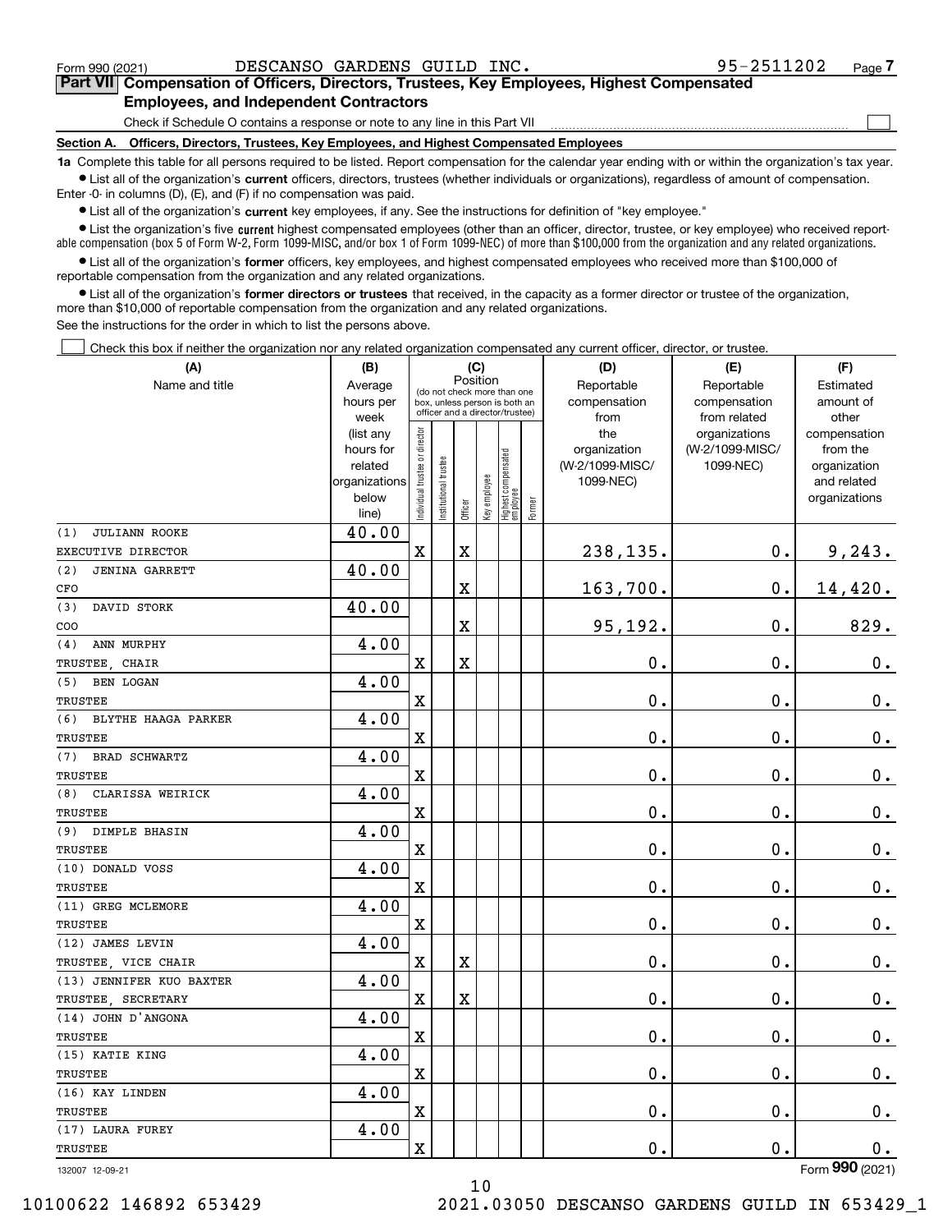Form 990 (2021) DESCANSO GARDENS GUILD INC. 95-2511202 Page 7

## Part VII Compensation of Officers, Directors, Trustees, Key Employees, Highest Compensated Employees, and Independent Contractors

Check if Schedule O contains a response or note to any line in this Part VII

### Section A. Officers, Directors, Trustees, Key Employees, and Highest Compensated Employees

**1a** Complete this table for all persons required to be listed. Report compensation for the calendar year ending with or within the organization's tax year.

- List all of the organization's **current** officers, directors, trustees (whether individuals or organizations), regardless of amount of compensation. Enter -0- in columns (D), (E), and (F) if no compensation was paid.
- List all of the organization's **current** key employees, if any. See the instructions for definition of "key employee."
- List the organization's five **current** highest compensated employees (other than an officer, director, trustee, or key employee) who received reportable compensation (box 5 of Form W-2, Form 1099-MISC, and/or box 1 of Form 1099-NEC) of more than $100,000 from the organization and any related organizations.
- List all of the organization's **former** officers, key employees, and highest compensated employees who received more than $100,000 of reportable compensation from the organization and any related organizations.
- List all of the organization's **former directors or trustees** that received, in the capacity as a former director or trustee of the organization, more than $10,000 of reportable compensation from the organization and any related organizations.

See the instructions for the order in which to list the persons above.

Check this box if neither the organization nor any related organization compensated any current officer, director, or trustee.

| (A) Name and title | (B) Average hours per week (list any hours for related organizations below line) | (C) Position: Individual trustee or director | Institutional trustee | Officer | Key employee | Highest compensated employee | Former | (D) Reportable compensation from the organization (W-2/1099-MISC/1099-NEC) | (E) Reportable compensation from related organizations (W-2/1099-MISC/1099-NEC) | (F) Estimated amount of other compensation from the organization and related organizations |
|---|---|---|---|---|---|---|---|---|---|---|
| (1) JULIANN ROOKE<br>EXECUTIVE DIRECTOR | 40.00 | X | | X | | | | 238,135. | 0. | 9,243. |
| (2) JENINA GARRETT<br>CFO | 40.00 | | | X | | | | 163,700. | 0. | 14,420. |
| (3) DAVID STORK<br>COO | 40.00 | | | X | | | | 95,192. | 0. | 829. |
| (4) ANN MURPHY<br>TRUSTEE, CHAIR | 4.00 | X | | X | | | | 0. | 0. | 0. |
| (5) BEN LOGAN<br>TRUSTEE | 4.00 | X | | | | | | 0. | 0. | 0. |
| (6) BLYTHE HAAGA PARKER<br>TRUSTEE | 4.00 | X | | | | | | 0. | 0. | 0. |
| (7) BRAD SCHWARTZ<br>TRUSTEE | 4.00 | X | | | | | | 0. | 0. | 0. |
| (8) CLARISSA WEIRICK<br>TRUSTEE | 4.00 | X | | | | | | 0. | 0. | 0. |
| (9) DIMPLE BHASIN<br>TRUSTEE | 4.00 | X | | | | | | 0. | 0. | 0. |
| (10) DONALD VOSS<br>TRUSTEE | 4.00 | X | | | | | | 0. | 0. | 0. |
| (11) GREG MCLEMORE<br>TRUSTEE | 4.00 | X | | | | | | 0. | 0. | 0. |
| (12) JAMES LEVIN<br>TRUSTEE, VICE CHAIR | 4.00 | X | | X | | | | 0. | 0. | 0. |
| (13) JENNIFER KUO BAXTER<br>TRUSTEE, SECRETARY | 4.00 | X | | X | | | | 0. | 0. | 0. |
| (14) JOHN D'ANGONA<br>TRUSTEE | 4.00 | X | | | | | | 0. | 0. | 0. |
| (15) KATIE KING<br>TRUSTEE | 4.00 | X | | | | | | 0. | 0. | 0. |
| (16) KAY LINDEN<br>TRUSTEE | 4.00 | X | | | | | | 0. | 0. | 0. |
| (17) LAURA FUREY<br>TRUSTEE | 4.00 | X | | | | | | 0. | 0. | 0. |

132007 12-09-21 Form 990 (2021)

10100622 146892 653429 2021.03050 DESCANSO GARDENS GUILD IN 653429_1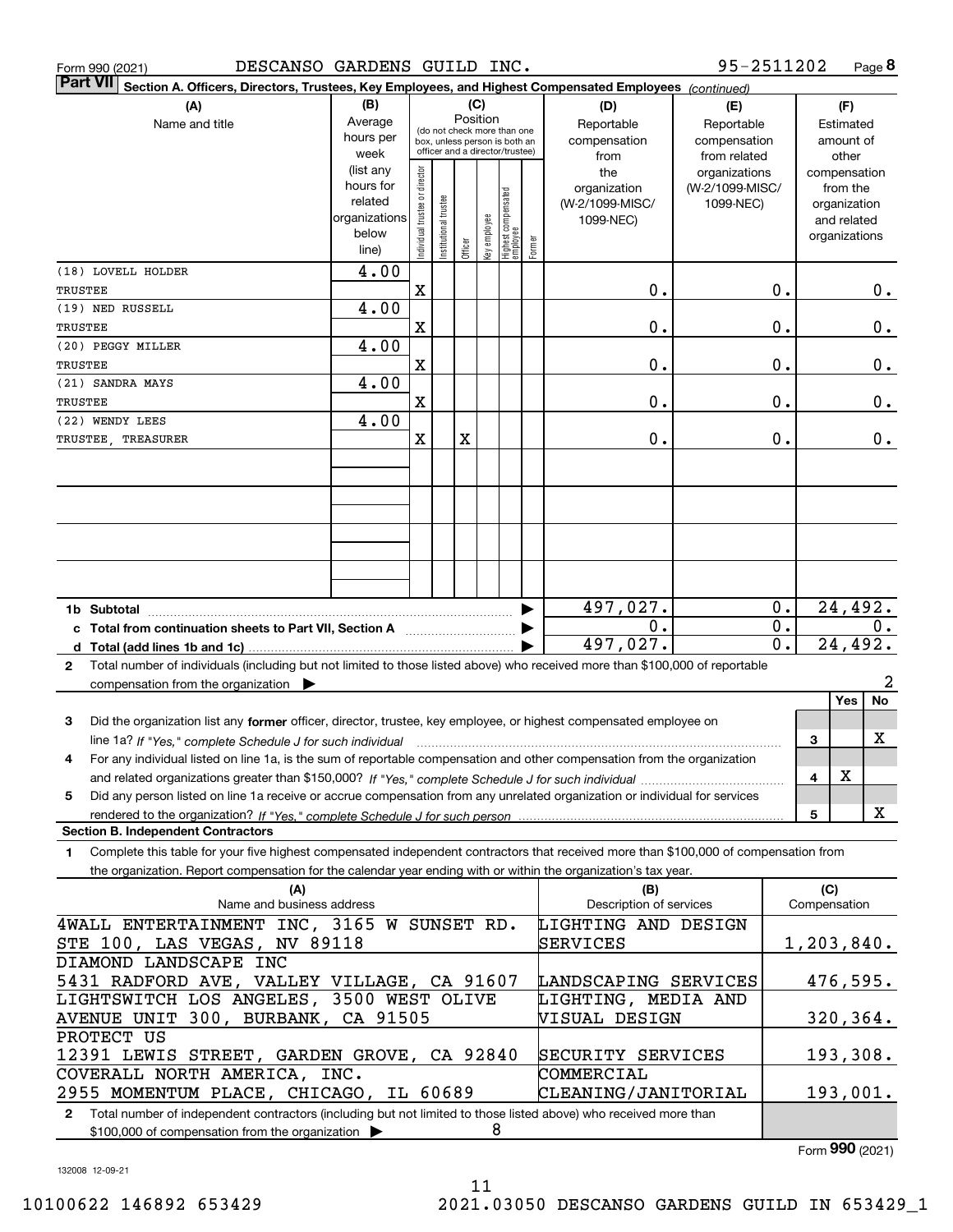Form 990 (2021) DESCANSO GARDENS GUILD INC. 95-2511202 Page 8

**Part VII Section A. Officers, Directors, Trustees, Key Employees, and Highest Compensated Employees** *(continued)*

| (A) Name and title | (B) Average hours per week (list any hours for related organizations below line) | (C) Position: Individual trustee or director | Institutional trustee | Officer | Key employee | Highest compensated employee | Former | (D) Reportable compensation from the organization (W-2/1099-MISC/ 1099-NEC) | (E) Reportable compensation from related organizations (W-2/1099-MISC/ 1099-NEC) | (F) Estimated amount of other compensation from the organization and related organizations |
|---|---|---|---|---|---|---|---|---|---|---|
| (18) LOVELL HOLDER<br>TRUSTEE | 4.00 | X | | | | | | 0. | 0. | 0. |
| (19) NED RUSSELL<br>TRUSTEE | 4.00 | X | | | | | | 0. | 0. | 0. |
| (20) PEGGY MILLER<br>TRUSTEE | 4.00 | X | | | | | | 0. | 0. | 0. |
| (21) SANDRA MAYS<br>TRUSTEE | 4.00 | X | | | | | | 0. | 0. | 0. |
| (22) WENDY LEES<br>TRUSTEE, TREASURER | 4.00 | X | | X | | | | 0. | 0. | 0. |
| **1b Subtotal** | | | | | | | | 497,027. | 0. | 24,492. |
| **c Total from continuation sheets to Part VII, Section A** | | | | | | | | 0. | 0. | 0. |
| **d Total (add lines 1b and 1c)** | | | | | | | | 497,027. | 0. | 24,492. |

**2** Total number of individuals (including but not limited to those listed above) who received more than $100,000 of reportable compensation from the organization ▶ 2

| | | Yes | No |
|---|---|---|---|
| **3** Did the organization list any **former** officer, director, trustee, key employee, or highest compensated employee on line 1a? *If "Yes," complete Schedule J for such individual* | 3 | | X |
| **4** For any individual listed on line 1a, is the sum of reportable compensation and other compensation from the organization and related organizations greater than $150,000? *If "Yes," complete Schedule J for such individual* | 4 | X | |
| **5** Did any person listed on line 1a receive or accrue compensation from any unrelated organization or individual for services rendered to the organization? *If "Yes," complete Schedule J for such person* | 5 | | X |

**Section B. Independent Contractors**

**1** Complete this table for your five highest compensated independent contractors that received more than $100,000 of compensation from the organization. Report compensation for the calendar year ending with or within the organization's tax year.

| (A) Name and business address | (B) Description of services | (C) Compensation |
|---|---|---|
| 4WALL ENTERTAINMENT INC, 3165 W SUNSET RD. STE 100, LAS VEGAS, NV 89118 | LIGHTING AND DESIGN SERVICES | 1,203,840. |
| DIAMOND LANDSCAPE INC<br>5431 RADFORD AVE, VALLEY VILLAGE, CA 91607 | LANDSCAPING SERVICES | 476,595. |
| LIGHTSWITCH LOS ANGELES, 3500 WEST OLIVE AVENUE UNIT 300, BURBANK, CA 91505 | LIGHTING, MEDIA AND VISUAL DESIGN | 320,364. |
| PROTECT US<br>12391 LEWIS STREET, GARDEN GROVE, CA 92840 | SECURITY SERVICES | 193,308. |
| COVERALL NORTH AMERICA, INC.<br>2955 MOMENTUM PLACE, CHICAGO, IL 60689 | COMMERCIAL CLEANING/JANITORIAL | 193,001. |

**2** Total number of independent contractors (including but not limited to those listed above) who received more than $100,000 of compensation from the organization ▶ 8

Form **990** (2021)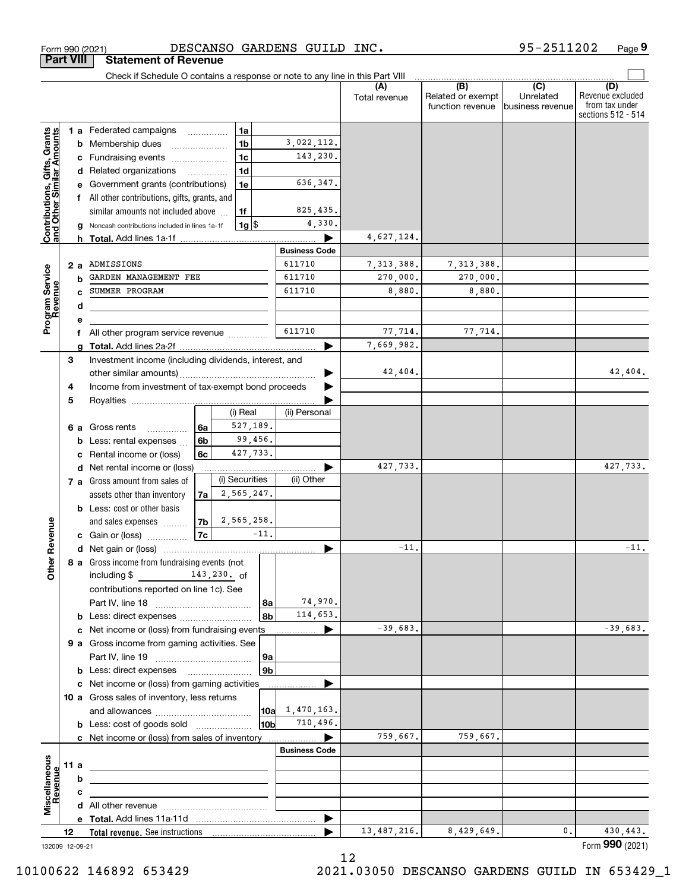Form 990 (2021) DESCANSO GARDENS GUILD INC. 95-2511202 Page 9

## Part VIII Statement of Revenue

Check if Schedule O contains a response or note to any line in this Part VIII

| | | | | (A) Total revenue | (B) Related or exempt function revenue | (C) Unrelated business revenue | (D) Revenue excluded from tax under sections 512 - 514 |
|---|---|---|---|---|---|---|---|
| **Contributions, Gifts, Grants and Other Similar Amounts** | 1 a Federated campaigns | 1a | | | | | |
| | b Membership dues | 1b | 3,022,112. | | | | |
| | c Fundraising events | 1c | 143,230. | | | | |
| | d Related organizations | 1d | | | | | |
| | e Government grants (contributions) | 1e | 636,347. | | | | |
| | f All other contributions, gifts, grants, and similar amounts not included above | 1f | 825,435. | | | | |
| | g Noncash contributions included in lines 1a-1f | 1g $ | 4,330. | | | | |
| | h **Total.** Add lines 1a-1f | | | 4,627,124. | | | |
| | | | **Business Code** | | | | |
| **Program Service Revenue** | 2 a ADMISSIONS | | 611710 | 7,313,388. | 7,313,388. | | |
| | b GARDEN MANAGEMENT FEE | | 611710 | 270,000. | 270,000. | | |
| | c SUMMER PROGRAM | | 611710 | 8,880. | 8,880. | | |
| | d | | | | | | |
| | e | | | | | | |
| | f All other program service revenue | | 611710 | 77,714. | 77,714. | | |
| | g **Total.** Add lines 2a-2f | | | 7,669,982. | | | |
| **Other Revenue** | 3 Investment income (including dividends, interest, and other similar amounts) | | | 42,404. | | | 42,404. |
| | 4 Income from investment of tax-exempt bond proceeds | | | | | | |
| | 5 Royalties | | | | | | |
| | | (i) Real | (ii) Personal | | | | |
| | 6 a Gross rents (6a) | 527,189. | | | | | |
| | b Less: rental expenses (6b) | 99,456. | | | | | |
| | c Rental income or (loss) (6c) | 427,733. | | | | | |
| | d Net rental income or (loss) | | | 427,733. | | | 427,733. |
| | | (i) Securities | (ii) Other | | | | |
| | 7 a Gross amount from sales of assets other than inventory (7a) | 2,565,247. | | | | | |
| | b Less: cost or other basis and sales expenses (7b) | 2,565,258. | | | | | |
| | c Gain or (loss) (7c) | -11. | | | | | |
| | d Net gain or (loss) | | | -11. | | | -11. |
| | 8 a Gross income from fundraising events (not including $ 143,230. of contributions reported on line 1c). See Part IV, line 18 | 8a | 74,970. | | | | |
| | b Less: direct expenses | 8b | 114,653. | | | | |
| | c Net income or (loss) from fundraising events | | | -39,683. | | | -39,683. |
| | 9 a Gross income from gaming activities. See Part IV, line 19 | 9a | | | | | |
| | b Less: direct expenses | 9b | | | | | |
| | c Net income or (loss) from gaming activities | | | | | | |
| | 10 a Gross sales of inventory, less returns and allowances | 10a | 1,470,163. | | | | |
| | b Less: cost of goods sold | 10b | 710,496. | | | | |
| | c Net income or (loss) from sales of inventory | | | 759,667. | 759,667. | | |
| | | | **Business Code** | | | | |
| **Miscellaneous Revenue** | 11 a | | | | | | |
| | b | | | | | | |
| | c | | | | | | |
| | d All other revenue | | | | | | |
| | e **Total.** Add lines 11a-11d | | | | | | |
| | 12 **Total revenue.** See instructions | | | 13,487,216. | 8,429,649. | 0. | 430,443. |

132009 12-09-21 Form **990** (2021)

10100622 146892 653429 2021.03050 DESCANSO GARDENS GUILD IN 653429_1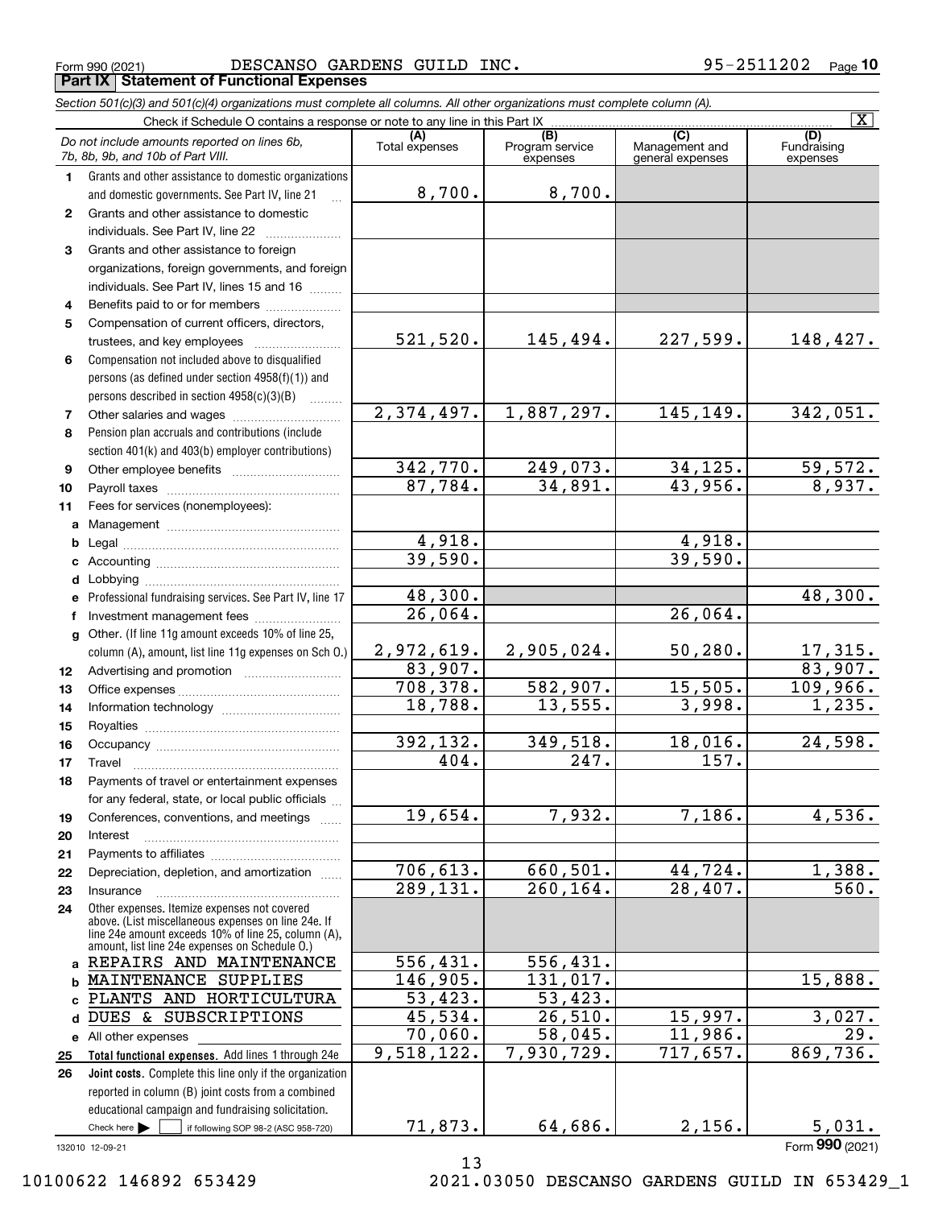Form 990 (2021) DESCANSO GARDENS GUILD INC. 95-2511202 Page **10**

## Part IX Statement of Functional Expenses

*Section 501(c)(3) and 501(c)(4) organizations must complete all columns. All other organizations must complete column (A).*

Check if Schedule O contains a response or note to any line in this Part IX [X]

| | *Do not include amounts reported on lines 6b, 7b, 8b, 9b, and 10b of Part VIII.* | (A) Total expenses | (B) Program service expenses | (C) Management and general expenses | (D) Fundraising expenses |
|---|---|---|---|---|---|
| 1 | Grants and other assistance to domestic organizations and domestic governments. See Part IV, line 21 | 8,700. | 8,700. | | |
| 2 | Grants and other assistance to domestic individuals. See Part IV, line 22 | | | | |
| 3 | Grants and other assistance to foreign organizations, foreign governments, and foreign individuals. See Part IV, lines 15 and 16 | | | | |
| 4 | Benefits paid to or for members | | | | |
| 5 | Compensation of current officers, directors, trustees, and key employees | 521,520. | 145,494. | 227,599. | 148,427. |
| 6 | Compensation not included above to disqualified persons (as defined under section 4958(f)(1)) and persons described in section 4958(c)(3)(B) | | | | |
| 7 | Other salaries and wages | 2,374,497. | 1,887,297. | 145,149. | 342,051. |
| 8 | Pension plan accruals and contributions (include section 401(k) and 403(b) employer contributions) | | | | |
| 9 | Other employee benefits | 342,770. | 249,073. | 34,125. | 59,572. |
| 10 | Payroll taxes | 87,784. | 34,891. | 43,956. | 8,937. |
| 11 | Fees for services (nonemployees): | | | | |
| a | Management | | | | |
| b | Legal | 4,918. | | 4,918. | |
| c | Accounting | 39,590. | | 39,590. | |
| d | Lobbying | | | | |
| e | Professional fundraising services. See Part IV, line 17 | 48,300. | | | 48,300. |
| f | Investment management fees | 26,064. | | 26,064. | |
| g | Other. (If line 11g amount exceeds 10% of line 25, column (A), amount, list line 11g expenses on Sch O.) | 2,972,619. | 2,905,024. | 50,280. | 17,315. |
| 12 | Advertising and promotion | 83,907. | | | 83,907. |
| 13 | Office expenses | 708,378. | 582,907. | 15,505. | 109,966. |
| 14 | Information technology | 18,788. | 13,555. | 3,998. | 1,235. |
| 15 | Royalties | | | | |
| 16 | Occupancy | 392,132. | 349,518. | 18,016. | 24,598. |
| 17 | Travel | 404. | 247. | 157. | |
| 18 | Payments of travel or entertainment expenses for any federal, state, or local public officials | | | | |
| 19 | Conferences, conventions, and meetings | 19,654. | 7,932. | 7,186. | 4,536. |
| 20 | Interest | | | | |
| 21 | Payments to affiliates | | | | |
| 22 | Depreciation, depletion, and amortization | 706,613. | 660,501. | 44,724. | 1,388. |
| 23 | Insurance | 289,131. | 260,164. | 28,407. | 560. |
| 24 | Other expenses. Itemize expenses not covered above. (List miscellaneous expenses on line 24e. If line 24e amount exceeds 10% of line 25, column (A), amount, list line 24e expenses on Schedule O.) | | | | |
| a | REPAIRS AND MAINTENANCE | 556,431. | 556,431. | | |
| b | MAINTENANCE SUPPLIES | 146,905. | 131,017. | | 15,888. |
| c | PLANTS AND HORTICULTURA | 53,423. | 53,423. | | |
| d | DUES & SUBSCRIPTIONS | 45,534. | 26,510. | 15,997. | 3,027. |
| e | All other expenses | 70,060. | 58,045. | 11,986. | 29. |
| 25 | **Total functional expenses.** Add lines 1 through 24e | 9,518,122. | 7,930,729. | 717,657. | 869,736. |
| 26 | **Joint costs.** Complete this line only if the organization reported in column (B) joint costs from a combined educational campaign and fundraising solicitation. Check here [ ] if following SOP 98-2 (ASC 958-720) | 71,873. | 64,686. | 2,156. | 5,031. |

132010 12-09-21 Form **990** (2021)

10100622 146892 653429 2021.03050 DESCANSO GARDENS GUILD IN 653429_1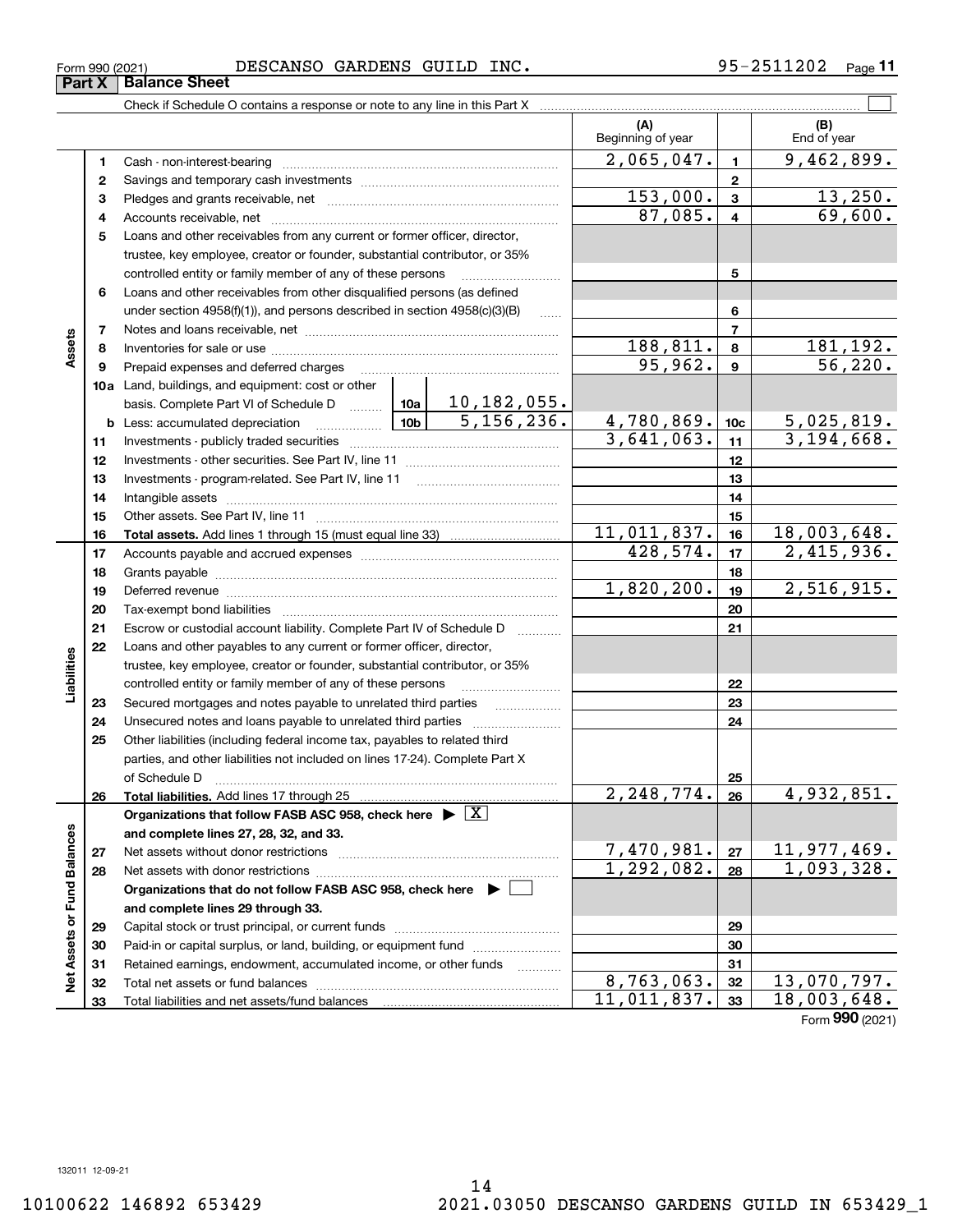Form 990 (2021) DESCANSO GARDENS GUILD INC. 95-2511202 Page 11

**Part X Balance Sheet**

Check if Schedule O contains a response or note to any line in this Part X

| | | | | (A) Beginning of year | | (B) End of year |
|---|---|---|---|---|---|---|
| **Assets** | 1 | Cash - non-interest-bearing | | 2,065,047. | 1 | 9,462,899. |
| | 2 | Savings and temporary cash investments | | | 2 | |
| | 3 | Pledges and grants receivable, net | | 153,000. | 3 | 13,250. |
| | 4 | Accounts receivable, net | | 87,085. | 4 | 69,600. |
| | 5 | Loans and other receivables from any current or former officer, director, trustee, key employee, creator or founder, substantial contributor, or 35% controlled entity or family member of any of these persons | | | 5 | |
| | 6 | Loans and other receivables from other disqualified persons (as defined under section 4958(f)(1)), and persons described in section 4958(c)(3)(B) | | | 6 | |
| | 7 | Notes and loans receivable, net | | | 7 | |
| | 8 | Inventories for sale or use | | 188,811. | 8 | 181,192. |
| | 9 | Prepaid expenses and deferred charges | | 95,962. | 9 | 56,220. |
| | 10a | Land, buildings, and equipment: cost or other basis. Complete Part VI of Schedule D | 10a 10,182,055. | | | |
| | b | Less: accumulated depreciation | 10b 5,156,236. | 4,780,869. | 10c | 5,025,819. |
| | 11 | Investments - publicly traded securities | | 3,641,063. | 11 | 3,194,668. |
| | 12 | Investments - other securities. See Part IV, line 11 | | | 12 | |
| | 13 | Investments - program-related. See Part IV, line 11 | | | 13 | |
| | 14 | Intangible assets | | | 14 | |
| | 15 | Other assets. See Part IV, line 11 | | | 15 | |
| | 16 | **Total assets.** Add lines 1 through 15 (must equal line 33) | | 11,011,837. | 16 | 18,003,648. |
| **Liabilities** | 17 | Accounts payable and accrued expenses | | 428,574. | 17 | 2,415,936. |
| | 18 | Grants payable | | | 18 | |
| | 19 | Deferred revenue | | 1,820,200. | 19 | 2,516,915. |
| | 20 | Tax-exempt bond liabilities | | | 20 | |
| | 21 | Escrow or custodial account liability. Complete Part IV of Schedule D | | | 21 | |
| | 22 | Loans and other payables to any current or former officer, director, trustee, key employee, creator or founder, substantial contributor, or 35% controlled entity or family member of any of these persons | | | 22 | |
| | 23 | Secured mortgages and notes payable to unrelated third parties | | | 23 | |
| | 24 | Unsecured notes and loans payable to unrelated third parties | | | 24 | |
| | 25 | Other liabilities (including federal income tax, payables to related third parties, and other liabilities not included on lines 17-24). Complete Part X of Schedule D | | | 25 | |
| | 26 | **Total liabilities.** Add lines 17 through 25 | | 2,248,774. | 26 | 4,932,851. |
| **Net Assets or Fund Balances** | | **Organizations that follow FASB ASC 958, check here ▶ [X] and complete lines 27, 28, 32, and 33.** | | | | |
| | 27 | Net assets without donor restrictions | | 7,470,981. | 27 | 11,977,469. |
| | 28 | Net assets with donor restrictions | | 1,292,082. | 28 | 1,093,328. |
| | | **Organizations that do not follow FASB ASC 958, check here ▶ [ ] and complete lines 29 through 33.** | | | | |
| | 29 | Capital stock or trust principal, or current funds | | | 29 | |
| | 30 | Paid-in or capital surplus, or land, building, or equipment fund | | | 30 | |
| | 31 | Retained earnings, endowment, accumulated income, or other funds | | | 31 | |
| | 32 | Total net assets or fund balances | | 8,763,063. | 32 | 13,070,797. |
| | 33 | Total liabilities and net assets/fund balances | | 11,011,837. | 33 | 18,003,648. |

Form **990** (2021)

132011 12-09-21

10100622 146892 653429 2021.03050 DESCANSO GARDENS GUILD IN 653429_1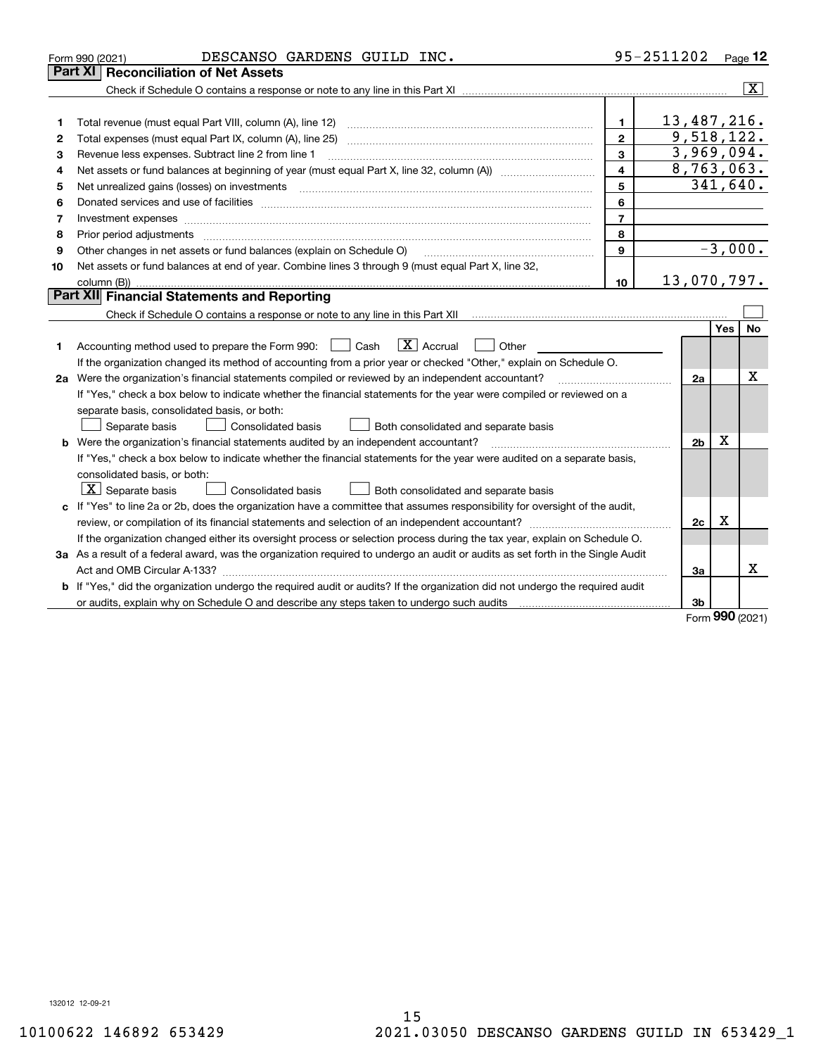Form 990 (2021) DESCANSO GARDENS GUILD INC. 95-2511202 Page **12**

## Part XI Reconciliation of Net Assets

Check if Schedule O contains a response or note to any line in this Part XI ..... [X]

| | | | |
|---|---|---|---|
| 1 | Total revenue (must equal Part VIII, column (A), line 12) | 1 | 13,487,216. |
| 2 | Total expenses (must equal Part IX, column (A), line 25) | 2 | 9,518,122. |
| 3 | Revenue less expenses. Subtract line 2 from line 1 | 3 | 3,969,094. |
| 4 | Net assets or fund balances at beginning of year (must equal Part X, line 32, column (A)) | 4 | 8,763,063. |
| 5 | Net unrealized gains (losses) on investments | 5 | 341,640. |
| 6 | Donated services and use of facilities | 6 | |
| 7 | Investment expenses | 7 | |
| 8 | Prior period adjustments | 8 | |
| 9 | Other changes in net assets or fund balances (explain on Schedule O) | 9 | -3,000. |
| 10 | Net assets or fund balances at end of year. Combine lines 3 through 9 (must equal Part X, line 32, column (B)) | 10 | 13,070,797. |

## Part XII Financial Statements and Reporting

Check if Schedule O contains a response or note to any line in this Part XII ..... [ ]

| | | | Yes | No |
|---|---|---|---|---|
| 1 | Accounting method used to prepare the Form 990: [ ] Cash [X] Accrual [ ] Other<br>If the organization changed its method of accounting from a prior year or checked "Other," explain on Schedule O. | | | |
| 2a | Were the organization's financial statements compiled or reviewed by an independent accountant?<br>If "Yes," check a box below to indicate whether the financial statements for the year were compiled or reviewed on a separate basis, consolidated basis, or both:<br>[ ] Separate basis [ ] Consolidated basis [ ] Both consolidated and separate basis | 2a | | X |
| b | Were the organization's financial statements audited by an independent accountant?<br>If "Yes," check a box below to indicate whether the financial statements for the year were audited on a separate basis, consolidated basis, or both:<br>[X] Separate basis [ ] Consolidated basis [ ] Both consolidated and separate basis | 2b | X | |
| c | If "Yes" to line 2a or 2b, does the organization have a committee that assumes responsibility for oversight of the audit, review, or compilation of its financial statements and selection of an independent accountant?<br>If the organization changed either its oversight process or selection process during the tax year, explain on Schedule O. | 2c | X | |
| 3a | As a result of a federal award, was the organization required to undergo an audit or audits as set forth in the Single Audit Act and OMB Circular A-133? | 3a | | X |
| b | If "Yes," did the organization undergo the required audit or audits? If the organization did not undergo the required audit or audits, explain why on Schedule O and describe any steps taken to undergo such audits | 3b | | |

Form **990** (2021)

132012 12-09-21

10100622 146892 653429 2021.03050 DESCANSO GARDENS GUILD IN 653429_1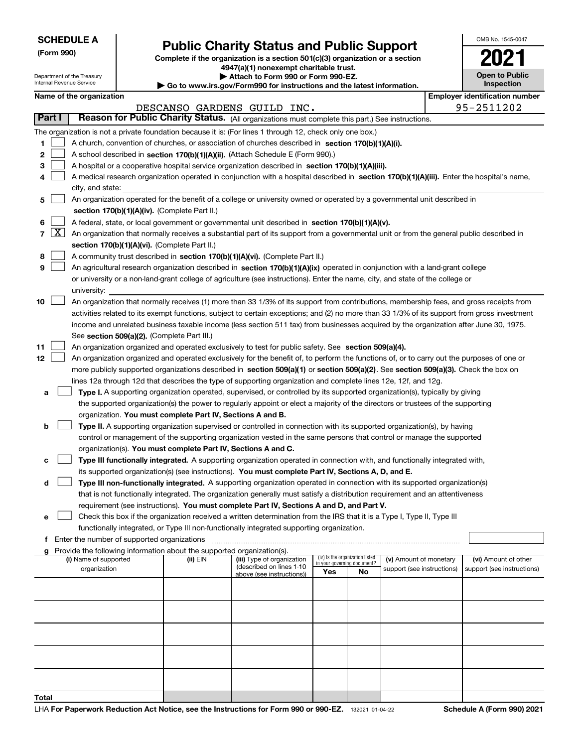**SCHEDULE A**
**(Form 990)**

Department of the Treasury
Internal Revenue Service

# Public Charity Status and Public Support

**Complete if the organization is a section 501(c)(3) organization or a section 4947(a)(1) nonexempt charitable trust.**
**▶ Attach to Form 990 or Form 990-EZ.**
**▶ Go to www.irs.gov/Form990 for instructions and the latest information.**

OMB No. 1545-0047

**2021**

**Open to Public Inspection**

**Name of the organization**
DESCANSO GARDENS GUILD INC.

**Employer identification number**
95-2511202

## Part I — Reason for Public Charity Status. (All organizations must complete this part.) See instructions.

The organization is not a private foundation because it is: (For lines 1 through 12, check only one box.)

1. [ ] A church, convention of churches, or association of churches described in **section 170(b)(1)(A)(i).**
2. [ ] A school described in **section 170(b)(1)(A)(ii).** (Attach Schedule E (Form 990).)
3. [ ] A hospital or a cooperative hospital service organization described in **section 170(b)(1)(A)(iii).**
4. [ ] A medical research organization operated in conjunction with a hospital described in **section 170(b)(1)(A)(iii).** Enter the hospital's name, city, and state:
5. [ ] An organization operated for the benefit of a college or university owned or operated by a governmental unit described in **section 170(b)(1)(A)(iv).** (Complete Part II.)
6. [ ] A federal, state, or local government or governmental unit described in **section 170(b)(1)(A)(v).**
7. [X] An organization that normally receives a substantial part of its support from a governmental unit or from the general public described in **section 170(b)(1)(A)(vi).** (Complete Part II.)
8. [ ] A community trust described in **section 170(b)(1)(A)(vi).** (Complete Part II.)
9. [ ] An agricultural research organization described in **section 170(b)(1)(A)(ix)** operated in conjunction with a land-grant college or university or a non-land-grant college of agriculture (see instructions). Enter the name, city, and state of the college or university:
10. [ ] An organization that normally receives (1) more than 33 1/3% of its support from contributions, membership fees, and gross receipts from activities related to its exempt functions, subject to certain exceptions; and (2) no more than 33 1/3% of its support from gross investment income and unrelated business taxable income (less section 511 tax) from businesses acquired by the organization after June 30, 1975. See **section 509(a)(2).** (Complete Part III.)
11. [ ] An organization organized and operated exclusively to test for public safety. See **section 509(a)(4).**
12. [ ] An organization organized and operated exclusively for the benefit of, to perform the functions of, or to carry out the purposes of one or more publicly supported organizations described in **section 509(a)(1)** or **section 509(a)(2)**. See **section 509(a)(3).** Check the box on lines 12a through 12d that describes the type of supporting organization and complete lines 12e, 12f, and 12g.
   - **a** [ ] **Type I.** A supporting organization operated, supervised, or controlled by its supported organization(s), typically by giving the supported organization(s) the power to regularly appoint or elect a majority of the directors or trustees of the supporting organization. **You must complete Part IV, Sections A and B.**
   - **b** [ ] **Type II.** A supporting organization supervised or controlled in connection with its supported organization(s), by having control or management of the supporting organization vested in the same persons that control or manage the supported organization(s). **You must complete Part IV, Sections A and C.**
   - **c** [ ] **Type III functionally integrated.** A supporting organization operated in connection with, and functionally integrated with, its supported organization(s) (see instructions). **You must complete Part IV, Sections A, D, and E.**
   - **d** [ ] **Type III non-functionally integrated.** A supporting organization operated in connection with its supported organization(s) that is not functionally integrated. The organization generally must satisfy a distribution requirement and an attentiveness requirement (see instructions). **You must complete Part IV, Sections A and D, and Part V.**
   - **e** [ ] Check this box if the organization received a written determination from the IRS that it is a Type I, Type II, Type III functionally integrated, or Type III non-functionally integrated supporting organization.
   - **f** Enter the number of supported organizations
   - **g** Provide the following information about the supported organization(s).

| (i) Name of supported organization | (ii) EIN | (iii) Type of organization (described on lines 1-10 above (see instructions)) | (iv) Is the organization listed in your governing document? Yes | No | (v) Amount of monetary support (see instructions) | (vi) Amount of other support (see instructions) |
|---|---|---|---|---|---|---|
| | | | | | | |
| | | | | | | |
| | | | | | | |
| | | | | | | |
| | | | | | | |
| **Total** | | | | | | |

LHA **For Paperwork Reduction Act Notice, see the Instructions for Form 990 or 990-EZ.** 132021 01-04-22 **Schedule A (Form 990) 2021**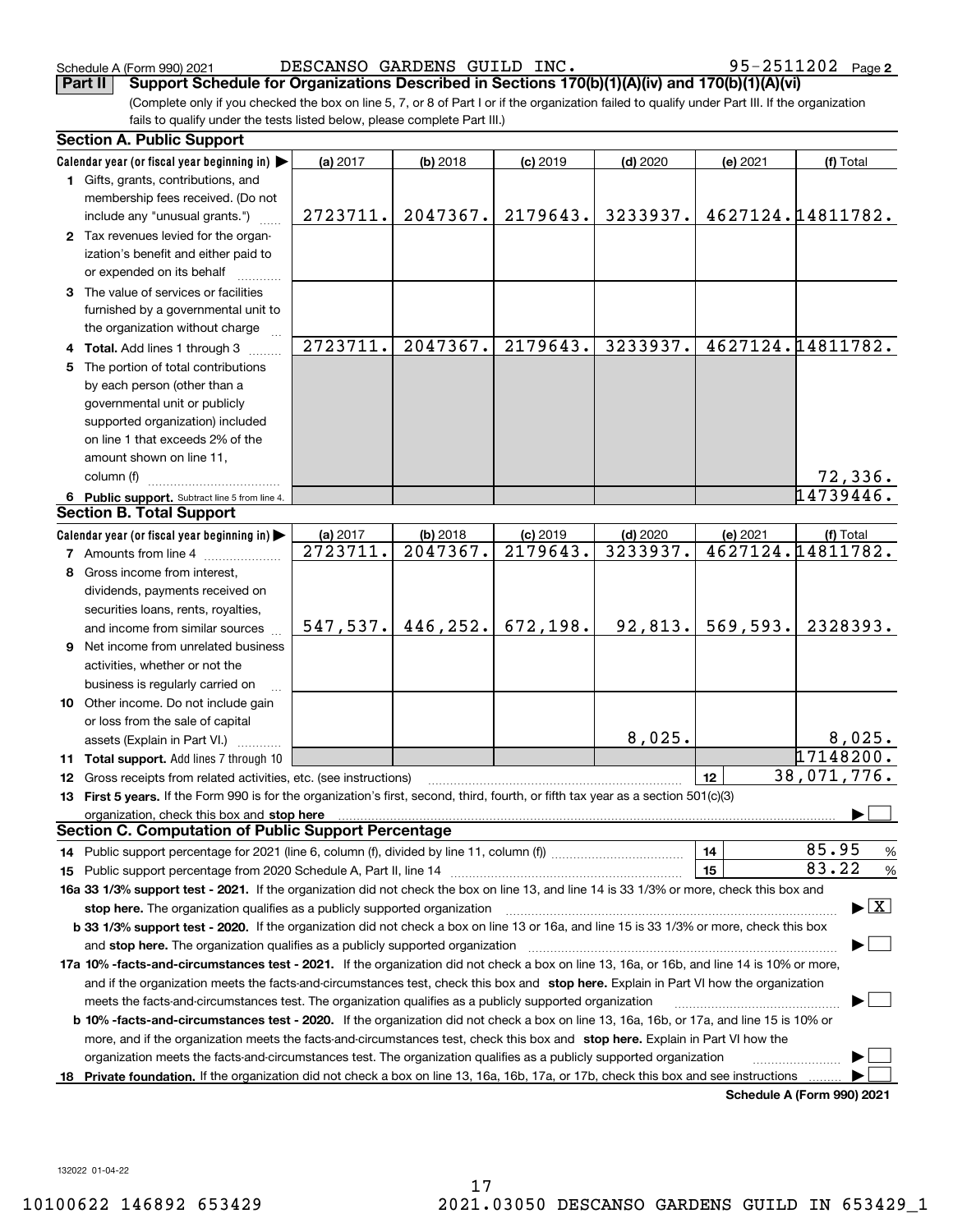Schedule A (Form 990) 2021 DESCANSO GARDENS GUILD INC. 95-2511202 Page 2

**Part II** **Support Schedule for Organizations Described in Sections 170(b)(1)(A)(iv) and 170(b)(1)(A)(vi)**

(Complete only if you checked the box on line 5, 7, or 8 of Part I or if the organization failed to qualify under Part III. If the organization fails to qualify under the tests listed below, please complete Part III.)

## Section A. Public Support

| Calendar year (or fiscal year beginning in) ▶ | (a) 2017 | (b) 2018 | (c) 2019 | (d) 2020 | (e) 2021 | (f) Total |
|---|---|---|---|---|---|---|
| **1** Gifts, grants, contributions, and membership fees received. (Do not include any "unusual grants.") | 2723711. | 2047367. | 2179643. | 3233937. | 4627124. | 14811782. |
| **2** Tax revenues levied for the organization's benefit and either paid to or expended on its behalf | | | | | | |
| **3** The value of services or facilities furnished by a governmental unit to the organization without charge | | | | | | |
| **4 Total.** Add lines 1 through 3 | 2723711. | 2047367. | 2179643. | 3233937. | 4627124. | 14811782. |
| **5** The portion of total contributions by each person (other than a governmental unit or publicly supported organization) included on line 1 that exceeds 2% of the amount shown on line 11, column (f) | | | | | | 72,336. |
| **6 Public support.** Subtract line 5 from line 4. | | | | | | 14739446. |

## Section B. Total Support

| Calendar year (or fiscal year beginning in) ▶ | (a) 2017 | (b) 2018 | (c) 2019 | (d) 2020 | (e) 2021 | (f) Total |
|---|---|---|---|---|---|---|
| **7** Amounts from line 4 | 2723711. | 2047367. | 2179643. | 3233937. | 4627124. | 14811782. |
| **8** Gross income from interest, dividends, payments received on securities loans, rents, royalties, and income from similar sources | 547,537. | 446,252. | 672,198. | 92,813. | 569,593. | 2328393. |
| **9** Net income from unrelated business activities, whether or not the business is regularly carried on | | | | | | |
| **10** Other income. Do not include gain or loss from the sale of capital assets (Explain in Part VI.) | | | | 8,025. | | 8,025. |
| **11 Total support.** Add lines 7 through 10 | | | | | | 17148200. |

**12** Gross receipts from related activities, etc. (see instructions) — **12** — 38,071,776.

**13 First 5 years.** If the Form 990 is for the organization's first, second, third, fourth, or fifth tax year as a section 501(c)(3) organization, check this box and **stop here** ▶ ☐

## Section C. Computation of Public Support Percentage

**14** Public support percentage for 2021 (line 6, column (f), divided by line 11, column (f)) — **14** — 85.95 %

**15** Public support percentage from 2020 Schedule A, Part II, line 14 — **15** — 83.22 %

**16a 33 1/3% support test - 2021.** If the organization did not check the box on line 13, and line 14 is 33 1/3% or more, check this box and **stop here.** The organization qualifies as a publicly supported organization ▶ ☒

**b 33 1/3% support test - 2020.** If the organization did not check a box on line 13 or 16a, and line 15 is 33 1/3% or more, check this box and **stop here.** The organization qualifies as a publicly supported organization ▶ ☐

**17a 10% -facts-and-circumstances test - 2021.** If the organization did not check a box on line 13, 16a, or 16b, and line 14 is 10% or more, and if the organization meets the facts-and-circumstances test, check this box and **stop here.** Explain in Part VI how the organization meets the facts-and-circumstances test. The organization qualifies as a publicly supported organization ▶ ☐

**b 10% -facts-and-circumstances test - 2020.** If the organization did not check a box on line 13, 16a, 16b, or 17a, and line 15 is 10% or more, and if the organization meets the facts-and-circumstances test, check this box and **stop here.** Explain in Part VI how the organization meets the facts-and-circumstances test. The organization qualifies as a publicly supported organization ▶ ☐

**18 Private foundation.** If the organization did not check a box on line 13, 16a, 16b, 17a, or 17b, check this box and see instructions ▶ ☐

**Schedule A (Form 990) 2021**

132022 01-04-22

10100622 146892 653429 2021.03050 DESCANSO GARDENS GUILD IN 653429_1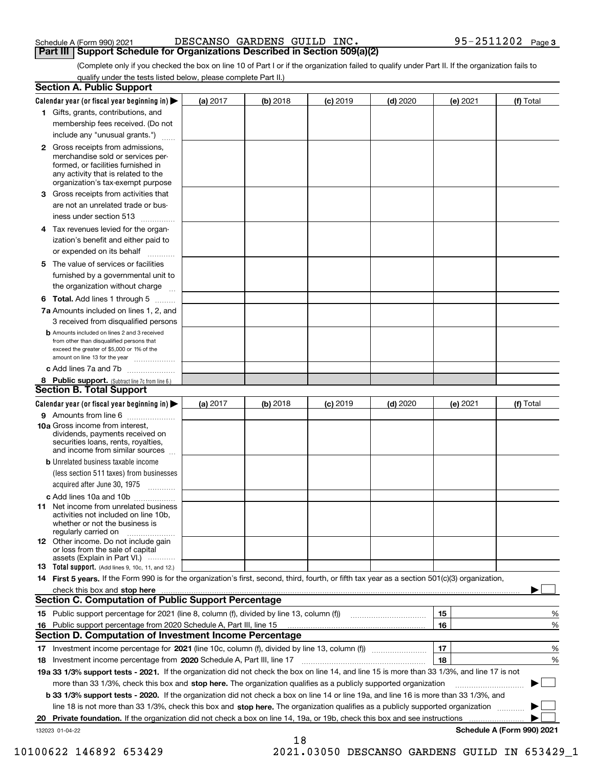Schedule A (Form 990) 2021 DESCANSO GARDENS GUILD INC. 95-2511202 Page 3

## Part III Support Schedule for Organizations Described in Section 509(a)(2)

(Complete only if you checked the box on line 10 of Part I or if the organization failed to qualify under Part II. If the organization fails to qualify under the tests listed below, please complete Part II.)

### Section A. Public Support

| Calendar year (or fiscal year beginning in) ▶ | (a) 2017 | (b) 2018 | (c) 2019 | (d) 2020 | (e) 2021 | (f) Total |
|---|---|---|---|---|---|---|
| **1** Gifts, grants, contributions, and membership fees received. (Do not include any "unusual grants.") | | | | | | |
| **2** Gross receipts from admissions, merchandise sold or services performed, or facilities furnished in any activity that is related to the organization's tax-exempt purpose | | | | | | |
| **3** Gross receipts from activities that are not an unrelated trade or business under section 513 | | | | | | |
| **4** Tax revenues levied for the organization's benefit and either paid to or expended on its behalf | | | | | | |
| **5** The value of services or facilities furnished by a governmental unit to the organization without charge | | | | | | |
| **6 Total.** Add lines 1 through 5 | | | | | | |
| **7a** Amounts included on lines 1, 2, and 3 received from disqualified persons | | | | | | |
| **b** Amounts included on lines 2 and 3 received from other than disqualified persons that exceed the greater of $5,000 or 1% of the amount on line 13 for the year | | | | | | |
| **c** Add lines 7a and 7b | | | | | | |
| **8 Public support.** (Subtract line 7c from line 6.) | | | | | | |

### Section B. Total Support

| Calendar year (or fiscal year beginning in) ▶ | (a) 2017 | (b) 2018 | (c) 2019 | (d) 2020 | (e) 2021 | (f) Total |
|---|---|---|---|---|---|---|
| **9** Amounts from line 6 | | | | | | |
| **10a** Gross income from interest, dividends, payments received on securities loans, rents, royalties, and income from similar sources | | | | | | |
| **b** Unrelated business taxable income (less section 511 taxes) from businesses acquired after June 30, 1975 | | | | | | |
| **c** Add lines 10a and 10b | | | | | | |
| **11** Net income from unrelated business activities not included on line 10b, whether or not the business is regularly carried on | | | | | | |
| **12** Other income. Do not include gain or loss from the sale of capital assets (Explain in Part VI.) | | | | | | |
| **13 Total support.** (Add lines 9, 10c, 11, and 12.) | | | | | | |

**14 First 5 years.** If the Form 990 is for the organization's first, second, third, fourth, or fifth tax year as a section 501(c)(3) organization, check this box and **stop here** ▶ ☐

### Section C. Computation of Public Support Percentage

| | | | |
|---|---|---|---|
| **15** Public support percentage for 2021 (line 8, column (f), divided by line 13, column (f)) | **15** | | % |
| **16** Public support percentage from 2020 Schedule A, Part III, line 15 | **16** | | % |

### Section D. Computation of Investment Income Percentage

| | | | |
|---|---|---|---|
| **17** Investment income percentage for **2021** (line 10c, column (f), divided by line 13, column (f)) | **17** | | % |
| **18** Investment income percentage from **2020** Schedule A, Part III, line 17 | **18** | | % |

**19a 33 1/3% support tests - 2021.** If the organization did not check the box on line 14, and line 15 is more than 33 1/3%, and line 17 is not more than 33 1/3%, check this box and **stop here.** The organization qualifies as a publicly supported organization ▶ ☐

**b 33 1/3% support tests - 2020.** If the organization did not check a box on line 14 or line 19a, and line 16 is more than 33 1/3%, and line 18 is not more than 33 1/3%, check this box and **stop here.** The organization qualifies as a publicly supported organization ▶ ☐

**20 Private foundation.** If the organization did not check a box on line 14, 19a, or 19b, check this box and see instructions ▶ ☐

132023 01-04-22 **Schedule A (Form 990) 2021**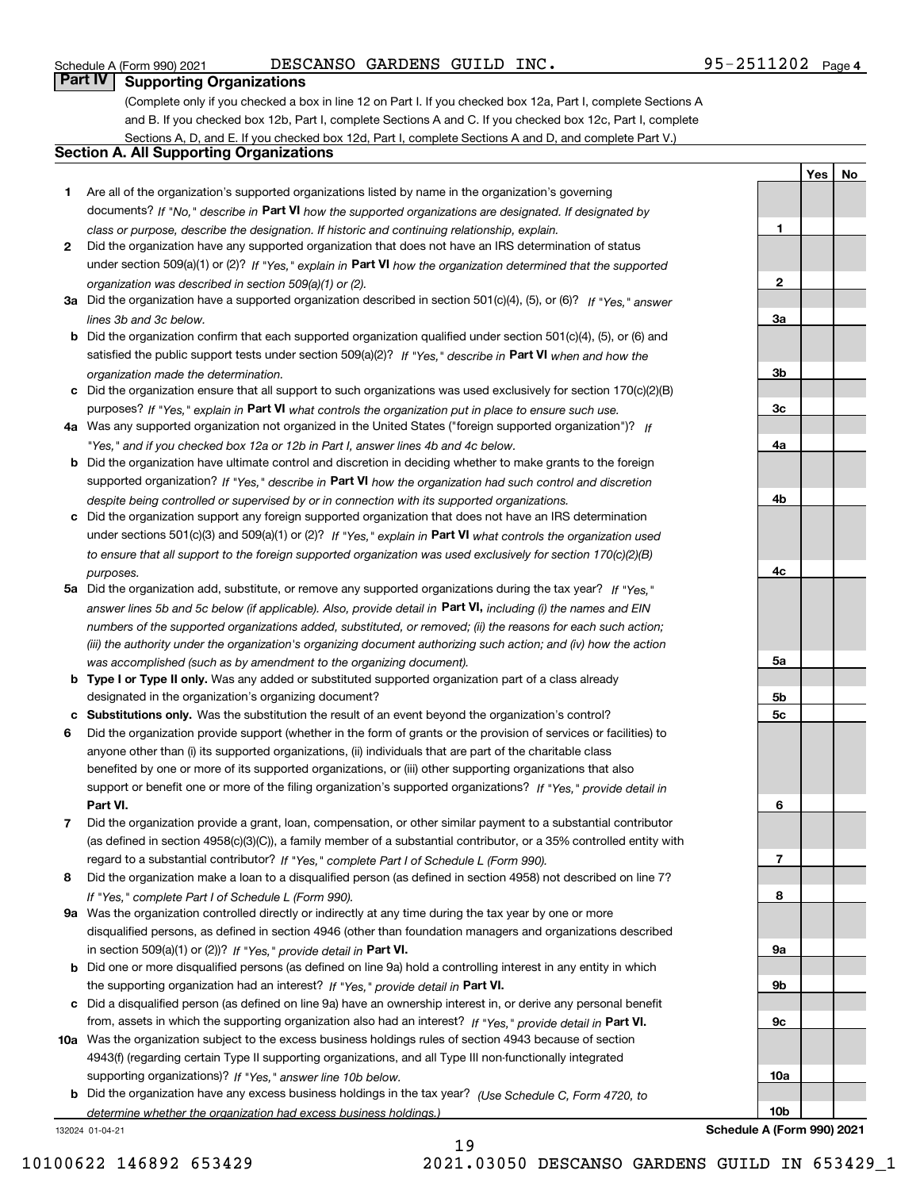Schedule A (Form 990) 2021 DESCANSO GARDENS GUILD INC. 95-2511202 Page 4

## Part IV Supporting Organizations

(Complete only if you checked a box in line 12 on Part I. If you checked box 12a, Part I, complete Sections A and B. If you checked box 12b, Part I, complete Sections A and C. If you checked box 12c, Part I, complete Sections A, D, and E. If you checked box 12d, Part I, complete Sections A and D, and complete Part V.)

### Section A. All Supporting Organizations

| | | | Yes | No |
|---|---|---|---|---|
| **1** | Are all of the organization's supported organizations listed by name in the organization's governing documents? *If "No," describe in* **Part VI** *how the supported organizations are designated. If designated by class or purpose, describe the designation. If historic and continuing relationship, explain.* | 1 | | |
| **2** | Did the organization have any supported organization that does not have an IRS determination of status under section 509(a)(1) or (2)? *If "Yes," explain in* **Part VI** *how the organization determined that the supported organization was described in section 509(a)(1) or (2).* | 2 | | |
| **3a** | Did the organization have a supported organization described in section 501(c)(4), (5), or (6)? *If "Yes," answer lines 3b and 3c below.* | 3a | | |
| **b** | Did the organization confirm that each supported organization qualified under section 501(c)(4), (5), or (6) and satisfied the public support tests under section 509(a)(2)? *If "Yes," describe in* **Part VI** *when and how the organization made the determination.* | 3b | | |
| **c** | Did the organization ensure that all support to such organizations was used exclusively for section 170(c)(2)(B) purposes? *If "Yes," explain in* **Part VI** *what controls the organization put in place to ensure such use.* | 3c | | |
| **4a** | Was any supported organization not organized in the United States ("foreign supported organization")? *If "Yes," and if you checked box 12a or 12b in Part I, answer lines 4b and 4c below.* | 4a | | |
| **b** | Did the organization have ultimate control and discretion in deciding whether to make grants to the foreign supported organization? *If "Yes," describe in* **Part VI** *how the organization had such control and discretion despite being controlled or supervised by or in connection with its supported organizations.* | 4b | | |
| **c** | Did the organization support any foreign supported organization that does not have an IRS determination under sections 501(c)(3) and 509(a)(1) or (2)? *If "Yes," explain in* **Part VI** *what controls the organization used to ensure that all support to the foreign supported organization was used exclusively for section 170(c)(2)(B) purposes.* | 4c | | |
| **5a** | Did the organization add, substitute, or remove any supported organizations during the tax year? *If "Yes," answer lines 5b and 5c below (if applicable). Also, provide detail in* **Part VI,** *including (i) the names and EIN numbers of the supported organizations added, substituted, or removed; (ii) the reasons for each such action; (iii) the authority under the organization's organizing document authorizing such action; and (iv) how the action was accomplished (such as by amendment to the organizing document).* | 5a | | |
| **b** | **Type I or Type II only.** Was any added or substituted supported organization part of a class already designated in the organization's organizing document? | 5b | | |
| **c** | **Substitutions only.** Was the substitution the result of an event beyond the organization's control? | 5c | | |
| **6** | Did the organization provide support (whether in the form of grants or the provision of services or facilities) to anyone other than (i) its supported organizations, (ii) individuals that are part of the charitable class benefited by one or more of its supported organizations, or (iii) other supporting organizations that also support or benefit one or more of the filing organization's supported organizations? *If "Yes," provide detail in* **Part VI.** | 6 | | |
| **7** | Did the organization provide a grant, loan, compensation, or other similar payment to a substantial contributor (as defined in section 4958(c)(3)(C)), a family member of a substantial contributor, or a 35% controlled entity with regard to a substantial contributor? *If "Yes," complete Part I of Schedule L (Form 990).* | 7 | | |
| **8** | Did the organization make a loan to a disqualified person (as defined in section 4958) not described on line 7? *If "Yes," complete Part I of Schedule L (Form 990).* | 8 | | |
| **9a** | Was the organization controlled directly or indirectly at any time during the tax year by one or more disqualified persons, as defined in section 4946 (other than foundation managers and organizations described in section 509(a)(1) or (2))? *If "Yes," provide detail in* **Part VI.** | 9a | | |
| **b** | Did one or more disqualified persons (as defined on line 9a) hold a controlling interest in any entity in which the supporting organization had an interest? *If "Yes," provide detail in* **Part VI.** | 9b | | |
| **c** | Did a disqualified person (as defined on line 9a) have an ownership interest in, or derive any personal benefit from, assets in which the supporting organization also had an interest? *If "Yes," provide detail in* **Part VI.** | 9c | | |
| **10a** | Was the organization subject to the excess business holdings rules of section 4943 because of section 4943(f) (regarding certain Type II supporting organizations, and all Type III non-functionally integrated supporting organizations)? *If "Yes," answer line 10b below.* | 10a | | |
| **b** | Did the organization have any excess business holdings in the tax year? *(Use Schedule C, Form 4720, to determine whether the organization had excess business holdings.)* | 10b | | |

132024 01-04-21 **Schedule A (Form 990) 2021**

10100622 146892 653429 2021.03050 DESCANSO GARDENS GUILD IN 653429_1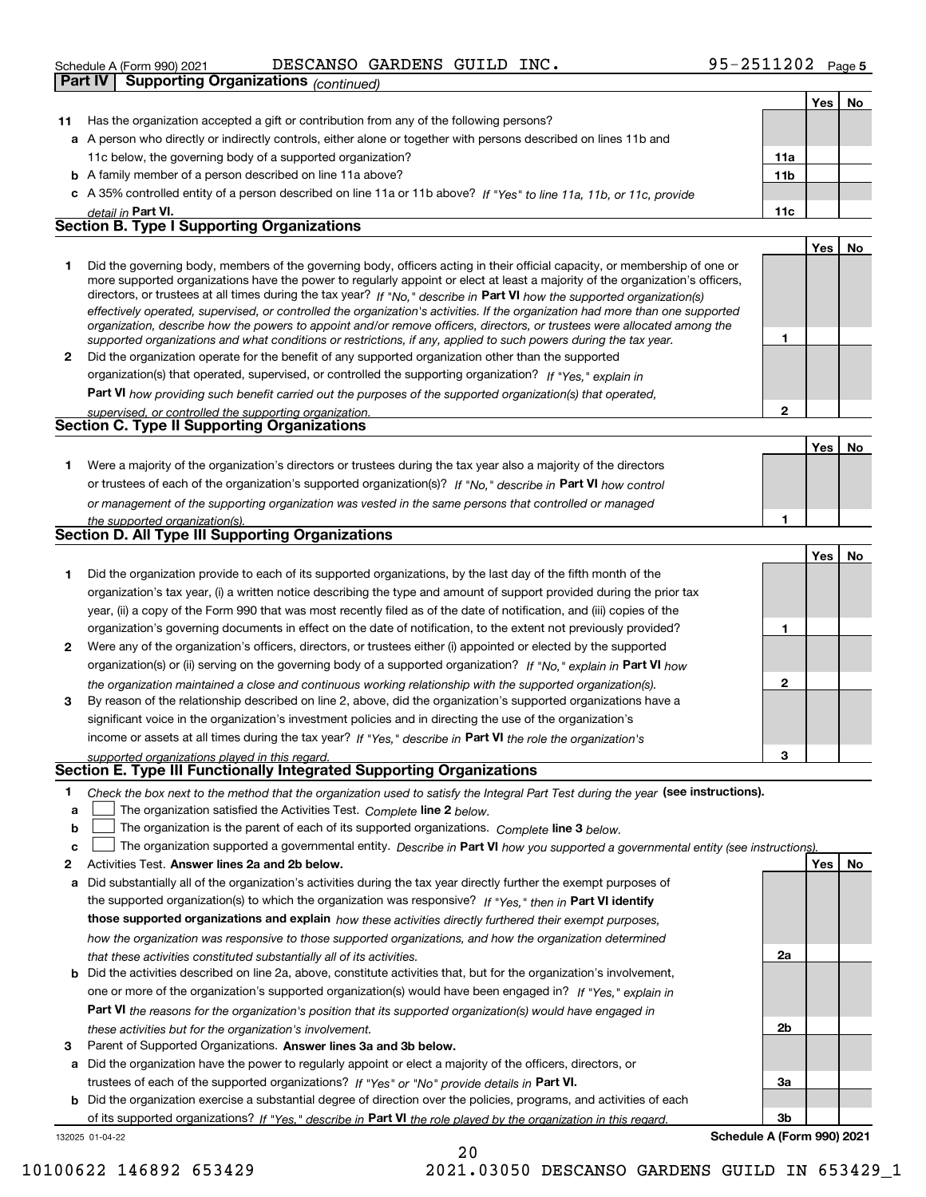Schedule A (Form 990) 2021 DESCANSO GARDENS GUILD INC. 95-2511202

## Part IV Supporting Organizations *(continued)*

| | | | Yes | No |
|---|---|---|---|---|
| **11** | Has the organization accepted a gift or contribution from any of the following persons? | | | |
| **a** | A person who directly or indirectly controls, either alone or together with persons described on lines 11b and 11c below, the governing body of a supported organization? | **11a** | | |
| **b** | A family member of a person described on line 11a above? | **11b** | | |
| **c** | A 35% controlled entity of a person described on line 11a or 11b above? *If "Yes" to line 11a, 11b, or 11c, provide detail in* **Part VI.** | **11c** | | |

### Section B. Type I Supporting Organizations

| | | | Yes | No |
|---|---|---|---|---|
| **1** | Did the governing body, members of the governing body, officers acting in their official capacity, or membership of one or more supported organizations have the power to regularly appoint or elect at least a majority of the organization's officers, directors, or trustees at all times during the tax year? *If "No," describe in* **Part VI** *how the supported organization(s) effectively operated, supervised, or controlled the organization's activities. If the organization had more than one supported organization, describe how the powers to appoint and/or remove officers, directors, or trustees were allocated among the supported organizations and what conditions or restrictions, if any, applied to such powers during the tax year.* | **1** | | |
| **2** | Did the organization operate for the benefit of any supported organization other than the supported organization(s) that operated, supervised, or controlled the supporting organization? *If "Yes," explain in* **Part VI** *how providing such benefit carried out the purposes of the supported organization(s) that operated, supervised, or controlled the supporting organization.* | **2** | | |

### Section C. Type II Supporting Organizations

| | | | Yes | No |
|---|---|---|---|---|
| **1** | Were a majority of the organization's directors or trustees during the tax year also a majority of the directors or trustees of each of the organization's supported organization(s)? *If "No," describe in* **Part VI** *how control or management of the supporting organization was vested in the same persons that controlled or managed the supported organization(s).* | **1** | | |

### Section D. All Type III Supporting Organizations

| | | | Yes | No |
|---|---|---|---|---|
| **1** | Did the organization provide to each of its supported organizations, by the last day of the fifth month of the organization's tax year, (i) a written notice describing the type and amount of support provided during the prior tax year, (ii) a copy of the Form 990 that was most recently filed as of the date of notification, and (iii) copies of the organization's governing documents in effect on the date of notification, to the extent not previously provided? | **1** | | |
| **2** | Were any of the organization's officers, directors, or trustees either (i) appointed or elected by the supported organization(s) or (ii) serving on the governing body of a supported organization? *If "No," explain in* **Part VI** *how the organization maintained a close and continuous working relationship with the supported organization(s).* | **2** | | |
| **3** | By reason of the relationship described on line 2, above, did the organization's supported organizations have a significant voice in the organization's investment policies and in directing the use of the organization's income or assets at all times during the tax year? *If "Yes," describe in* **Part VI** *the role the organization's supported organizations played in this regard.* | **3** | | |

### Section E. Type III Functionally Integrated Supporting Organizations

**1** *Check the box next to the method that the organization used to satisfy the Integral Part Test during the year* **(see instructions).**

- **a** ☐ The organization satisfied the Activities Test. *Complete* **line 2** *below.*
- **b** ☐ The organization is the parent of each of its supported organizations. *Complete* **line 3** *below.*
- **c** ☐ The organization supported a governmental entity. *Describe in* **Part VI** *how you supported a governmental entity (see instructions).*

| | | | Yes | No |
|---|---|---|---|---|
| **2** | Activities Test. **Answer lines 2a and 2b below.** | | | |
| **a** | Did substantially all of the organization's activities during the tax year directly further the exempt purposes of the supported organization(s) to which the organization was responsive? *If "Yes," then in* **Part VI identify those supported organizations and explain** *how these activities directly furthered their exempt purposes, how the organization was responsive to those supported organizations, and how the organization determined that these activities constituted substantially all of its activities.* | **2a** | | |
| **b** | Did the activities described on line 2a, above, constitute activities that, but for the organization's involvement, one or more of the organization's supported organization(s) would have been engaged in? *If "Yes," explain in* **Part VI** *the reasons for the organization's position that its supported organization(s) would have engaged in these activities but for the organization's involvement.* | **2b** | | |
| **3** | Parent of Supported Organizations. **Answer lines 3a and 3b below.** | | | |
| **a** | Did the organization have the power to regularly appoint or elect a majority of the officers, directors, or trustees of each of the supported organizations? *If "Yes" or "No" provide details in* **Part VI.** | **3a** | | |
| **b** | Did the organization exercise a substantial degree of direction over the policies, programs, and activities of each of its supported organizations? *If "Yes," describe in* **Part VI** *the role played by the organization in this regard.* | **3b** | | |

132025 01-04-22 **Schedule A (Form 990) 2021**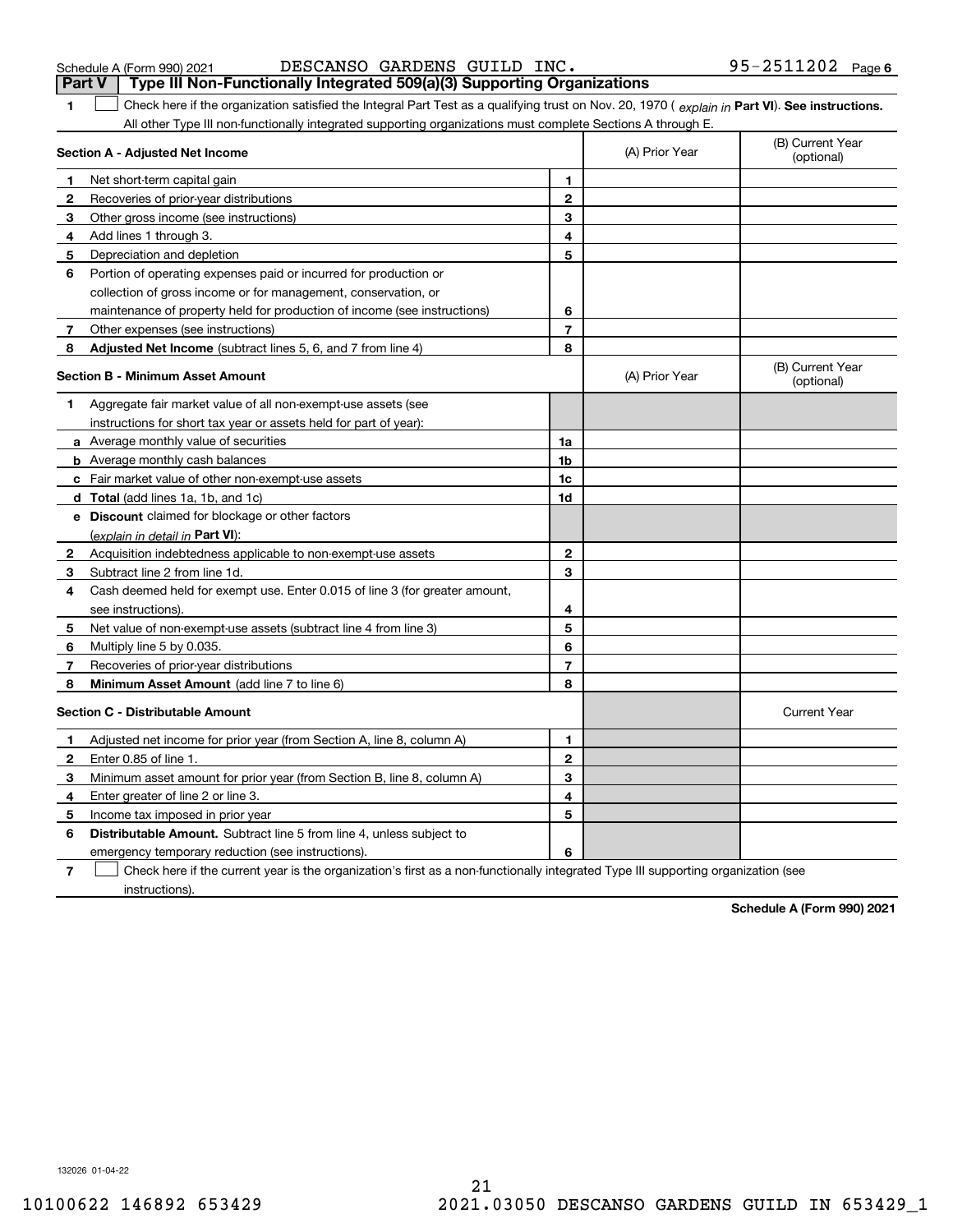Schedule A (Form 990) 2021 DESCANSO GARDENS GUILD INC. 95-2511202 Page 6

## Part V Type III Non-Functionally Integrated 509(a)(3) Supporting Organizations

**1** ☐ Check here if the organization satisfied the Integral Part Test as a qualifying trust on Nov. 20, 1970 ( *explain in* **Part VI**). **See instructions.** All other Type III non-functionally integrated supporting organizations must complete Sections A through E.

| **Section A - Adjusted Net Income** | | (A) Prior Year | (B) Current Year (optional) |
|---|---|---|---|
| **1** Net short-term capital gain | 1 | | |
| **2** Recoveries of prior-year distributions | 2 | | |
| **3** Other gross income (see instructions) | 3 | | |
| **4** Add lines 1 through 3. | 4 | | |
| **5** Depreciation and depletion | 5 | | |
| **6** Portion of operating expenses paid or incurred for production or collection of gross income or for management, conservation, or maintenance of property held for production of income (see instructions) | 6 | | |
| **7** Other expenses (see instructions) | 7 | | |
| **8** **Adjusted Net Income** (subtract lines 5, 6, and 7 from line 4) | 8 | | |

| **Section B - Minimum Asset Amount** | | (A) Prior Year | (B) Current Year (optional) |
|---|---|---|---|
| **1** Aggregate fair market value of all non-exempt-use assets (see instructions for short tax year or assets held for part of year): | | | |
| **a** Average monthly value of securities | 1a | | |
| **b** Average monthly cash balances | 1b | | |
| **c** Fair market value of other non-exempt-use assets | 1c | | |
| **d** **Total** (add lines 1a, 1b, and 1c) | 1d | | |
| **e** **Discount** claimed for blockage or other factors (*explain in detail in* **Part VI**): | | | |
| **2** Acquisition indebtedness applicable to non-exempt-use assets | 2 | | |
| **3** Subtract line 2 from line 1d. | 3 | | |
| **4** Cash deemed held for exempt use. Enter 0.015 of line 3 (for greater amount, see instructions). | 4 | | |
| **5** Net value of non-exempt-use assets (subtract line 4 from line 3) | 5 | | |
| **6** Multiply line 5 by 0.035. | 6 | | |
| **7** Recoveries of prior-year distributions | 7 | | |
| **8** **Minimum Asset Amount** (add line 7 to line 6) | 8 | | |

| **Section C - Distributable Amount** | | | Current Year |
|---|---|---|---|
| **1** Adjusted net income for prior year (from Section A, line 8, column A) | 1 | | |
| **2** Enter 0.85 of line 1. | 2 | | |
| **3** Minimum asset amount for prior year (from Section B, line 8, column A) | 3 | | |
| **4** Enter greater of line 2 or line 3. | 4 | | |
| **5** Income tax imposed in prior year | 5 | | |
| **6** **Distributable Amount.** Subtract line 5 from line 4, unless subject to emergency temporary reduction (see instructions). | 6 | | |

**7** ☐ Check here if the current year is the organization's first as a non-functionally integrated Type III supporting organization (see instructions).

**Schedule A (Form 990) 2021**

132026 01-04-22

10100622 146892 653429 2021.03050 DESCANSO GARDENS GUILD IN 653429_1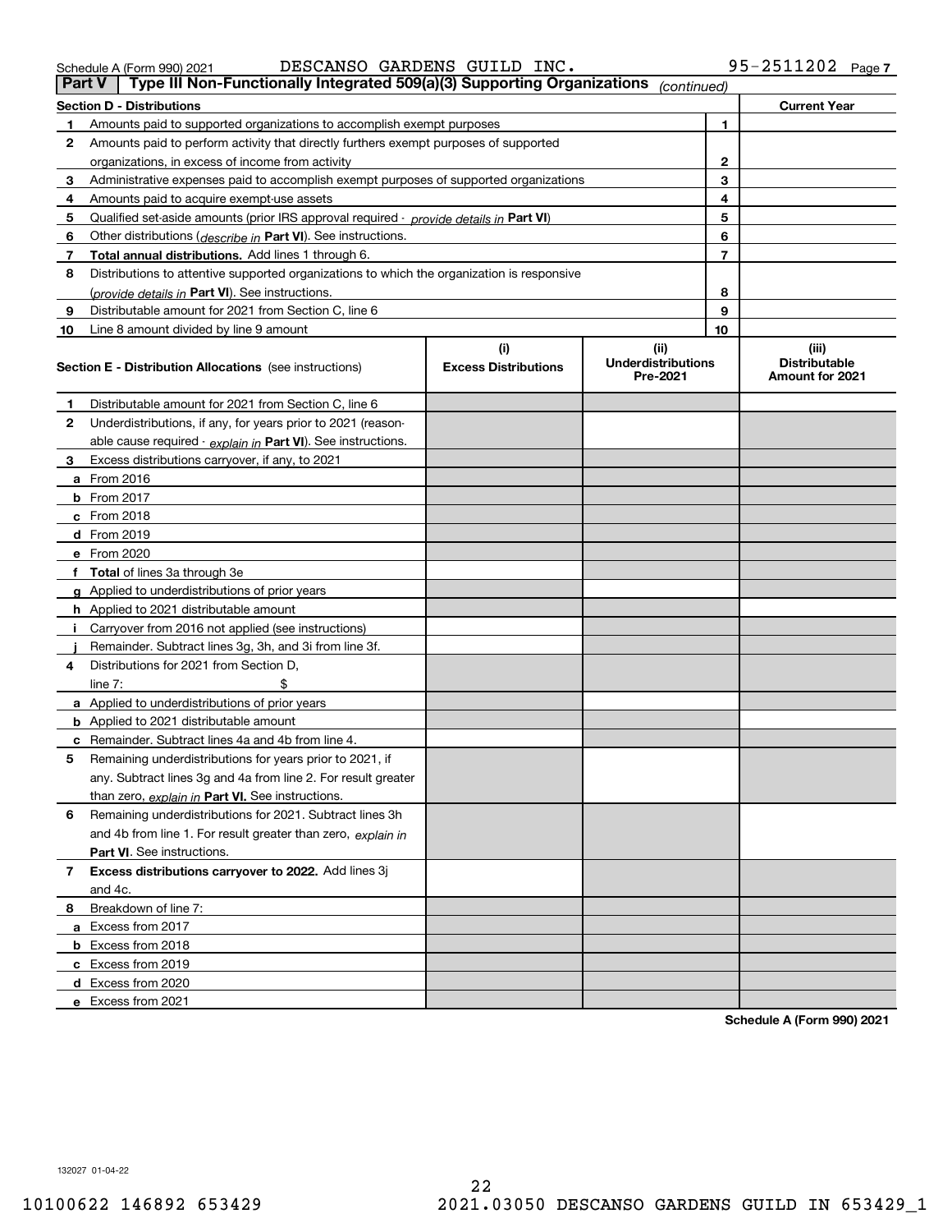Schedule A (Form 990) 2021 DESCANSO GARDENS GUILD INC. 95-2511202 Page 7

## Part V Type III Non-Functionally Integrated 509(a)(3) Supporting Organizations *(continued)*

| Section D - Distributions | | | Current Year |
|---|---|---|---|
| 1 | Amounts paid to supported organizations to accomplish exempt purposes | 1 | |
| 2 | Amounts paid to perform activity that directly furthers exempt purposes of supported organizations, in excess of income from activity | 2 | |
| 3 | Administrative expenses paid to accomplish exempt purposes of supported organizations | 3 | |
| 4 | Amounts paid to acquire exempt-use assets | 4 | |
| 5 | Qualified set-aside amounts (prior IRS approval required - *provide details in* **Part VI**) | 5 | |
| 6 | Other distributions (*describe in* **Part VI**). See instructions. | 6 | |
| 7 | **Total annual distributions.** Add lines 1 through 6. | 7 | |
| 8 | Distributions to attentive supported organizations to which the organization is responsive (*provide details in* **Part VI**). See instructions. | 8 | |
| 9 | Distributable amount for 2021 from Section C, line 6 | 9 | |
| 10 | Line 8 amount divided by line 9 amount | 10 | |

| Section E - Distribution Allocations (see instructions) | (i) Excess Distributions | (ii) Underdistributions Pre-2021 | (iii) Distributable Amount for 2021 |
|---|---|---|---|
| 1 Distributable amount for 2021 from Section C, line 6 | | | |
| 2 Underdistributions, if any, for years prior to 2021 (reasonable cause required - *explain in* **Part VI**). See instructions. | | | |
| 3 Excess distributions carryover, if any, to 2021 | | | |
| a From 2016 | | | |
| b From 2017 | | | |
| c From 2018 | | | |
| d From 2019 | | | |
| e From 2020 | | | |
| f **Total** of lines 3a through 3e | | | |
| g Applied to underdistributions of prior years | | | |
| h Applied to 2021 distributable amount | | | |
| i Carryover from 2016 not applied (see instructions) | | | |
| j Remainder. Subtract lines 3g, 3h, and 3i from line 3f. | | | |
| 4 Distributions for 2021 from Section D, line 7: $ | | | |
| a Applied to underdistributions of prior years | | | |
| b Applied to 2021 distributable amount | | | |
| c Remainder. Subtract lines 4a and 4b from line 4. | | | |
| 5 Remaining underdistributions for years prior to 2021, if any. Subtract lines 3g and 4a from line 2. For result greater than zero, *explain in* **Part VI.** See instructions. | | | |
| 6 Remaining underdistributions for 2021. Subtract lines 3h and 4b from line 1. For result greater than zero, *explain in* **Part VI**. See instructions. | | | |
| 7 **Excess distributions carryover to 2022.** Add lines 3j and 4c. | | | |
| 8 Breakdown of line 7: | | | |
| a Excess from 2017 | | | |
| b Excess from 2018 | | | |
| c Excess from 2019 | | | |
| d Excess from 2020 | | | |
| e Excess from 2021 | | | |

**Schedule A (Form 990) 2021**

132027 01-04-22

10100622 146892 653429 2021.03050 DESCANSO GARDENS GUILD IN 653429_1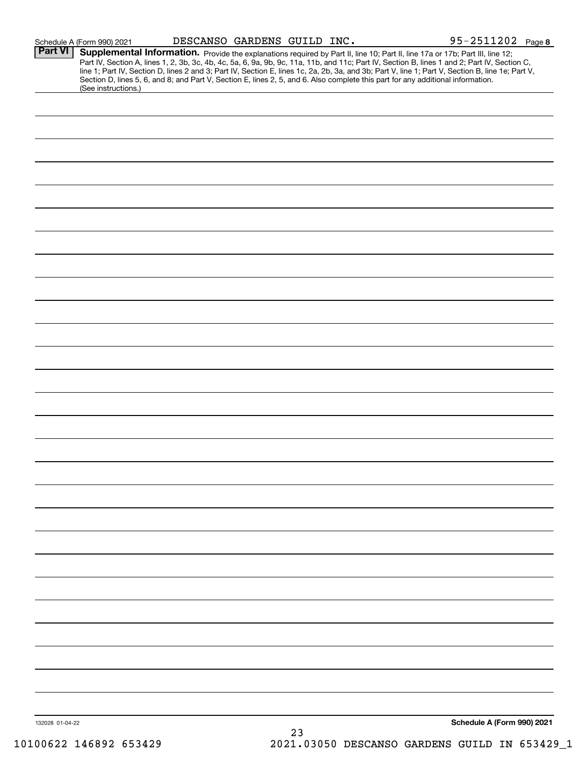Schedule A (Form 990) 2021 DESCANSO GARDENS GUILD INC. 95-2511202 Page 8

## Part VI Supplemental Information.

Provide the explanations required by Part II, line 10; Part II, line 17a or 17b; Part III, line 12; Part IV, Section A, lines 1, 2, 3b, 3c, 4b, 4c, 5a, 6, 9a, 9b, 9c, 11a, 11b, and 11c; Part IV, Section B, lines 1 and 2; Part IV, Section C, line 1; Part IV, Section D, lines 2 and 3; Part IV, Section E, lines 1c, 2a, 2b, 3a, and 3b; Part V, line 1; Part V, Section B, line 1e; Part V, Section D, lines 5, 6, and 8; and Part V, Section E, lines 2, 5, and 6. Also complete this part for any additional information. (See instructions.)

132028 01-04-22

Schedule A (Form 990) 2021

10100622 146892 653429 2021.03050 DESCANSO GARDENS GUILD IN 653429_1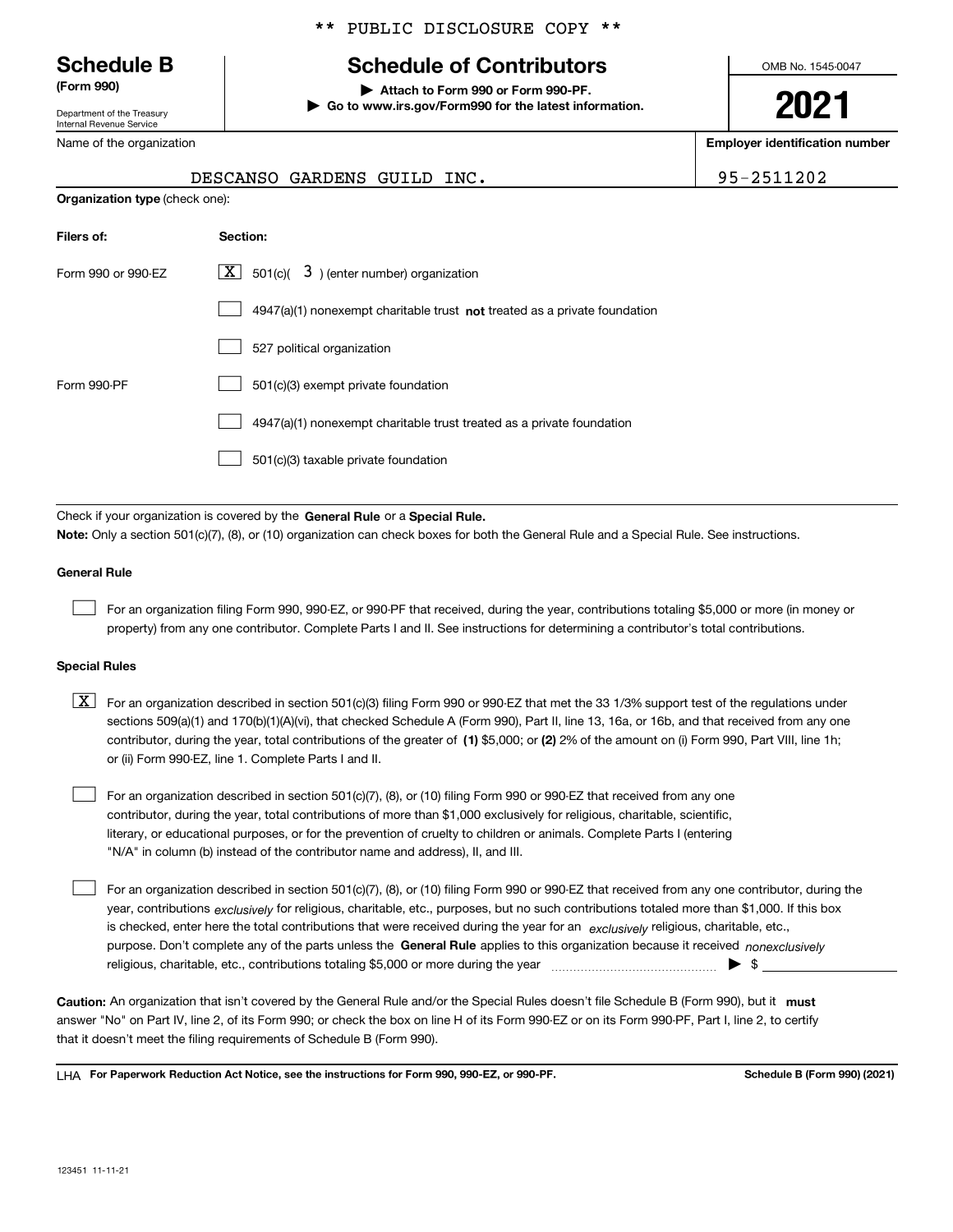** PUBLIC DISCLOSURE COPY **

# Schedule B

**(Form 990)**

Department of the Treasury
Internal Revenue Service

## Schedule of Contributors

▶ **Attach to Form 990 or Form 990-PF.**
▶ **Go to www.irs.gov/Form990 for the latest information.**

OMB No. 1545-0047

**2021**

Name of the organization: DESCANSO GARDENS GUILD INC.

**Employer identification number:** 95-2511202

**Organization type** (check one):

| **Filers of:** | **Section:** |
|---|---|
| Form 990 or 990-EZ | [X] 501(c)( 3 ) (enter number) organization |
| | [ ] 4947(a)(1) nonexempt charitable trust **not** treated as a private foundation |
| | [ ] 527 political organization |
| Form 990-PF | [ ] 501(c)(3) exempt private foundation |
| | [ ] 4947(a)(1) nonexempt charitable trust treated as a private foundation |
| | [ ] 501(c)(3) taxable private foundation |

Check if your organization is covered by the **General Rule** or a **Special Rule.**

**Note:** Only a section 501(c)(7), (8), or (10) organization can check boxes for both the General Rule and a Special Rule. See instructions.

### General Rule

[ ] For an organization filing Form 990, 990-EZ, or 990-PF that received, during the year, contributions totaling $5,000 or more (in money or property) from any one contributor. Complete Parts I and II. See instructions for determining a contributor's total contributions.

### Special Rules

[X] For an organization described in section 501(c)(3) filing Form 990 or 990-EZ that met the 33 1/3% support test of the regulations under sections 509(a)(1) and 170(b)(1)(A)(vi), that checked Schedule A (Form 990), Part II, line 13, 16a, or 16b, and that received from any one contributor, during the year, total contributions of the greater of **(1)** $5,000; or **(2)** 2% of the amount on (i) Form 990, Part VIII, line 1h; or (ii) Form 990-EZ, line 1. Complete Parts I and II.

[ ] For an organization described in section 501(c)(7), (8), or (10) filing Form 990 or 990-EZ that received from any one contributor, during the year, total contributions of more than $1,000 exclusively for religious, charitable, scientific, literary, or educational purposes, or for the prevention of cruelty to children or animals. Complete Parts I (entering "N/A" in column (b) instead of the contributor name and address), II, and III.

[ ] For an organization described in section 501(c)(7), (8), or (10) filing Form 990 or 990-EZ that received from any one contributor, during the year, contributions *exclusively* for religious, charitable, etc., purposes, but no such contributions totaled more than $1,000. If this box is checked, enter here the total contributions that were received during the year for an *exclusively* religious, charitable, etc., purpose. Don't complete any of the parts unless the **General Rule** applies to this organization because it received *nonexclusively* religious, charitable, etc., contributions totaling $5,000 or more during the year ▶ $

**Caution:** An organization that isn't covered by the General Rule and/or the Special Rules doesn't file Schedule B (Form 990), but it **must** answer "No" on Part IV, line 2, of its Form 990; or check the box on line H of its Form 990-EZ or on its Form 990-PF, Part I, line 2, to certify that it doesn't meet the filing requirements of Schedule B (Form 990).

LHA **For Paperwork Reduction Act Notice, see the instructions for Form 990, 990-EZ, or 990-PF.** **Schedule B (Form 990) (2021)**

123451 11-11-21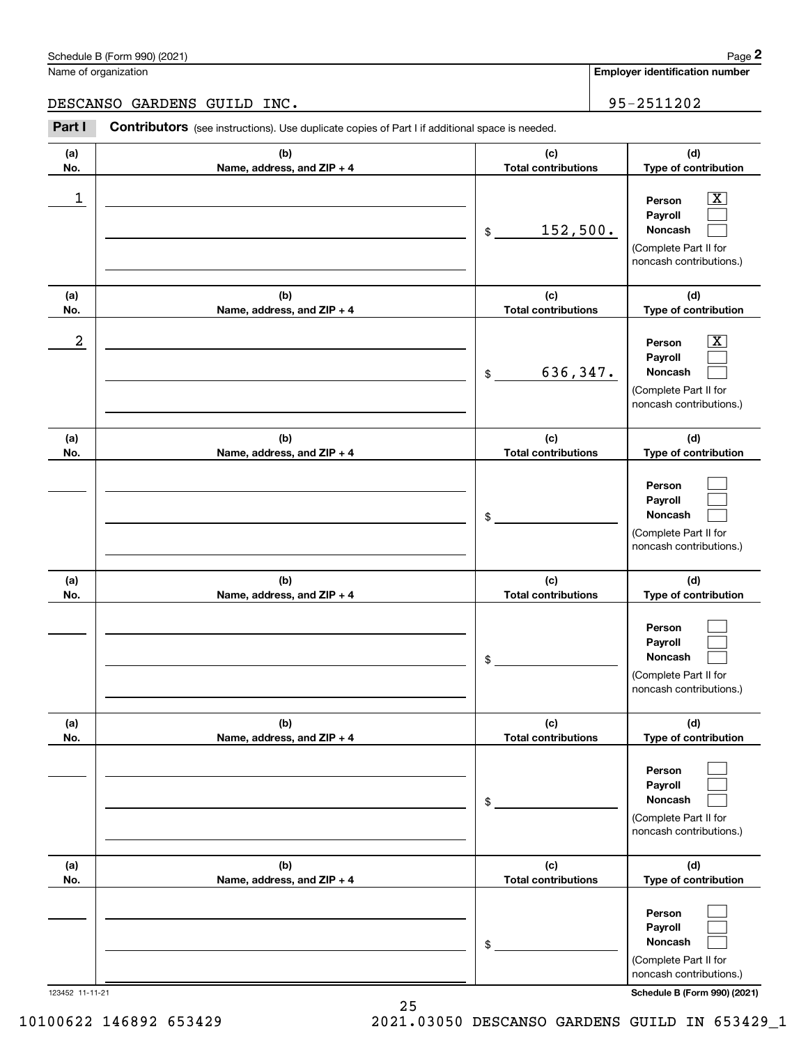Schedule B (Form 990) (2021)

Name of organization: DESCANSO GARDENS GUILD INC.

Employer identification number: 95-2511202

**Part I** **Contributors** (see instructions). Use duplicate copies of Part I if additional space is needed.

| (a) No. | (b) Name, address, and ZIP + 4 | (c) Total contributions | (d) Type of contribution |
|---|---|---|---|
| 1 | | $ 152,500. | Person [X] Payroll [ ] Noncash [ ] (Complete Part II for noncash contributions.) |
| 2 | | $ 636,347. | Person [X] Payroll [ ] Noncash [ ] (Complete Part II for noncash contributions.) |
| | | $ | Person [ ] Payroll [ ] Noncash [ ] (Complete Part II for noncash contributions.) |
| | | $ | Person [ ] Payroll [ ] Noncash [ ] (Complete Part II for noncash contributions.) |
| | | $ | Person [ ] Payroll [ ] Noncash [ ] (Complete Part II for noncash contributions.) |
| | | $ | Person [ ] Payroll [ ] Noncash [ ] (Complete Part II for noncash contributions.) |

123452 11-11-21

Schedule B (Form 990) (2021)

10100622 146892 653429 2021.03050 DESCANSO GARDENS GUILD IN 653429_1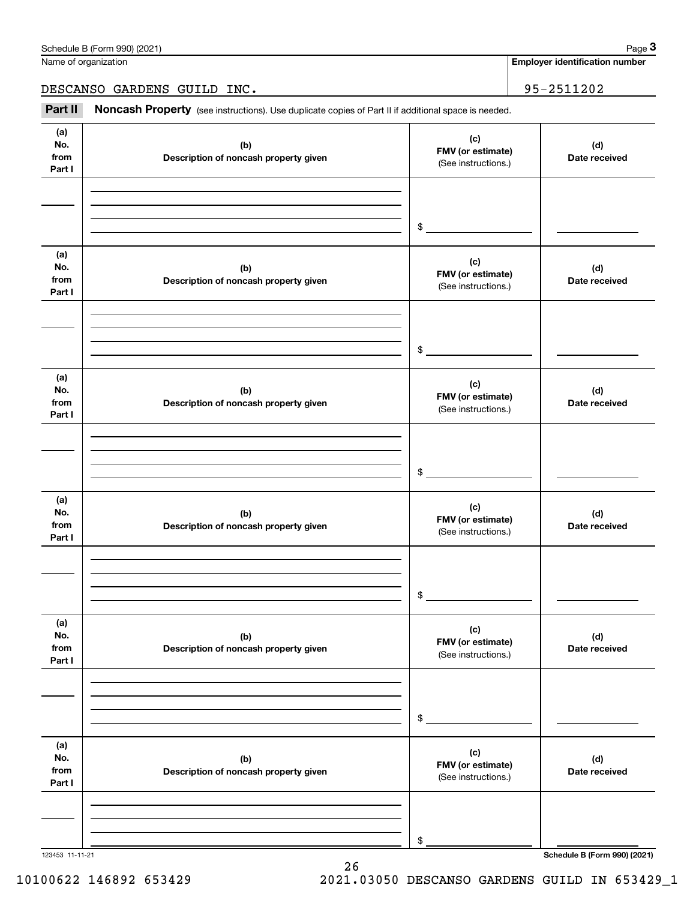Name of organization | Employer identification number

DESCANSO GARDENS GUILD INC. | 95-2511202

## Part II Noncash Property

(see instructions). Use duplicate copies of Part II if additional space is needed.

| (a) No. from Part I | (b) Description of noncash property given | (c) FMV (or estimate) (See instructions.) | (d) Date received |
|---|---|---|---|
| | | $ | |

| (a) No. from Part I | (b) Description of noncash property given | (c) FMV (or estimate) (See instructions.) | (d) Date received |
|---|---|---|---|
| | | $ | |

| (a) No. from Part I | (b) Description of noncash property given | (c) FMV (or estimate) (See instructions.) | (d) Date received |
|---|---|---|---|
| | | $ | |

| (a) No. from Part I | (b) Description of noncash property given | (c) FMV (or estimate) (See instructions.) | (d) Date received |
|---|---|---|---|
| | | $ | |

| (a) No. from Part I | (b) Description of noncash property given | (c) FMV (or estimate) (See instructions.) | (d) Date received |
|---|---|---|---|
| | | $ | |

| (a) No. from Part I | (b) Description of noncash property given | (c) FMV (or estimate) (See instructions.) | (d) Date received |
|---|---|---|---|
| | | $ | |

123453 11-11-21

10100622 146892 653429 2021.03050 DESCANSO GARDENS GUILD IN 653429_1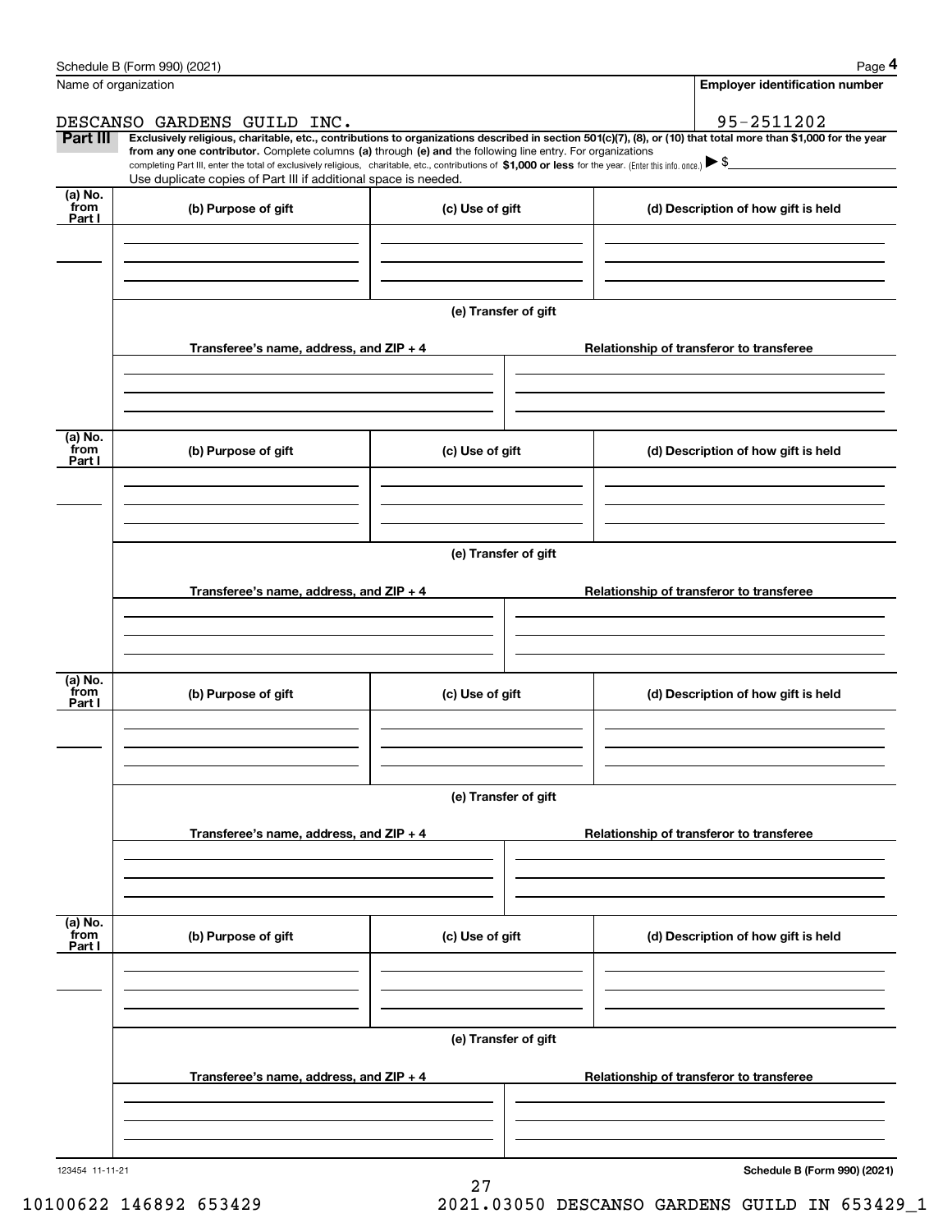Name of organization

DESCANSO GARDENS GUILD INC.

**Employer identification number**

95-2511202

**Part III** **Exclusively religious, charitable, etc., contributions to organizations described in section 501(c)(7), (8), or (10) that total more than $1,000 for the year from any one contributor.** Complete columns **(a)** through **(e) and** the following line entry. For organizations completing Part III, enter the total of exclusively religious, charitable, etc., contributions of **$1,000 or less** for the year. (Enter this info. once.) ▶ $

Use duplicate copies of Part III if additional space is needed.

| (a) No. from Part I | (b) Purpose of gift | (c) Use of gift | (d) Description of how gift is held |
|---|---|---|---|
| | | | |

**(e) Transfer of gift**

| Transferee's name, address, and ZIP + 4 | Relationship of transferor to transferee |
|---|---|
| | |

| (a) No. from Part I | (b) Purpose of gift | (c) Use of gift | (d) Description of how gift is held |
|---|---|---|---|
| | | | |

**(e) Transfer of gift**

| Transferee's name, address, and ZIP + 4 | Relationship of transferor to transferee |
|---|---|
| | |

| (a) No. from Part I | (b) Purpose of gift | (c) Use of gift | (d) Description of how gift is held |
|---|---|---|---|
| | | | |

**(e) Transfer of gift**

| Transferee's name, address, and ZIP + 4 | Relationship of transferor to transferee |
|---|---|
| | |

| (a) No. from Part I | (b) Purpose of gift | (c) Use of gift | (d) Description of how gift is held |
|---|---|---|---|
| | | | |

**(e) Transfer of gift**

| Transferee's name, address, and ZIP + 4 | Relationship of transferor to transferee |
|---|---|
| | |

123454 11-11-21 **Schedule B (Form 990) (2021)**

10100622 146892 653429 2021.03050 DESCANSO GARDENS GUILD IN 653429_1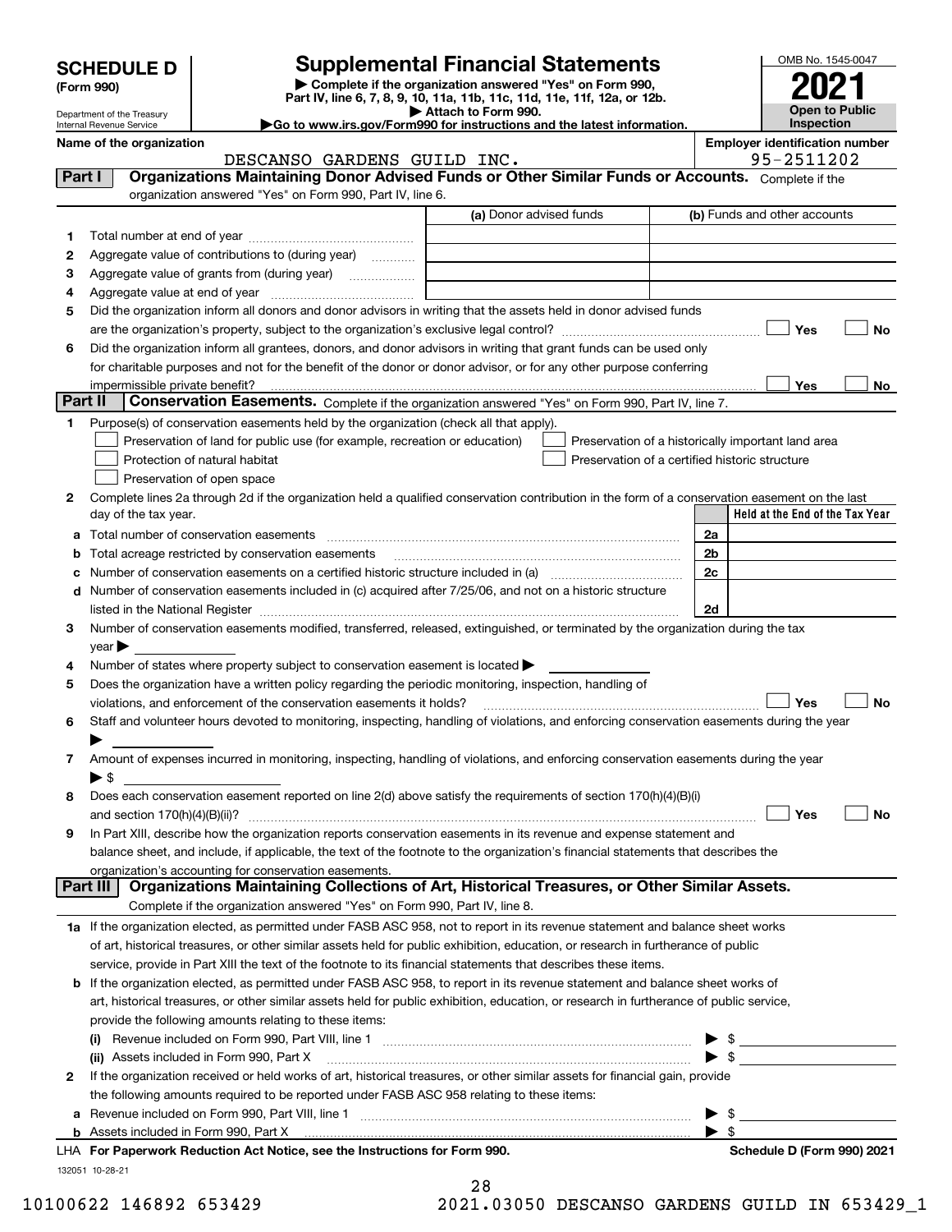# SCHEDULE D (Form 990)

Department of the Treasury
Internal Revenue Service

## Supplemental Financial Statements

▶ Complete if the organization answered "Yes" on Form 990, Part IV, line 6, 7, 8, 9, 10, 11a, 11b, 11c, 11d, 11e, 11f, 12a, or 12b.
▶ Attach to Form 990.
▶ Go to www.irs.gov/Form990 for instructions and the latest information.

OMB No. 1545-0047
**2021**
**Open to Public Inspection**

**Name of the organization:** DESCANSO GARDENS GUILD INC.
**Employer identification number:** 95-2511202

### Part I Organizations Maintaining Donor Advised Funds or Other Similar Funds or Accounts. Complete if the organization answered "Yes" on Form 990, Part IV, line 6.

| | | (a) Donor advised funds | (b) Funds and other accounts |
|---|---|---|---|
| 1 | Total number at end of year | | |
| 2 | Aggregate value of contributions to (during year) | | |
| 3 | Aggregate value of grants from (during year) | | |
| 4 | Aggregate value at end of year | | |

5 Did the organization inform all donors and donor advisors in writing that the assets held in donor advised funds are the organization's property, subject to the organization's exclusive legal control? ☐ Yes ☐ No

6 Did the organization inform all grantees, donors, and donor advisors in writing that grant funds can be used only for charitable purposes and not for the benefit of the donor or donor advisor, or for any other purpose conferring impermissible private benefit? ☐ Yes ☐ No

### Part II Conservation Easements. Complete if the organization answered "Yes" on Form 990, Part IV, line 7.

1 Purpose(s) of conservation easements held by the organization (check all that apply).
- ☐ Preservation of land for public use (for example, recreation or education)
- ☐ Preservation of a historically important land area
- ☐ Protection of natural habitat
- ☐ Preservation of a certified historic structure
- ☐ Preservation of open space

2 Complete lines 2a through 2d if the organization held a qualified conservation contribution in the form of a conservation easement on the last day of the tax year.

| | | | Held at the End of the Tax Year |
|---|---|---|---|
| a | Total number of conservation easements | 2a | |
| b | Total acreage restricted by conservation easements | 2b | |
| c | Number of conservation easements on a certified historic structure included in (a) | 2c | |
| d | Number of conservation easements included in (c) acquired after 7/25/06, and not on a historic structure listed in the National Register | 2d | |

3 Number of conservation easements modified, transferred, released, extinguished, or terminated by the organization during the tax year ▶

4 Number of states where property subject to conservation easement is located ▶

5 Does the organization have a written policy regarding the periodic monitoring, inspection, handling of violations, and enforcement of the conservation easements it holds? ☐ Yes ☐ No

6 Staff and volunteer hours devoted to monitoring, inspecting, handling of violations, and enforcing conservation easements during the year ▶

7 Amount of expenses incurred in monitoring, inspecting, handling of violations, and enforcing conservation easements during the year ▶ $

8 Does each conservation easement reported on line 2(d) above satisfy the requirements of section 170(h)(4)(B)(i) and section 170(h)(4)(B)(ii)? ☐ Yes ☐ No

9 In Part XIII, describe how the organization reports conservation easements in its revenue and expense statement and balance sheet, and include, if applicable, the text of the footnote to the organization's financial statements that describes the organization's accounting for conservation easements.

### Part III Organizations Maintaining Collections of Art, Historical Treasures, or Other Similar Assets.

Complete if the organization answered "Yes" on Form 990, Part IV, line 8.

1a If the organization elected, as permitted under FASB ASC 958, not to report in its revenue statement and balance sheet works of art, historical treasures, or other similar assets held for public exhibition, education, or research in furtherance of public service, provide in Part XIII the text of the footnote to its financial statements that describes these items.

b If the organization elected, as permitted under FASB ASC 958, to report in its revenue statement and balance sheet works of art, historical treasures, or other similar assets held for public exhibition, education, or research in furtherance of public service, provide the following amounts relating to these items:

(i) Revenue included on Form 990, Part VIII, line 1 ▶ $

(ii) Assets included in Form 990, Part X ▶ $

2 If the organization received or held works of art, historical treasures, or other similar assets for financial gain, provide the following amounts required to be reported under FASB ASC 958 relating to these items:

a Revenue included on Form 990, Part VIII, line 1 ▶ $

b Assets included in Form 990, Part X ▶ $

LHA For Paperwork Reduction Act Notice, see the Instructions for Form 990. Schedule D (Form 990) 2021

132051 10-28-21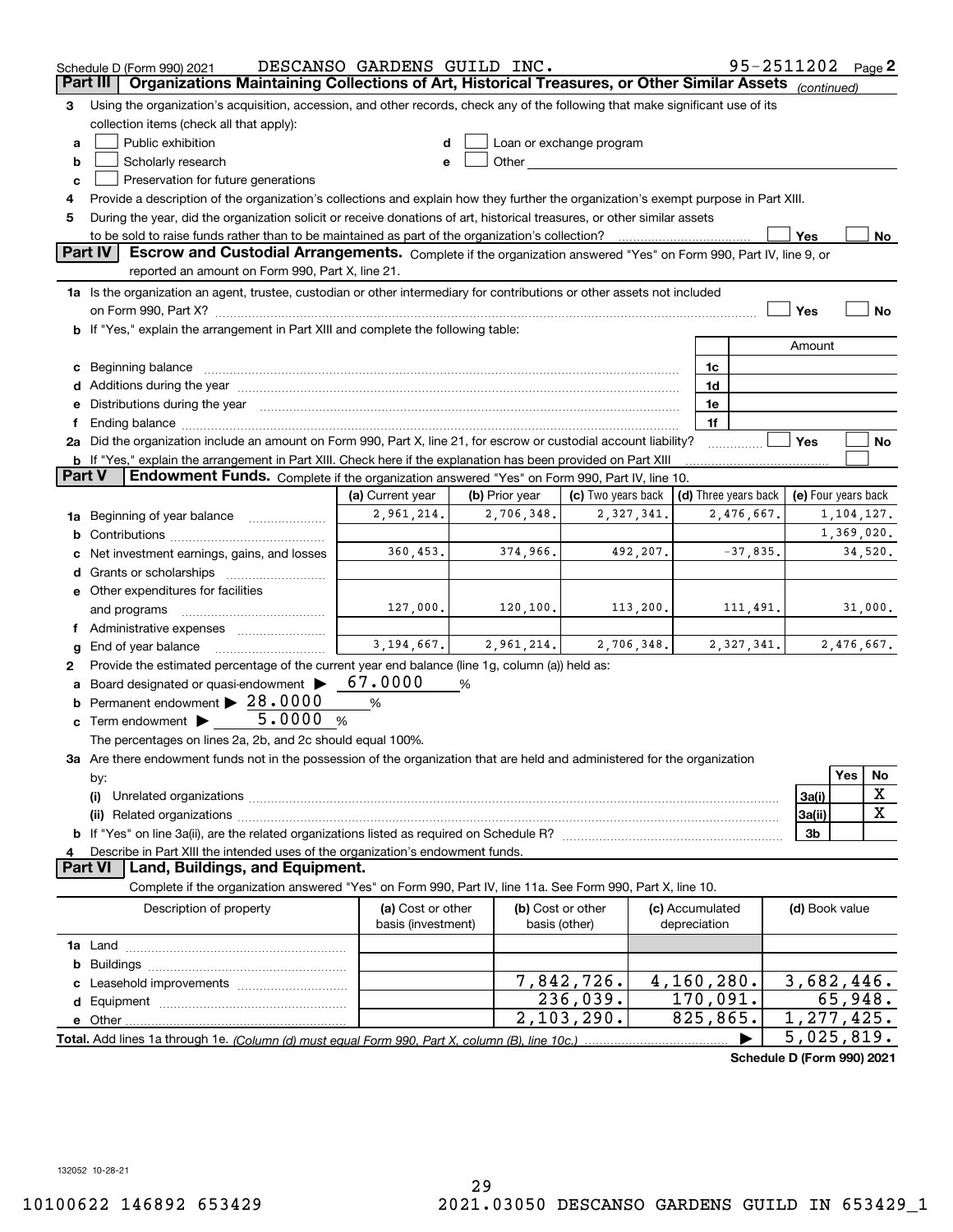Schedule D (Form 990) 2021 DESCANSO GARDENS GUILD INC. 95-2511202 Page 2

## Part III | Organizations Maintaining Collections of Art, Historical Treasures, or Other Similar Assets (continued)

**3** Using the organization's acquisition, accession, and other records, check any of the following that make significant use of its collection items (check all that apply):

- **a** ☐ Public exhibition
- **b** ☐ Scholarly research
- **c** ☐ Preservation for future generations
- **d** ☐ Loan or exchange program
- **e** ☐ Other

**4** Provide a description of the organization's collections and explain how they further the organization's exempt purpose in Part XIII.

**5** During the year, did the organization solicit or receive donations of art, historical treasures, or other similar assets to be sold to raise funds rather than to be maintained as part of the organization's collection? ☐ Yes ☐ No

## Part IV | Escrow and Custodial Arrangements.

Complete if the organization answered "Yes" on Form 990, Part IV, line 9, or reported an amount on Form 990, Part X, line 21.

**1a** Is the organization an agent, trustee, custodian or other intermediary for contributions or other assets not included on Form 990, Part X? ☐ Yes ☐ No

**b** If "Yes," explain the arrangement in Part XIII and complete the following table:

| | | Amount |
|---|---|---|
| **c** Beginning balance | 1c | |
| **d** Additions during the year | 1d | |
| **e** Distributions during the year | 1e | |
| **f** Ending balance | 1f | |

**2a** Did the organization include an amount on Form 990, Part X, line 21, for escrow or custodial account liability? ☐ Yes ☐ No

**b** If "Yes," explain the arrangement in Part XIII. Check here if the explanation has been provided on Part XIII ☐

## Part V | Endowment Funds.

Complete if the organization answered "Yes" on Form 990, Part IV, line 10.

| | (a) Current year | (b) Prior year | (c) Two years back | (d) Three years back | (e) Four years back |
|---|---|---|---|---|---|
| **1a** Beginning of year balance | 2,961,214. | 2,706,348. | 2,327,341. | 2,476,667. | 1,104,127. |
| **b** Contributions | | | | | 1,369,020. |
| **c** Net investment earnings, gains, and losses | 360,453. | 374,966. | 492,207. | -37,835. | 34,520. |
| **d** Grants or scholarships | | | | | |
| **e** Other expenditures for facilities and programs | 127,000. | 120,100. | 113,200. | 111,491. | 31,000. |
| **f** Administrative expenses | | | | | |
| **g** End of year balance | 3,194,667. | 2,961,214. | 2,706,348. | 2,327,341. | 2,476,667. |

**2** Provide the estimated percentage of the current year end balance (line 1g, column (a)) held as:

- **a** Board designated or quasi-endowment ▶ 67.0000 %
- **b** Permanent endowment ▶ 28.0000 %
- **c** Term endowment ▶ 5.0000 %

The percentages on lines 2a, 2b, and 2c should equal 100%.

**3a** Are there endowment funds not in the possession of the organization that are held and administered for the organization by:

| | | Yes | No |
|---|---|---|---|
| **(i)** Unrelated organizations | 3a(i) | | X |
| **(ii)** Related organizations | 3a(ii) | | X |
| **b** If "Yes" on line 3a(ii), are the related organizations listed as required on Schedule R? | 3b | | |

**4** Describe in Part XIII the intended uses of the organization's endowment funds.

## Part VI | Land, Buildings, and Equipment.

Complete if the organization answered "Yes" on Form 990, Part IV, line 11a. See Form 990, Part X, line 10.

| Description of property | (a) Cost or other basis (investment) | (b) Cost or other basis (other) | (c) Accumulated depreciation | (d) Book value |
|---|---|---|---|---|
| **1a** Land | | | | |
| **b** Buildings | | | | |
| **c** Leasehold improvements | | 7,842,726. | 4,160,280. | 3,682,446. |
| **d** Equipment | | 236,039. | 170,091. | 65,948. |
| **e** Other | | 2,103,290. | 825,865. | 1,277,425. |
| **Total.** Add lines 1a through 1e. *(Column (d) must equal Form 990, Part X, column (B), line 10c.)* ▶ | | | | 5,025,819. |

**Schedule D (Form 990) 2021**

132052 10-28-21

10100622 146892 653429 2021.03050 DESCANSO GARDENS GUILD IN 653429_1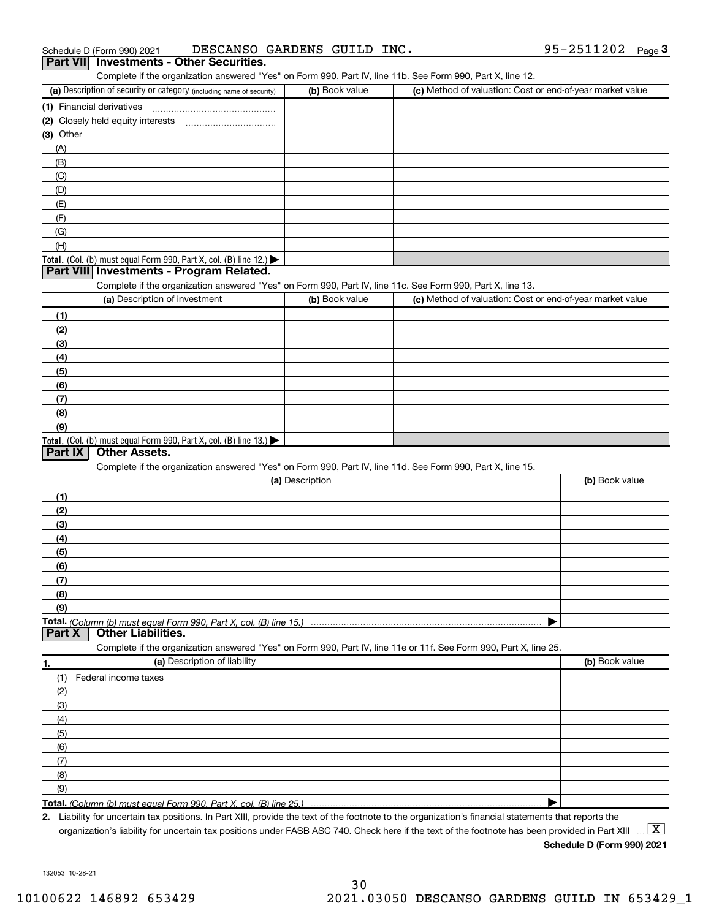Schedule D (Form 990) 2021 DESCANSO GARDENS GUILD INC. 95-2511202 Page 3

## Part VII Investments - Other Securities.

Complete if the organization answered "Yes" on Form 990, Part IV, line 11b. See Form 990, Part X, line 12.

| (a) Description of security or category (including name of security) | (b) Book value | (c) Method of valuation: Cost or end-of-year market value |
|---|---|---|
| (1) Financial derivatives | | |
| (2) Closely held equity interests | | |
| (3) Other | | |
| (A) | | |
| (B) | | |
| (C) | | |
| (D) | | |
| (E) | | |
| (F) | | |
| (G) | | |
| (H) | | |
| **Total.** (Col. (b) must equal Form 990, Part X, col. (B) line 12.) ▶ | | |

## Part VIII Investments - Program Related.

Complete if the organization answered "Yes" on Form 990, Part IV, line 11c. See Form 990, Part X, line 13.

| (a) Description of investment | (b) Book value | (c) Method of valuation: Cost or end-of-year market value |
|---|---|---|
| (1) | | |
| (2) | | |
| (3) | | |
| (4) | | |
| (5) | | |
| (6) | | |
| (7) | | |
| (8) | | |
| (9) | | |
| **Total.** (Col. (b) must equal Form 990, Part X, col. (B) line 13.) ▶ | | |

## Part IX Other Assets.

Complete if the organization answered "Yes" on Form 990, Part IV, line 11d. See Form 990, Part X, line 15.

| (a) Description | (b) Book value |
|---|---|
| (1) | |
| (2) | |
| (3) | |
| (4) | |
| (5) | |
| (6) | |
| (7) | |
| (8) | |
| (9) | |
| **Total.** *(Column (b) must equal Form 990, Part X, col. (B) line 15.)* ▶ | |

## Part X Other Liabilities.

Complete if the organization answered "Yes" on Form 990, Part IV, line 11e or 11f. See Form 990, Part X, line 25.

| 1. (a) Description of liability | (b) Book value |
|---|---|
| (1) Federal income taxes | |
| (2) | |
| (3) | |
| (4) | |
| (5) | |
| (6) | |
| (7) | |
| (8) | |
| (9) | |
| **Total.** *(Column (b) must equal Form 990, Part X, col. (B) line 25.)* ▶ | |

**2.** Liability for uncertain tax positions. In Part XIII, provide the text of the footnote to the organization's financial statements that reports the organization's liability for uncertain tax positions under FASB ASC 740. Check here if the text of the footnote has been provided in Part XIII ... [X]

**Schedule D (Form 990) 2021**

132053 10-28-21

10100622 146892 653429 2021.03050 DESCANSO GARDENS GUILD IN 653429_1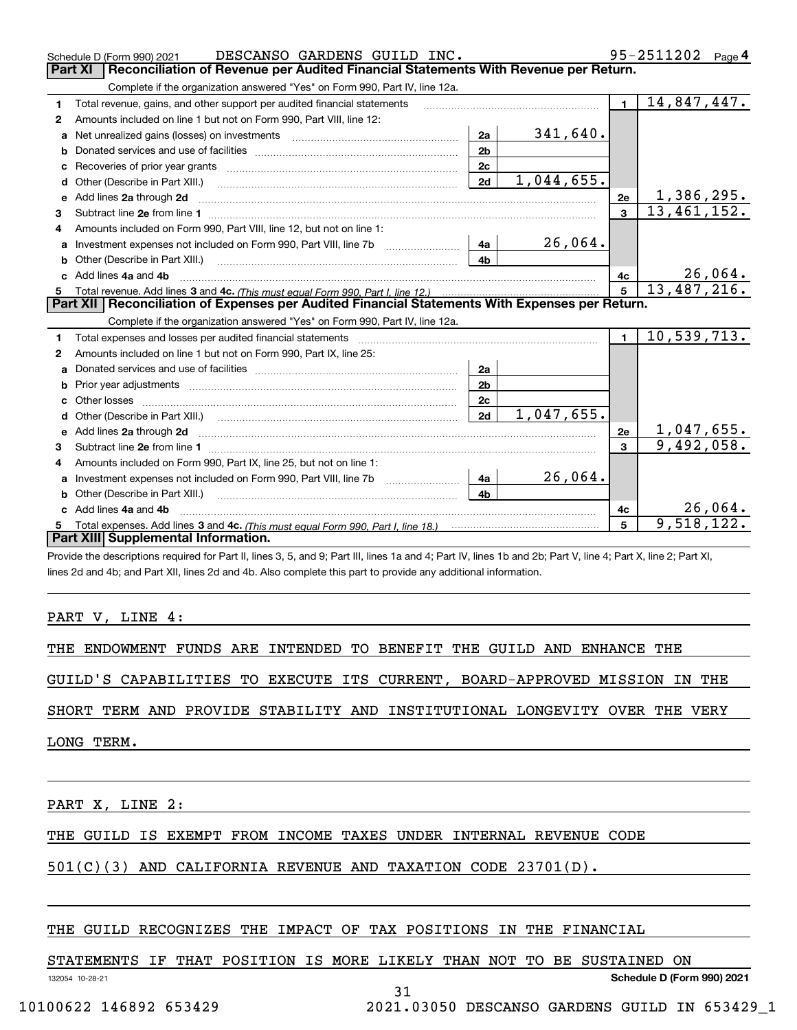Schedule D (Form 990) 2021 DESCANSO GARDENS GUILD INC. 95-2511202 Page 4

## Part XI Reconciliation of Revenue per Audited Financial Statements With Revenue per Return.

Complete if the organization answered "Yes" on Form 990, Part IV, line 12a.

| | | | | | |
|---|---|---|---|---|---|
| 1 | Total revenue, gains, and other support per audited financial statements | | | 1 | 14,847,447. |
| 2 | Amounts included on line 1 but not on Form 990, Part VIII, line 12: | | | | |
| a | Net unrealized gains (losses) on investments | 2a | 341,640. | | |
| b | Donated services and use of facilities | 2b | | | |
| c | Recoveries of prior year grants | 2c | | | |
| d | Other (Describe in Part XIII.) | 2d | 1,044,655. | | |
| e | Add lines 2a through 2d | | | 2e | 1,386,295. |
| 3 | Subtract line 2e from line 1 | | | 3 | 13,461,152. |
| 4 | Amounts included on Form 990, Part VIII, line 12, but not on line 1: | | | | |
| a | Investment expenses not included on Form 990, Part VIII, line 7b | 4a | 26,064. | | |
| b | Other (Describe in Part XIII.) | 4b | | | |
| c | Add lines 4a and 4b | | | 4c | 26,064. |
| 5 | Total revenue. Add lines 3 and 4c. *(This must equal Form 990, Part I, line 12.)* | | | 5 | 13,487,216. |

## Part XII Reconciliation of Expenses per Audited Financial Statements With Expenses per Return.

Complete if the organization answered "Yes" on Form 990, Part IV, line 12a.

| | | | | | |
|---|---|---|---|---|---|
| 1 | Total expenses and losses per audited financial statements | | | 1 | 10,539,713. |
| 2 | Amounts included on line 1 but not on Form 990, Part IX, line 25: | | | | |
| a | Donated services and use of facilities | 2a | | | |
| b | Prior year adjustments | 2b | | | |
| c | Other losses | 2c | | | |
| d | Other (Describe in Part XIII.) | 2d | 1,047,655. | | |
| e | Add lines 2a through 2d | | | 2e | 1,047,655. |
| 3 | Subtract line 2e from line 1 | | | 3 | 9,492,058. |
| 4 | Amounts included on Form 990, Part IX, line 25, but not on line 1: | | | | |
| a | Investment expenses not included on Form 990, Part VIII, line 7b | 4a | 26,064. | | |
| b | Other (Describe in Part XIII.) | 4b | | | |
| c | Add lines 4a and 4b | | | 4c | 26,064. |
| 5 | Total expenses. Add lines 3 and 4c. *(This must equal Form 990, Part I, line 18.)* | | | 5 | 9,518,122. |

## Part XIII Supplemental Information.

Provide the descriptions required for Part II, lines 3, 5, and 9; Part III, lines 1a and 4; Part IV, lines 1b and 2b; Part V, line 4; Part X, line 2; Part XI, lines 2d and 4b; and Part XII, lines 2d and 4b. Also complete this part to provide any additional information.

PART V, LINE 4:

THE ENDOWMENT FUNDS ARE INTENDED TO BENEFIT THE GUILD AND ENHANCE THE GUILD'S CAPABILITIES TO EXECUTE ITS CURRENT, BOARD-APPROVED MISSION IN THE SHORT TERM AND PROVIDE STABILITY AND INSTITUTIONAL LONGEVITY OVER THE VERY LONG TERM.

PART X, LINE 2:

THE GUILD IS EXEMPT FROM INCOME TAXES UNDER INTERNAL REVENUE CODE 501(C)(3) AND CALIFORNIA REVENUE AND TAXATION CODE 23701(D).

THE GUILD RECOGNIZES THE IMPACT OF TAX POSITIONS IN THE FINANCIAL STATEMENTS IF THAT POSITION IS MORE LIKELY THAN NOT TO BE SUSTAINED ON

132054 10-28-21 Schedule D (Form 990) 2021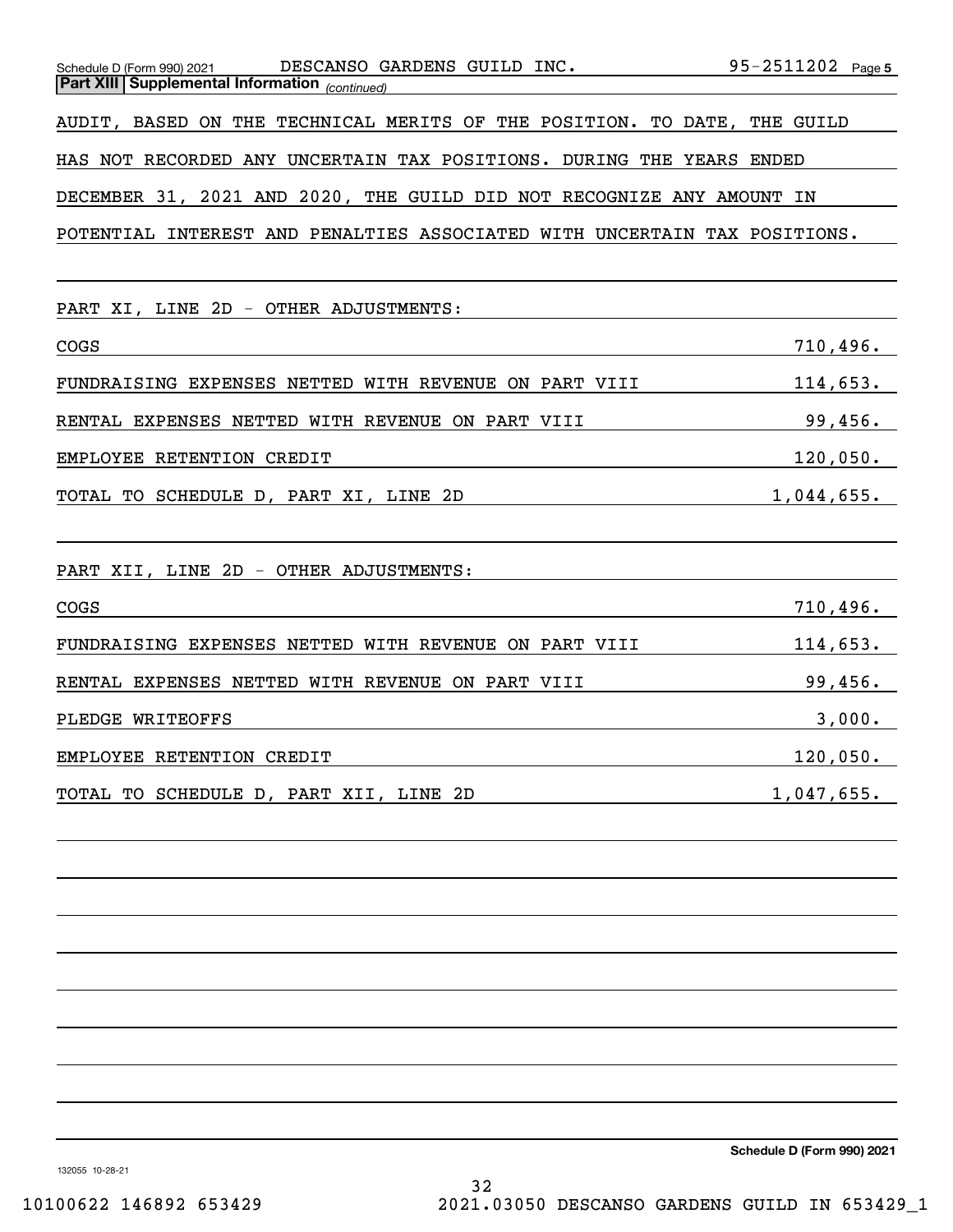**Part XIII Supplemental Information** *(continued)*

AUDIT, BASED ON THE TECHNICAL MERITS OF THE POSITION. TO DATE, THE GUILD HAS NOT RECORDED ANY UNCERTAIN TAX POSITIONS. DURING THE YEARS ENDED DECEMBER 31, 2021 AND 2020, THE GUILD DID NOT RECOGNIZE ANY AMOUNT IN POTENTIAL INTEREST AND PENALTIES ASSOCIATED WITH UNCERTAIN TAX POSITIONS.

PART XI, LINE 2D - OTHER ADJUSTMENTS:

| | |
|---|---|
| COGS | 710,496. |
| FUNDRAISING EXPENSES NETTED WITH REVENUE ON PART VIII | 114,653. |
| RENTAL EXPENSES NETTED WITH REVENUE ON PART VIII | 99,456. |
| EMPLOYEE RETENTION CREDIT | 120,050. |
| TOTAL TO SCHEDULE D, PART XI, LINE 2D | 1,044,655. |

PART XII, LINE 2D - OTHER ADJUSTMENTS:

| | |
|---|---|
| COGS | 710,496. |
| FUNDRAISING EXPENSES NETTED WITH REVENUE ON PART VIII | 114,653. |
| RENTAL EXPENSES NETTED WITH REVENUE ON PART VIII | 99,456. |
| PLEDGE WRITEOFFS | 3,000. |
| EMPLOYEE RETENTION CREDIT | 120,050. |
| TOTAL TO SCHEDULE D, PART XII, LINE 2D | 1,047,655. |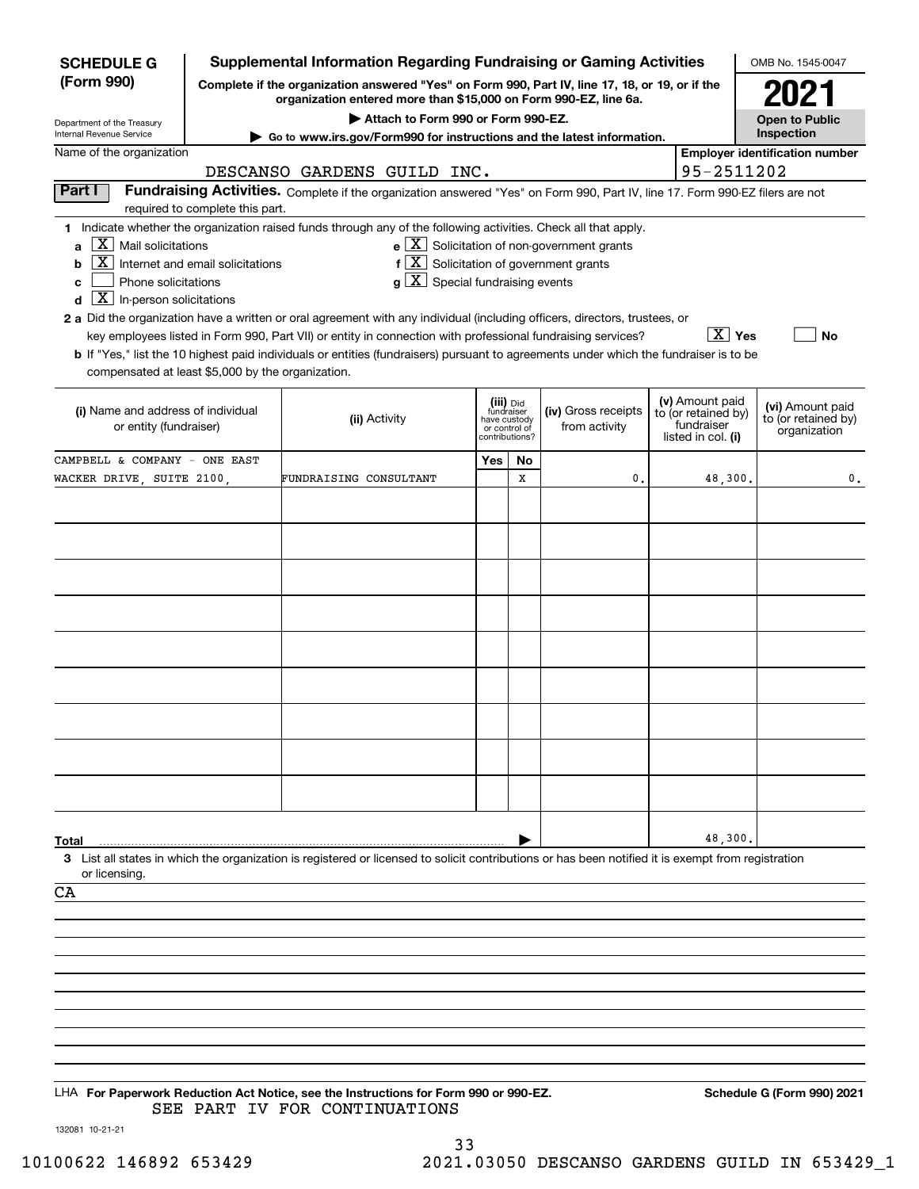**SCHEDULE G (Form 990)**

Department of the Treasury
Internal Revenue Service

# Supplemental Information Regarding Fundraising or Gaming Activities

**Complete if the organization answered "Yes" on Form 990, Part IV, line 17, 18, or 19, or if the organization entered more than $15,000 on Form 990-EZ, line 6a.**

**▶ Attach to Form 990 or Form 990-EZ.**

**▶ Go to www.irs.gov/Form990 for instructions and the latest information.**

OMB No. 1545-0047

**2021**

**Open to Public Inspection**

Name of the organization: DESCANSO GARDENS GUILD INC.

Employer identification number: 95-2511202

## Part I Fundraising Activities.

Complete if the organization answered "Yes" on Form 990, Part IV, line 17. Form 990-EZ filers are not required to complete this part.

**1** Indicate whether the organization raised funds through any of the following activities. Check all that apply.

- **a** [X] Mail solicitations
- **b** [X] Internet and email solicitations
- **c** [ ] Phone solicitations
- **d** [X] In-person solicitations
- **e** [X] Solicitation of non-government grants
- **f** [X] Solicitation of government grants
- **g** [X] Special fundraising events

**2 a** Did the organization have a written or oral agreement with any individual (including officers, directors, trustees, or key employees listed in Form 990, Part VII) or entity in connection with professional fundraising services? [X] **Yes** [ ] **No**

**b** If "Yes," list the 10 highest paid individuals or entities (fundraisers) pursuant to agreements under which the fundraiser is to be compensated at least $5,000 by the organization.

| (i) Name and address of individual or entity (fundraiser) | (ii) Activity | (iii) Did fundraiser have custody or control of contributions? Yes | No | (iv) Gross receipts from activity | (v) Amount paid to (or retained by) fundraiser listed in col. (i) | (vi) Amount paid to (or retained by) organization |
|---|---|---|---|---|---|---|
| CAMPBELL & COMPANY - ONE EAST WACKER DRIVE, SUITE 2100, | FUNDRAISING CONSULTANT | | X | 0. | 48,300. | 0. |
| | | | | | | |
| | | | | | | |
| | | | | | | |
| | | | | | | |
| | | | | | | |
| | | | | | | |
| | | | | | | |
| | | | | | | |
| | | | | | | |
| **Total** | | | | | 48,300. | |

**3** List all states in which the organization is registered or licensed to solicit contributions or has been notified it is exempt from registration or licensing.

CA

LHA **For Paperwork Reduction Act Notice, see the Instructions for Form 990 or 990-EZ.**

**Schedule G (Form 990) 2021**

SEE PART IV FOR CONTINUATIONS

132081 10-21-21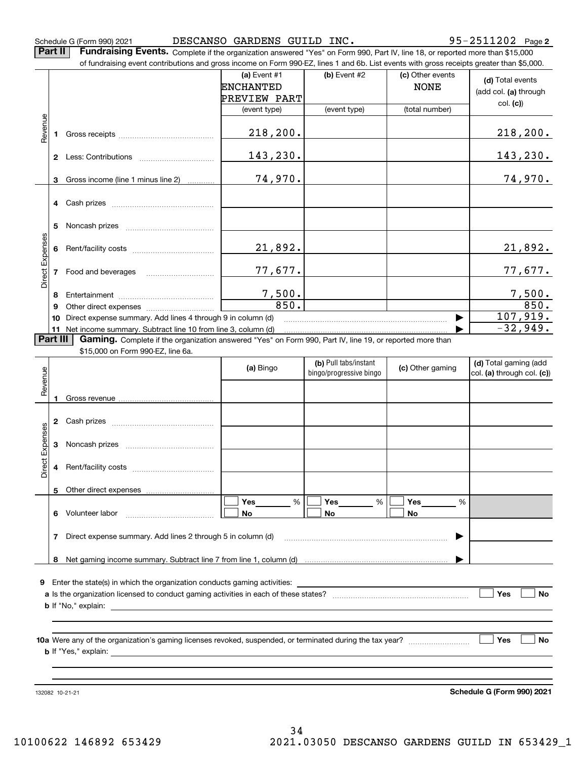Schedule G (Form 990) 2021 DESCANSO GARDENS GUILD INC. 95-2511202 Page 2

**Part II** **Fundraising Events.** Complete if the organization answered "Yes" on Form 990, Part IV, line 18, or reported more than $15,000 of fundraising event contributions and gross income on Form 990-EZ, lines 1 and 6b. List events with gross receipts greater than $5,000.

| | | (a) Event #1 ENCHANTED PREVIEW PART (event type) | (b) Event #2 (event type) | (c) Other events NONE (total number) | (d) Total events (add col. (a) through col. (c)) |
|---|---|---|---|---|---|
| Revenue | 1 Gross receipts | 218,200. | | | 218,200. |
| | 2 Less: Contributions | 143,230. | | | 143,230. |
| | 3 Gross income (line 1 minus line 2) | 74,970. | | | 74,970. |
| Direct Expenses | 4 Cash prizes | | | | |
| | 5 Noncash prizes | | | | |
| | 6 Rent/facility costs | 21,892. | | | 21,892. |
| | 7 Food and beverages | 77,677. | | | 77,677. |
| | 8 Entertainment | 7,500. | | | 7,500. |
| | 9 Other direct expenses | 850. | | | 850. |
| | 10 Direct expense summary. Add lines 4 through 9 in column (d) | | | | 107,919. |
| | 11 Net income summary. Subtract line 10 from line 3, column (d) | | | | -32,949. |

**Part III** **Gaming.** Complete if the organization answered "Yes" on Form 990, Part IV, line 19, or reported more than $15,000 on Form 990-EZ, line 6a.

| | | (a) Bingo | (b) Pull tabs/instant bingo/progressive bingo | (c) Other gaming | (d) Total gaming (add col. (a) through col. (c)) |
|---|---|---|---|---|---|
| Revenue | 1 Gross revenue | | | | |
| Direct Expenses | 2 Cash prizes | | | | |
| | 3 Noncash prizes | | | | |
| | 4 Rent/facility costs | | | | |
| | 5 Other direct expenses | | | | |
| | 6 Volunteer labor | Yes ___ % / No | Yes ___ % / No | Yes ___ % / No | |
| | 7 Direct expense summary. Add lines 2 through 5 in column (d) | | | | |
| | 8 Net gaming income summary. Subtract line 7 from line 1, column (d) | | | | |

9 Enter the state(s) in which the organization conducts gaming activities:

a Is the organization licensed to conduct gaming activities in each of these states? ☐ Yes ☐ No

b If "No," explain:

10a Were any of the organization's gaming licenses revoked, suspended, or terminated during the tax year? ☐ Yes ☐ No

b If "Yes," explain:

132082 10-21-21 **Schedule G (Form 990) 2021**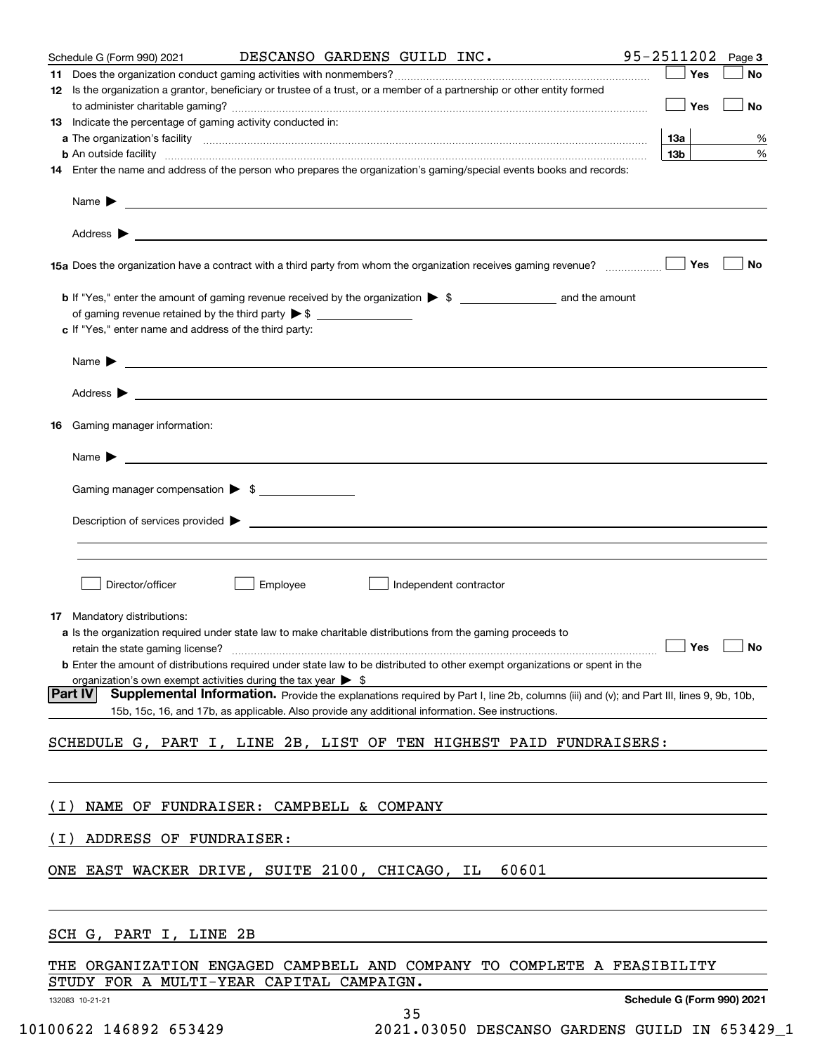Schedule G (Form 990) 2021 DESCANSO GARDENS GUILD INC. 95-2511202 Page **3**

**11** Does the organization conduct gaming activities with nonmembers? ☐ Yes ☐ No

**12** Is the organization a grantor, beneficiary or trustee of a trust, or a member of a partnership or other entity formed to administer charitable gaming? ☐ Yes ☐ No

**13** Indicate the percentage of gaming activity conducted in:

**a** The organization's facility **13a** %

**b** An outside facility **13b** %

**14** Enter the name and address of the person who prepares the organization's gaming/special events books and records:

Name ▶

Address ▶

**15a** Does the organization have a contract with a third party from whom the organization receives gaming revenue? ☐ Yes ☐ No

**b** If "Yes," enter the amount of gaming revenue received by the organization ▶ $ and the amount of gaming revenue retained by the third party ▶ $

**c** If "Yes," enter name and address of the third party:

Name ▶

Address ▶

**16** Gaming manager information:

Name ▶

Gaming manager compensation ▶ $

Description of services provided ▶

☐ Director/officer ☐ Employee ☐ Independent contractor

**17** Mandatory distributions:

**a** Is the organization required under state law to make charitable distributions from the gaming proceeds to retain the state gaming license? ☐ Yes ☐ No

**b** Enter the amount of distributions required under state law to be distributed to other exempt organizations or spent in the organization's own exempt activities during the tax year ▶ $

**Part IV** **Supplemental Information.** Provide the explanations required by Part I, line 2b, columns (iii) and (v); and Part III, lines 9, 9b, 10b, 15b, 15c, 16, and 17b, as applicable. Also provide any additional information. See instructions.

SCHEDULE G, PART I, LINE 2B, LIST OF TEN HIGHEST PAID FUNDRAISERS:

(I) NAME OF FUNDRAISER: CAMPBELL & COMPANY

(I) ADDRESS OF FUNDRAISER:

ONE EAST WACKER DRIVE, SUITE 2100, CHICAGO, IL 60601

SCH G, PART I, LINE 2B

THE ORGANIZATION ENGAGED CAMPBELL AND COMPANY TO COMPLETE A FEASIBILITY STUDY FOR A MULTI-YEAR CAPITAL CAMPAIGN.

132083 10-21-21 **Schedule G (Form 990) 2021**

10100622 146892 653429 2021.03050 DESCANSO GARDENS GUILD IN 653429_1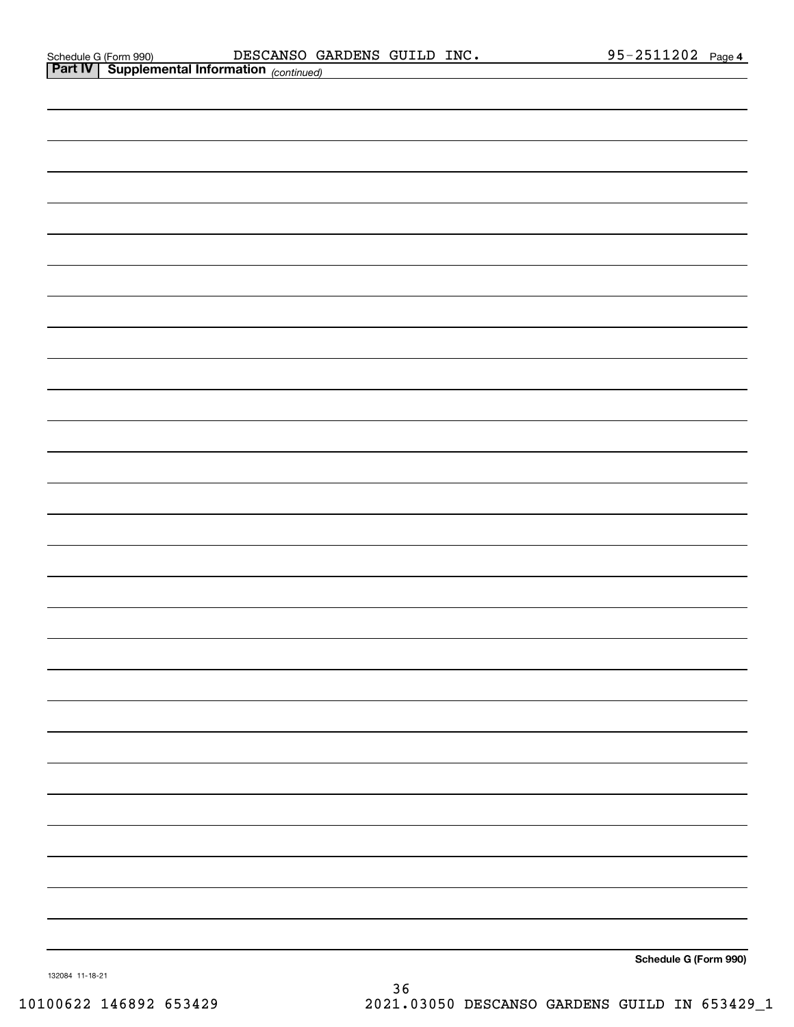## Part IV | Supplemental Information *(continued)*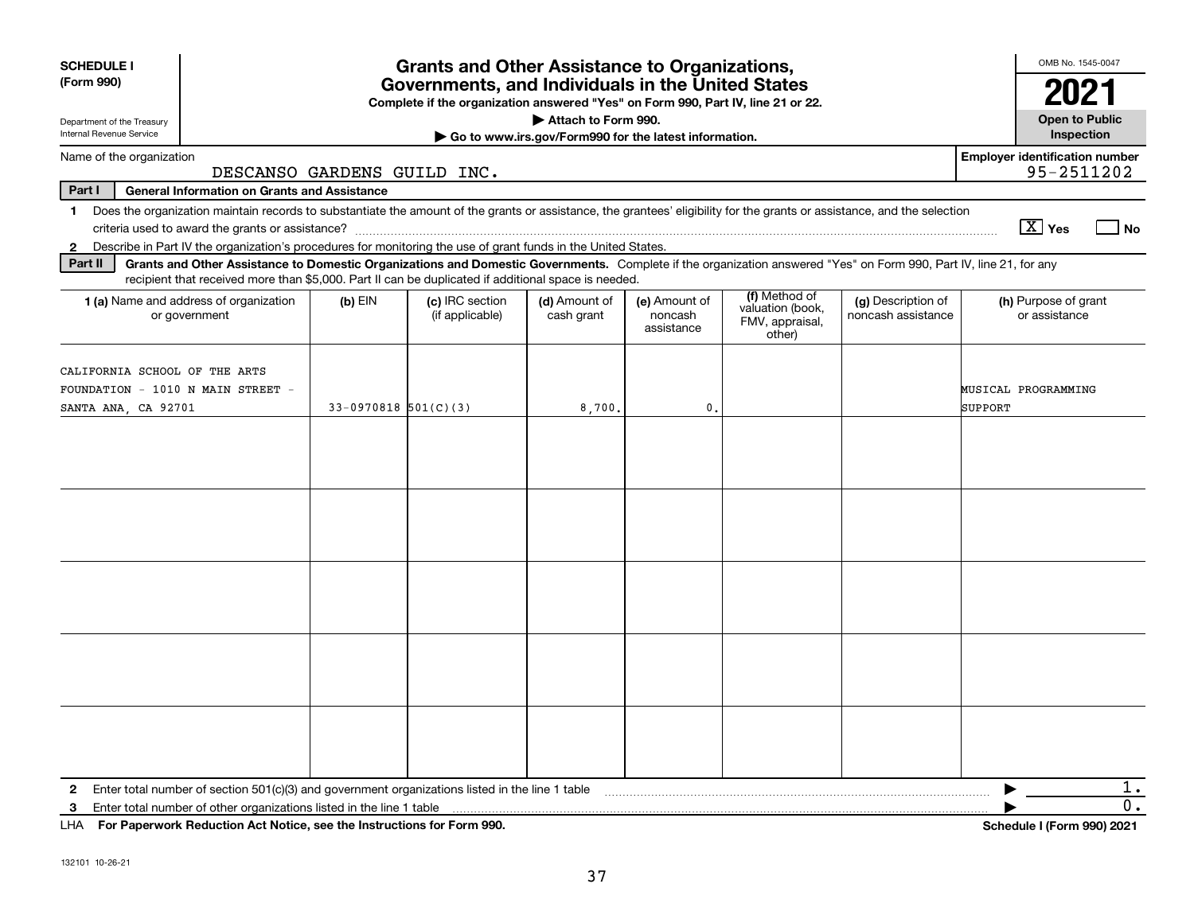**SCHEDULE I (Form 990)**

Department of the Treasury
Internal Revenue Service

# Grants and Other Assistance to Organizations, Governments, and Individuals in the United States

**Complete if the organization answered "Yes" on Form 990, Part IV, line 21 or 22.**

**▶ Attach to Form 990.**

**▶ Go to www.irs.gov/Form990 for the latest information.**

OMB No. 1545-0047

**2021**

**Open to Public Inspection**

Name of the organization: DESCANSO GARDENS GUILD INC.

**Employer identification number:** 95-2511202

**Part I — General Information on Grants and Assistance**

1 Does the organization maintain records to substantiate the amount of the grants or assistance, the grantees' eligibility for the grants or assistance, and the selection criteria used to award the grants or assistance? [X] Yes [ ] No

2 Describe in Part IV the organization's procedures for monitoring the use of grant funds in the United States.

**Part II — Grants and Other Assistance to Domestic Organizations and Domestic Governments.** Complete if the organization answered "Yes" on Form 990, Part IV, line 21, for any recipient that received more than $5,000. Part II can be duplicated if additional space is needed.

| 1 (a) Name and address of organization or government | (b) EIN | (c) IRC section (if applicable) | (d) Amount of cash grant | (e) Amount of noncash assistance | (f) Method of valuation (book, FMV, appraisal, other) | (g) Description of noncash assistance | (h) Purpose of grant or assistance |
|---|---|---|---|---|---|---|---|
| CALIFORNIA SCHOOL OF THE ARTS FOUNDATION - 1010 N MAIN STREET - SANTA ANA, CA 92701 | 33-0970818 | 501(C)(3) | 8,700. | 0. | | | MUSICAL PROGRAMMING SUPPORT |
| | | | | | | | |
| | | | | | | | |
| | | | | | | | |
| | | | | | | | |
| | | | | | | | |

2 Enter total number of section 501(c)(3) and government organizations listed in the line 1 table ▶ 1.

3 Enter total number of other organizations listed in the line 1 table ▶ 0.

LHA **For Paperwork Reduction Act Notice, see the Instructions for Form 990.** **Schedule I (Form 990) 2021**

132101 10-26-21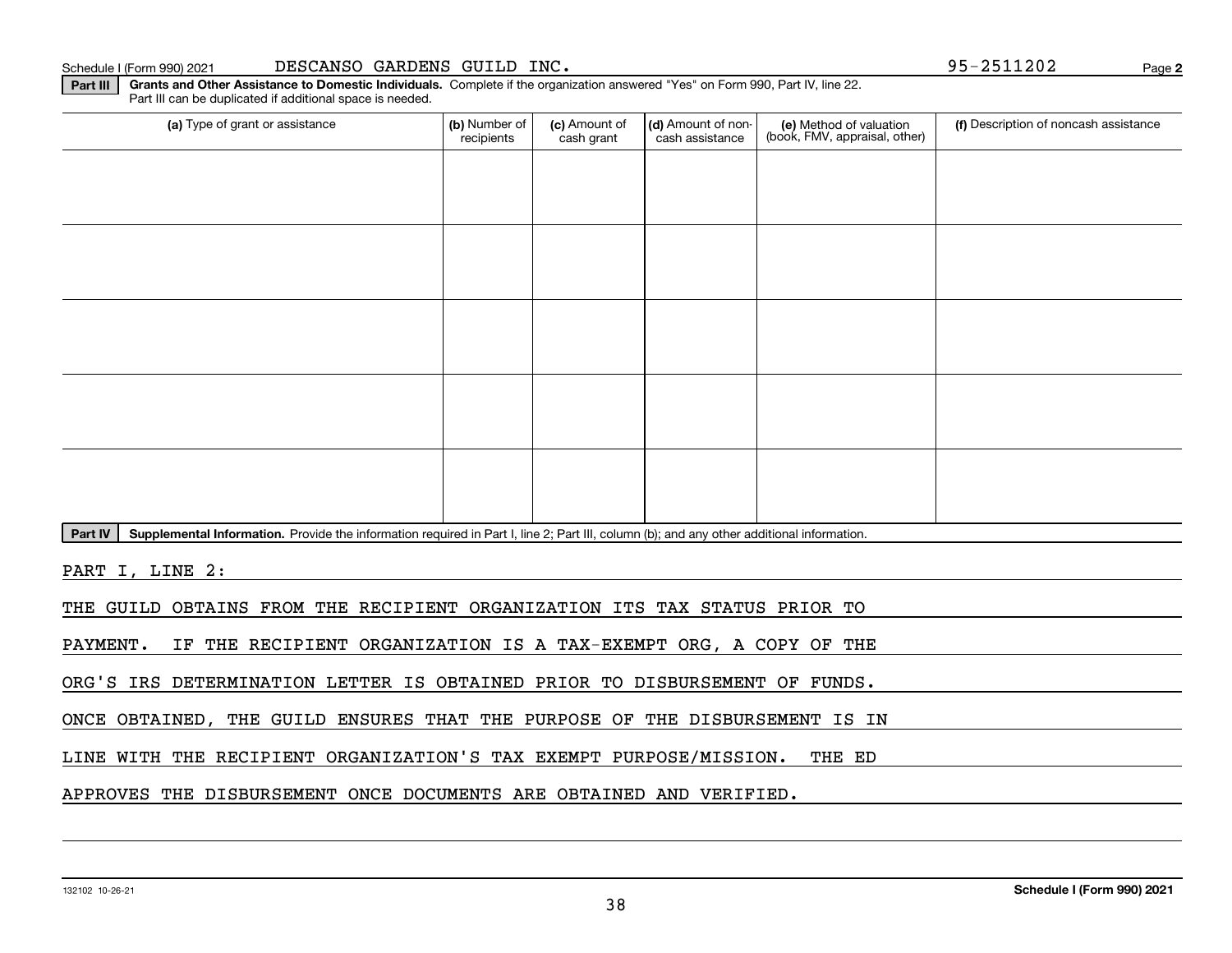Schedule I (Form 990) 2021 DESCANSO GARDENS GUILD INC. 95-2511202 Page **2**

**Part III** **Grants and Other Assistance to Domestic Individuals.** Complete if the organization answered "Yes" on Form 990, Part IV, line 22. Part III can be duplicated if additional space is needed.

| (a) Type of grant or assistance | (b) Number of recipients | (c) Amount of cash grant | (d) Amount of non-cash assistance | (e) Method of valuation (book, FMV, appraisal, other) | (f) Description of noncash assistance |
|---|---|---|---|---|---|
| | | | | | |
| | | | | | |
| | | | | | |
| | | | | | |
| | | | | | |

**Part IV** **Supplemental Information.** Provide the information required in Part I, line 2; Part III, column (b); and any other additional information.

PART I, LINE 2:

THE GUILD OBTAINS FROM THE RECIPIENT ORGANIZATION ITS TAX STATUS PRIOR TO PAYMENT. IF THE RECIPIENT ORGANIZATION IS A TAX-EXEMPT ORG, A COPY OF THE ORG'S IRS DETERMINATION LETTER IS OBTAINED PRIOR TO DISBURSEMENT OF FUNDS. ONCE OBTAINED, THE GUILD ENSURES THAT THE PURPOSE OF THE DISBURSEMENT IS IN LINE WITH THE RECIPIENT ORGANIZATION'S TAX EXEMPT PURPOSE/MISSION. THE ED APPROVES THE DISBURSEMENT ONCE DOCUMENTS ARE OBTAINED AND VERIFIED.

132102 10-26-21 **Schedule I (Form 990) 2021**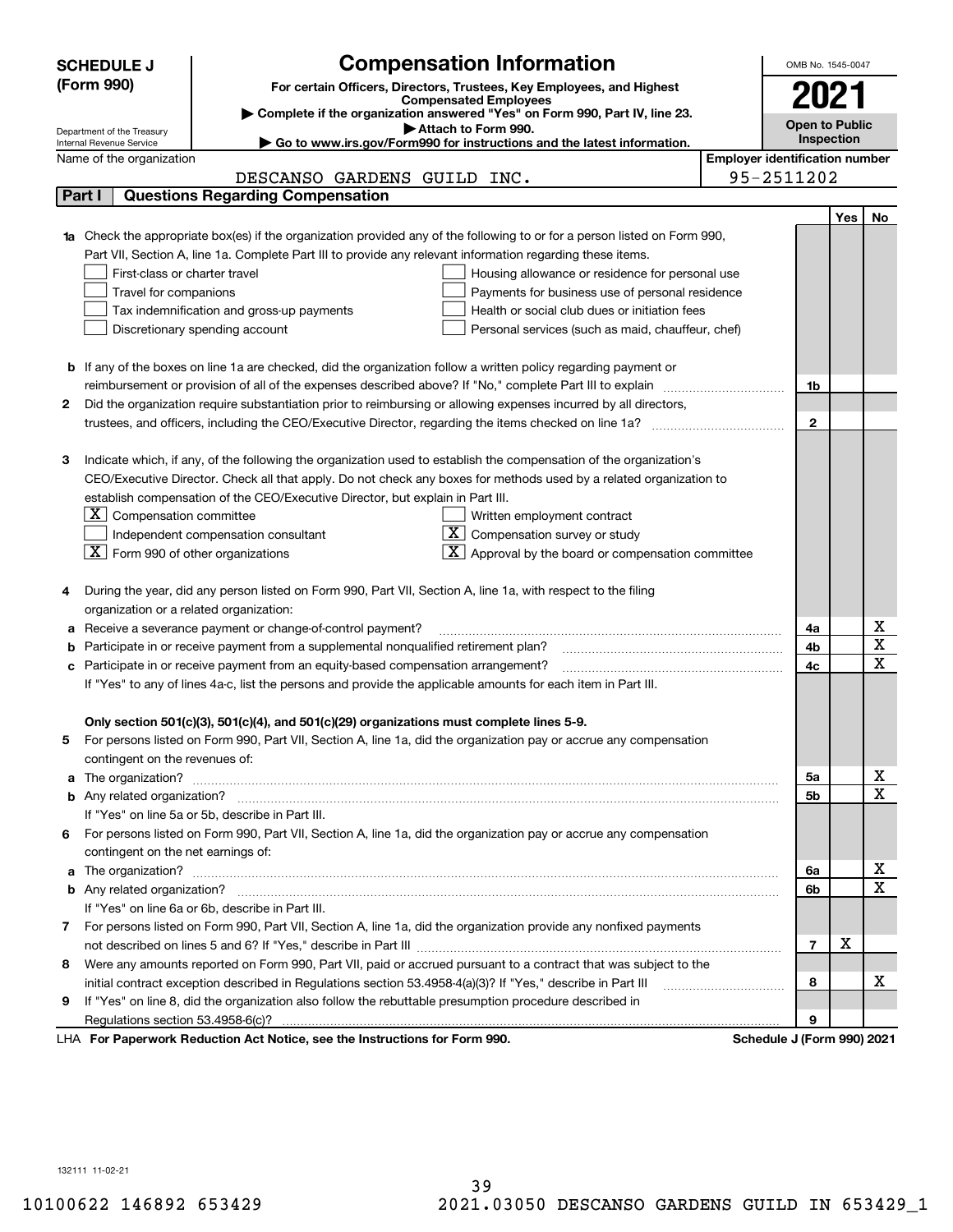**SCHEDULE J (Form 990)**

Department of the Treasury
Internal Revenue Service

# Compensation Information

**For certain Officers, Directors, Trustees, Key Employees, and Highest Compensated Employees**

▶ **Complete if the organization answered "Yes" on Form 990, Part IV, line 23.**

▶ **Attach to Form 990.**

▶ **Go to www.irs.gov/Form990 for instructions and the latest information.**

OMB No. 1545-0047

**2021**

**Open to Public Inspection**

Name of the organization: DESCANSO GARDENS GUILD INC.

Employer identification number: 95-2511202

## Part I — Questions Regarding Compensation

| | | Line | Yes | No |
|---|---|---|---|---|
| **1a** | Check the appropriate box(es) if the organization provided any of the following to or for a person listed on Form 990, Part VII, Section A, line 1a. Complete Part III to provide any relevant information regarding these items.<br>☐ First-class or charter travel ☐ Housing allowance or residence for personal use<br>☐ Travel for companions ☐ Payments for business use of personal residence<br>☐ Tax indemnification and gross-up payments ☐ Health or social club dues or initiation fees<br>☐ Discretionary spending account ☐ Personal services (such as maid, chauffeur, chef) | | | |
| **b** | If any of the boxes on line 1a are checked, did the organization follow a written policy regarding payment or reimbursement or provision of all of the expenses described above? If "No," complete Part III to explain | 1b | | |
| **2** | Did the organization require substantiation prior to reimbursing or allowing expenses incurred by all directors, trustees, and officers, including the CEO/Executive Director, regarding the items checked on line 1a? | 2 | | |
| **3** | Indicate which, if any, of the following the organization used to establish the compensation of the organization's CEO/Executive Director. Check all that apply. Do not check any boxes for methods used by a related organization to establish compensation of the CEO/Executive Director, but explain in Part III.<br>☒ Compensation committee ☐ Written employment contract<br>☐ Independent compensation consultant ☒ Compensation survey or study<br>☒ Form 990 of other organizations ☒ Approval by the board or compensation committee | | | |
| **4** | During the year, did any person listed on Form 990, Part VII, Section A, line 1a, with respect to the filing organization or a related organization: | | | |
| **a** | Receive a severance payment or change-of-control payment? | 4a | | X |
| **b** | Participate in or receive payment from a supplemental nonqualified retirement plan? | 4b | | X |
| **c** | Participate in or receive payment from an equity-based compensation arrangement? | 4c | | X |
| | If "Yes" to any of lines 4a-c, list the persons and provide the applicable amounts for each item in Part III. | | | |
| | **Only section 501(c)(3), 501(c)(4), and 501(c)(29) organizations must complete lines 5-9.** | | | |
| **5** | For persons listed on Form 990, Part VII, Section A, line 1a, did the organization pay or accrue any compensation contingent on the revenues of: | | | |
| **a** | The organization? | 5a | | X |
| **b** | Any related organization? | 5b | | X |
| | If "Yes" on line 5a or 5b, describe in Part III. | | | |
| **6** | For persons listed on Form 990, Part VII, Section A, line 1a, did the organization pay or accrue any compensation contingent on the net earnings of: | | | |
| **a** | The organization? | 6a | | X |
| **b** | Any related organization? | 6b | | X |
| | If "Yes" on line 6a or 6b, describe in Part III. | | | |
| **7** | For persons listed on Form 990, Part VII, Section A, line 1a, did the organization provide any nonfixed payments not described on lines 5 and 6? If "Yes," describe in Part III | 7 | X | |
| **8** | Were any amounts reported on Form 990, Part VII, paid or accrued pursuant to a contract that was subject to the initial contract exception described in Regulations section 53.4958-4(a)(3)? If "Yes," describe in Part III | 8 | | X |
| **9** | If "Yes" on line 8, did the organization also follow the rebuttable presumption procedure described in Regulations section 53.4958-6(c)? | 9 | | |

LHA **For Paperwork Reduction Act Notice, see the Instructions for Form 990.** **Schedule J (Form 990) 2021**

132111 11-02-21

10100622 146892 653429 2021.03050 DESCANSO GARDENS GUILD IN 653429_1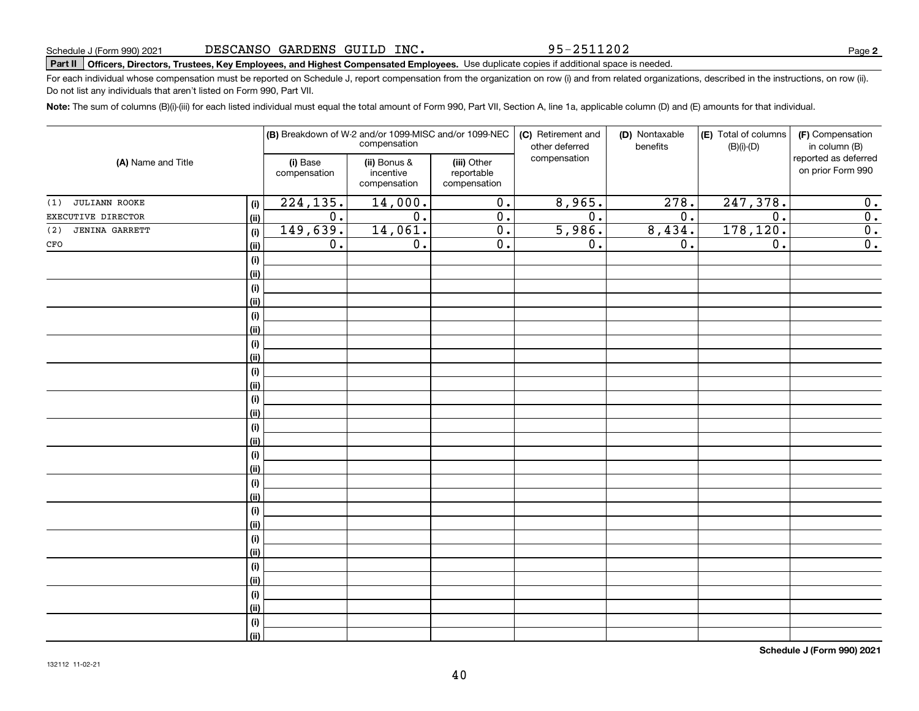Schedule J (Form 990) 2021 DESCANSO GARDENS GUILD INC. 95-2511202

**Part II** **Officers, Directors, Trustees, Key Employees, and Highest Compensated Employees.** Use duplicate copies if additional space is needed.

For each individual whose compensation must be reported on Schedule J, report compensation from the organization on row (i) and from related organizations, described in the instructions, on row (ii). Do not list any individuals that aren't listed on Form 990, Part VII.

**Note:** The sum of columns (B)(i)-(iii) for each listed individual must equal the total amount of Form 990, Part VII, Section A, line 1a, applicable column (D) and (E) amounts for that individual.

| (A) Name and Title | | (B) Breakdown of W-2 and/or 1099-MISC and/or 1099-NEC compensation | | | (C) Retirement and other deferred compensation | (D) Nontaxable benefits | (E) Total of columns (B)(i)-(D) | (F) Compensation in column (B) reported as deferred on prior Form 990 |
|---|---|---|---|---|---|---|---|---|
| | | (i) Base compensation | (ii) Bonus & incentive compensation | (iii) Other reportable compensation | | | | |
| (1) JULIANN ROOKE | (i) | 224,135. | 14,000. | 0. | 8,965. | 278. | 247,378. | 0. |
| EXECUTIVE DIRECTOR | (ii) | 0. | 0. | 0. | 0. | 0. | 0. | 0. |
| (2) JENINA GARRETT | (i) | 149,639. | 14,061. | 0. | 5,986. | 8,434. | 178,120. | 0. |
| CFO | (ii) | 0. | 0. | 0. | 0. | 0. | 0. | 0. |

**Schedule J (Form 990) 2021**

132112 11-02-21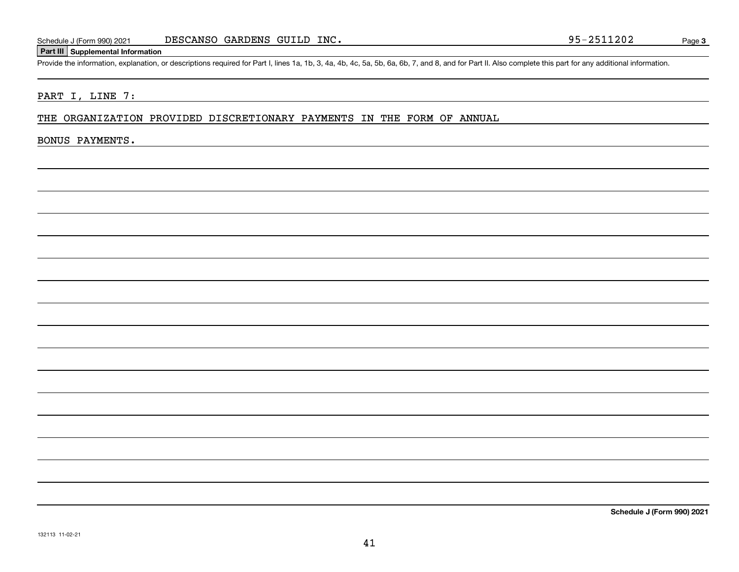## Part III Supplemental Information

Provide the information, explanation, or descriptions required for Part I, lines 1a, 1b, 3, 4a, 4b, 4c, 5a, 5b, 6a, 6b, 7, and 8, and for Part II. Also complete this part for any additional information.

PART I, LINE 7:

THE ORGANIZATION PROVIDED DISCRETIONARY PAYMENTS IN THE FORM OF ANNUAL BONUS PAYMENTS.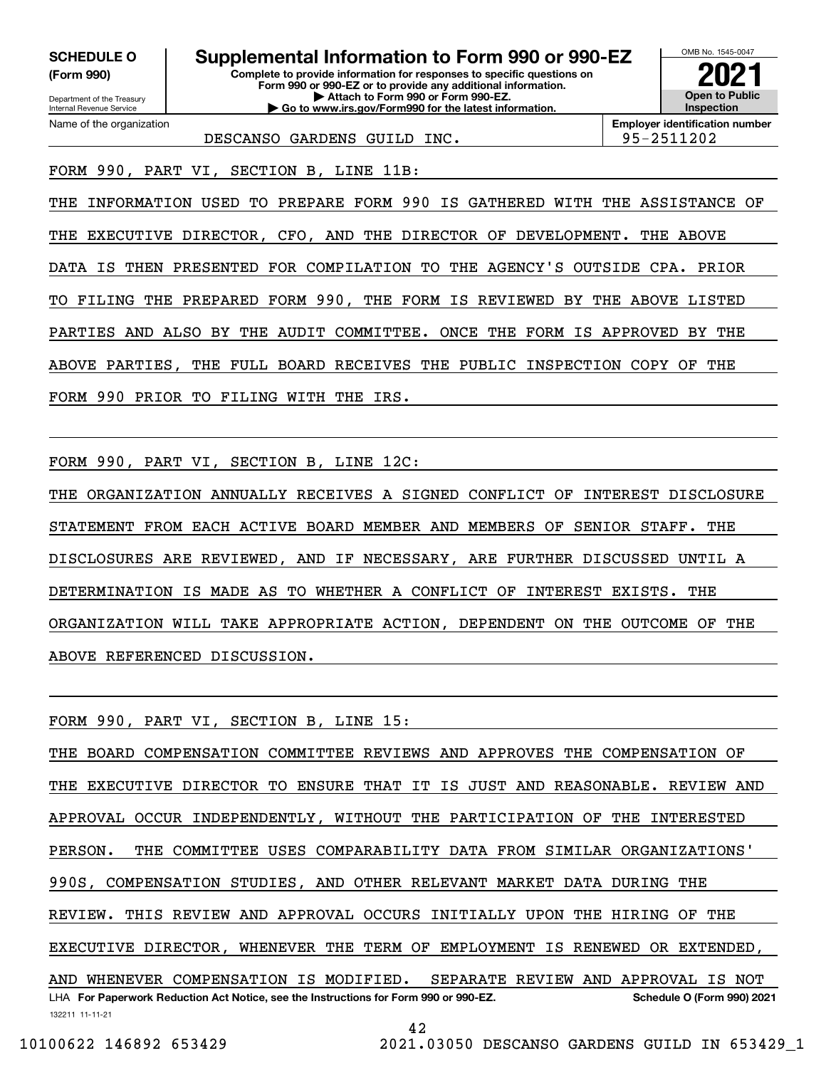**SCHEDULE O (Form 990)**

Department of the Treasury
Internal Revenue Service

# Supplemental Information to Form 990 or 990-EZ

**Complete to provide information for responses to specific questions on Form 990 or 990-EZ or to provide any additional information.**
**▶ Attach to Form 990 or Form 990-EZ.**
**▶ Go to www.irs.gov/Form990 for the latest information.**

OMB No. 1545-0047

**2021**

**Open to Public Inspection**

Name of the organization: DESCANSO GARDENS GUILD INC.

**Employer identification number:** 95-2511202

FORM 990, PART VI, SECTION B, LINE 11B:

THE INFORMATION USED TO PREPARE FORM 990 IS GATHERED WITH THE ASSISTANCE OF THE EXECUTIVE DIRECTOR, CFO, AND THE DIRECTOR OF DEVELOPMENT. THE ABOVE DATA IS THEN PRESENTED FOR COMPILATION TO THE AGENCY'S OUTSIDE CPA. PRIOR TO FILING THE PREPARED FORM 990, THE FORM IS REVIEWED BY THE ABOVE LISTED PARTIES AND ALSO BY THE AUDIT COMMITTEE. ONCE THE FORM IS APPROVED BY THE ABOVE PARTIES, THE FULL BOARD RECEIVES THE PUBLIC INSPECTION COPY OF THE FORM 990 PRIOR TO FILING WITH THE IRS.

FORM 990, PART VI, SECTION B, LINE 12C:

THE ORGANIZATION ANNUALLY RECEIVES A SIGNED CONFLICT OF INTEREST DISCLOSURE STATEMENT FROM EACH ACTIVE BOARD MEMBER AND MEMBERS OF SENIOR STAFF. THE DISCLOSURES ARE REVIEWED, AND IF NECESSARY, ARE FURTHER DISCUSSED UNTIL A DETERMINATION IS MADE AS TO WHETHER A CONFLICT OF INTEREST EXISTS. THE ORGANIZATION WILL TAKE APPROPRIATE ACTION, DEPENDENT ON THE OUTCOME OF THE ABOVE REFERENCED DISCUSSION.

FORM 990, PART VI, SECTION B, LINE 15:

THE BOARD COMPENSATION COMMITTEE REVIEWS AND APPROVES THE COMPENSATION OF THE EXECUTIVE DIRECTOR TO ENSURE THAT IT IS JUST AND REASONABLE. REVIEW AND APPROVAL OCCUR INDEPENDENTLY, WITHOUT THE PARTICIPATION OF THE INTERESTED PERSON. THE COMMITTEE USES COMPARABILITY DATA FROM SIMILAR ORGANIZATIONS' 990S, COMPENSATION STUDIES, AND OTHER RELEVANT MARKET DATA DURING THE REVIEW. THIS REVIEW AND APPROVAL OCCURS INITIALLY UPON THE HIRING OF THE EXECUTIVE DIRECTOR, WHENEVER THE TERM OF EMPLOYMENT IS RENEWED OR EXTENDED, AND WHENEVER COMPENSATION IS MODIFIED. SEPARATE REVIEW AND APPROVAL IS NOT

LHA **For Paperwork Reduction Act Notice, see the Instructions for Form 990 or 990-EZ.** **Schedule O (Form 990) 2021**

132211 11-11-21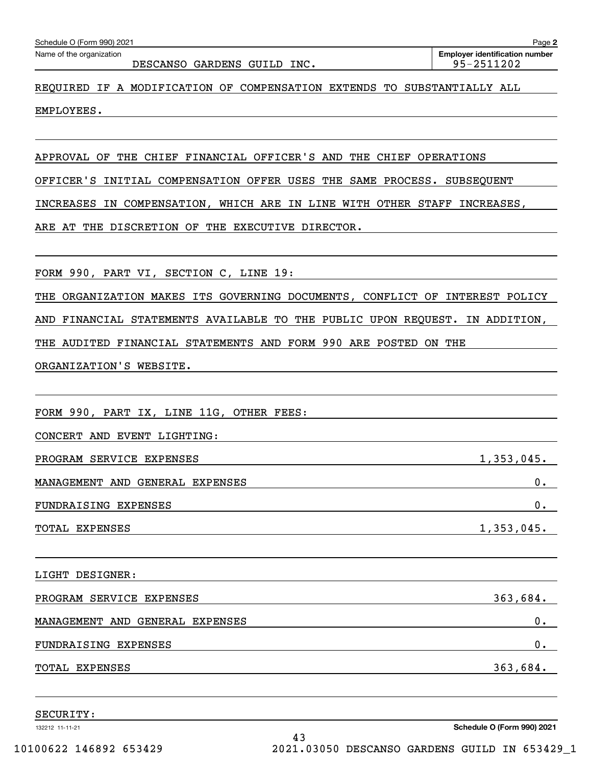Schedule O (Form 990) 2021

Name of the organization: DESCANSO GARDENS GUILD INC.

Employer identification number: 95-2511202

REQUIRED IF A MODIFICATION OF COMPENSATION EXTENDS TO SUBSTANTIALLY ALL EMPLOYEES.

APPROVAL OF THE CHIEF FINANCIAL OFFICER'S AND THE CHIEF OPERATIONS OFFICER'S INITIAL COMPENSATION OFFER USES THE SAME PROCESS. SUBSEQUENT INCREASES IN COMPENSATION, WHICH ARE IN LINE WITH OTHER STAFF INCREASES, ARE AT THE DISCRETION OF THE EXECUTIVE DIRECTOR.

FORM 990, PART VI, SECTION C, LINE 19:

THE ORGANIZATION MAKES ITS GOVERNING DOCUMENTS, CONFLICT OF INTEREST POLICY AND FINANCIAL STATEMENTS AVAILABLE TO THE PUBLIC UPON REQUEST. IN ADDITION, THE AUDITED FINANCIAL STATEMENTS AND FORM 990 ARE POSTED ON THE ORGANIZATION'S WEBSITE.

FORM 990, PART IX, LINE 11G, OTHER FEES:

CONCERT AND EVENT LIGHTING:

| | |
|---|---|
| PROGRAM SERVICE EXPENSES | 1,353,045. |
| MANAGEMENT AND GENERAL EXPENSES | 0. |
| FUNDRAISING EXPENSES | 0. |
| TOTAL EXPENSES | 1,353,045. |

LIGHT DESIGNER:

| | |
|---|---|
| PROGRAM SERVICE EXPENSES | 363,684. |
| MANAGEMENT AND GENERAL EXPENSES | 0. |
| FUNDRAISING EXPENSES | 0. |
| TOTAL EXPENSES | 363,684. |

SECURITY: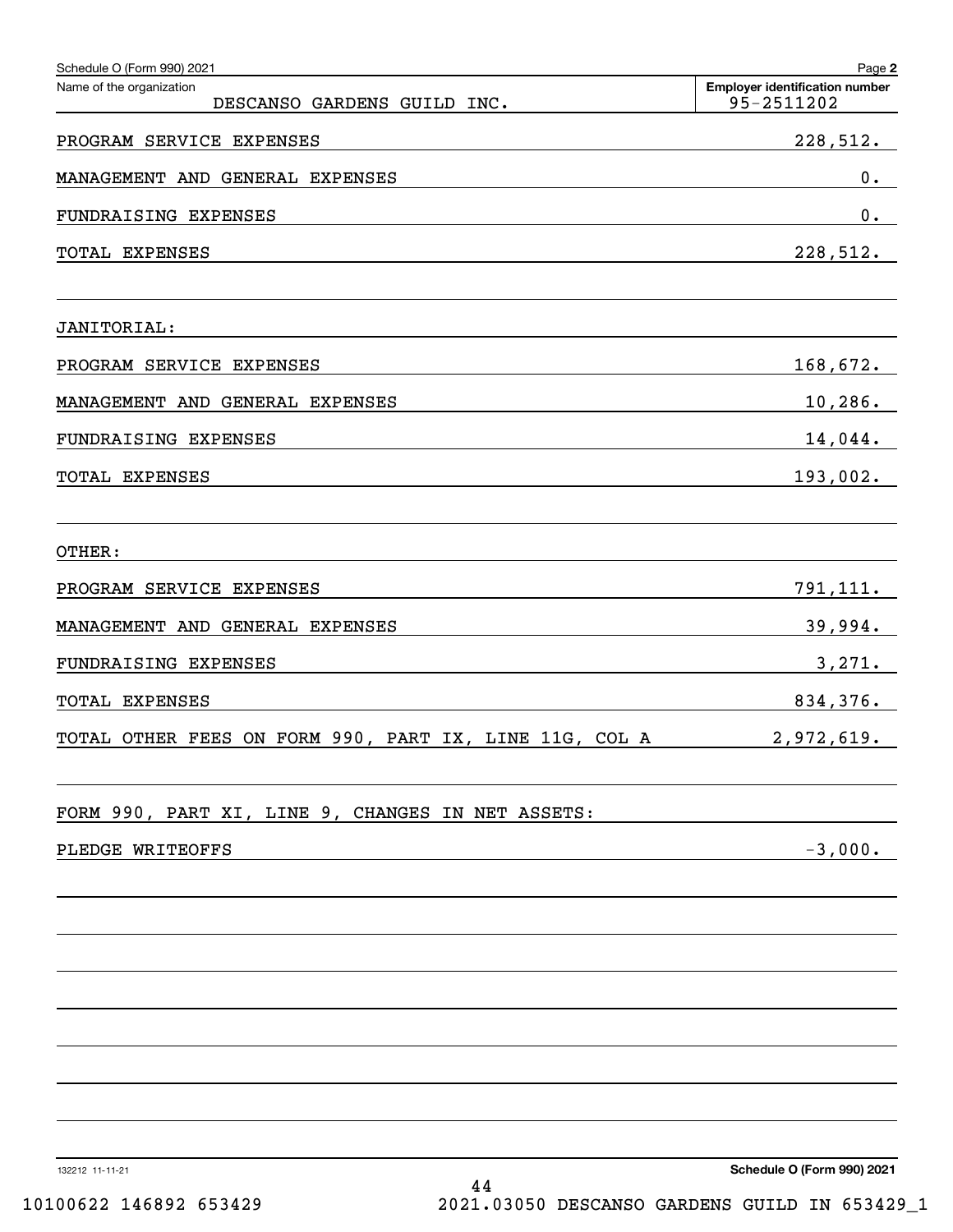Schedule O (Form 990) 2021

Name of the organization: DESCANSO GARDENS GUILD INC.

Employer identification number: 95-2511202

| | |
|---|---|
| PROGRAM SERVICE EXPENSES | 228,512. |
| MANAGEMENT AND GENERAL EXPENSES | 0. |
| FUNDRAISING EXPENSES | 0. |
| TOTAL EXPENSES | 228,512. |
| | |
| JANITORIAL: | |
| PROGRAM SERVICE EXPENSES | 168,672. |
| MANAGEMENT AND GENERAL EXPENSES | 10,286. |
| FUNDRAISING EXPENSES | 14,044. |
| TOTAL EXPENSES | 193,002. |
| | |
| OTHER: | |
| PROGRAM SERVICE EXPENSES | 791,111. |
| MANAGEMENT AND GENERAL EXPENSES | 39,994. |
| FUNDRAISING EXPENSES | 3,271. |
| TOTAL EXPENSES | 834,376. |
| TOTAL OTHER FEES ON FORM 990, PART IX, LINE 11G, COL A | 2,972,619. |
| | |
| FORM 990, PART XI, LINE 9, CHANGES IN NET ASSETS: | |
| PLEDGE WRITEOFFS | -3,000. |

132212 11-11-21

Schedule O (Form 990) 2021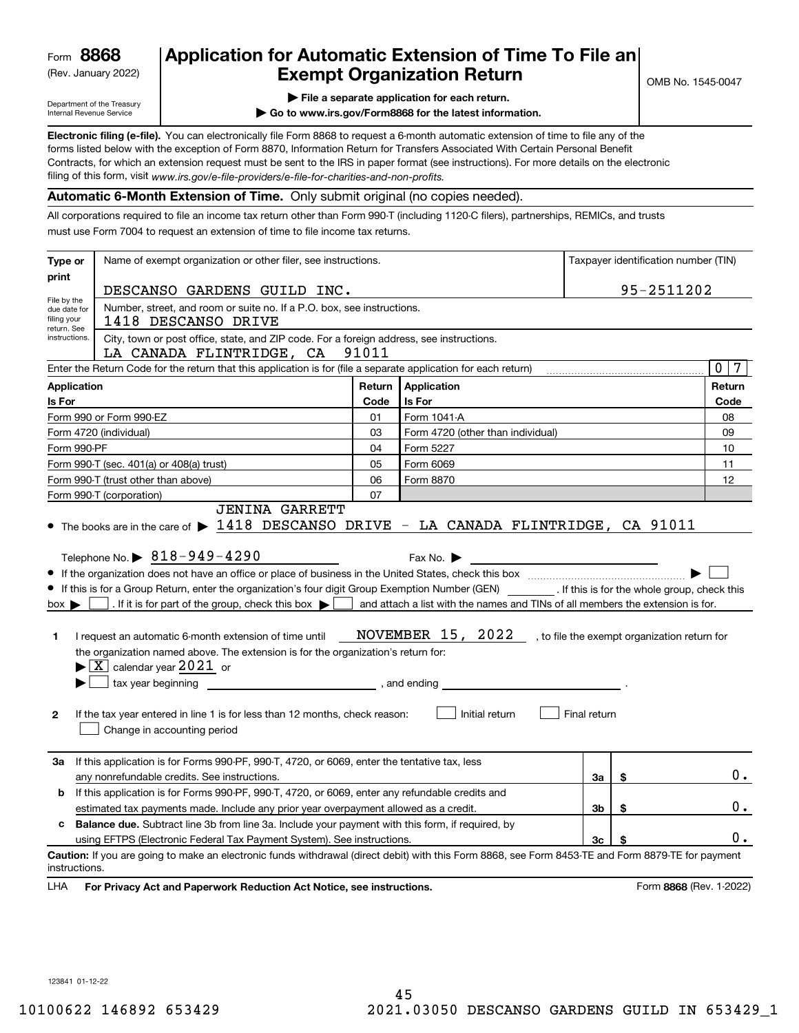Form **8868**
(Rev. January 2022)

Department of the Treasury
Internal Revenue Service

# Application for Automatic Extension of Time To File an Exempt Organization Return

▶ **File a separate application for each return.**

▶ **Go to www.irs.gov/Form8868 for the latest information.**

OMB No. 1545-0047

**Electronic filing (e-file).** You can electronically file Form 8868 to request a 6-month automatic extension of time to file any of the forms listed below with the exception of Form 8870, Information Return for Transfers Associated With Certain Personal Benefit Contracts, for which an extension request must be sent to the IRS in paper format (see instructions). For more details on the electronic filing of this form, visit *www.irs.gov/e-file-providers/e-file-for-charities-and-non-profits.*

**Automatic 6-Month Extension of Time.** Only submit original (no copies needed).

All corporations required to file an income tax return other than Form 990-T (including 1120-C filers), partnerships, REMICs, and trusts must use Form 7004 to request an extension of time to file income tax returns.

| **Type or print** | Name of exempt organization or other filer, see instructions. | Taxpayer identification number (TIN) |
|---|---|---|
| File by the due date for filing your return. See instructions. | DESCANSO GARDENS GUILD INC. | 95-2511202 |
| | Number, street, and room or suite no. If a P.O. box, see instructions. 1418 DESCANSO DRIVE | |
| | City, town or post office, state, and ZIP code. For a foreign address, see instructions. LA CANADA FLINTRIDGE, CA 91011 | |

Enter the Return Code for the return that this application is for (file a separate application for each return) .......... 0 7

| **Application Is For** | **Return Code** | **Application Is For** | **Return Code** |
|---|---|---|---|
| Form 990 or Form 990-EZ | 01 | Form 1041-A | 08 |
| Form 4720 (individual) | 03 | Form 4720 (other than individual) | 09 |
| Form 990-PF | 04 | Form 5227 | 10 |
| Form 990-T (sec. 401(a) or 408(a) trust) | 05 | Form 6069 | 11 |
| Form 990-T (trust other than above) | 06 | Form 8870 | 12 |
| Form 990-T (corporation) | 07 | | |

- The books are in the care of ▶ JENINA GARRETT 1418 DESCANSO DRIVE - LA CANADA FLINTRIDGE, CA 91011

  Telephone No. ▶ 818-949-4290 Fax No. ▶
- If the organization does not have an office or place of business in the United States, check this box .......... ▶ ☐
- If this is for a Group Return, enter the organization's four digit Group Exemption Number (GEN) ________ . If this is for the whole group, check this box ▶ ☐ . If it is for part of the group, check this box ▶ ☐ and attach a list with the names and TINs of all members the extension is for.

**1** I request an automatic 6-month extension of time until NOVEMBER 15, 2022 , to file the exempt organization return for the organization named above. The extension is for the organization's return for:

▶ ☒ calendar year 2021 or

▶ ☐ tax year beginning ______________ , and ending ______________ .

**2** If the tax year entered in line 1 is for less than 12 months, check reason: ☐ Initial return ☐ Final return ☐ Change in accounting period

| | | | |
|---|---|---|---|
| **3a** | If this application is for Forms 990-PF, 990-T, 4720, or 6069, enter the tentative tax, less any nonrefundable credits. See instructions. | **3a** | $ 0. |
| **b** | If this application is for Forms 990-PF, 990-T, 4720, or 6069, enter any refundable credits and estimated tax payments made. Include any prior year overpayment allowed as a credit. | **3b** | $ 0. |
| **c** | **Balance due.** Subtract line 3b from line 3a. Include your payment with this form, if required, by using EFTPS (Electronic Federal Tax Payment System). See instructions. | **3c** | $ 0. |

**Caution:** If you are going to make an electronic funds withdrawal (direct debit) with this Form 8868, see Form 8453-TE and Form 8879-TE for payment instructions.

LHA **For Privacy Act and Paperwork Reduction Act Notice, see instructions.** Form **8868** (Rev. 1-2022)

123841 01-12-22

10100622 146892 653429 2021.03050 DESCANSO GARDENS GUILD IN 653429_1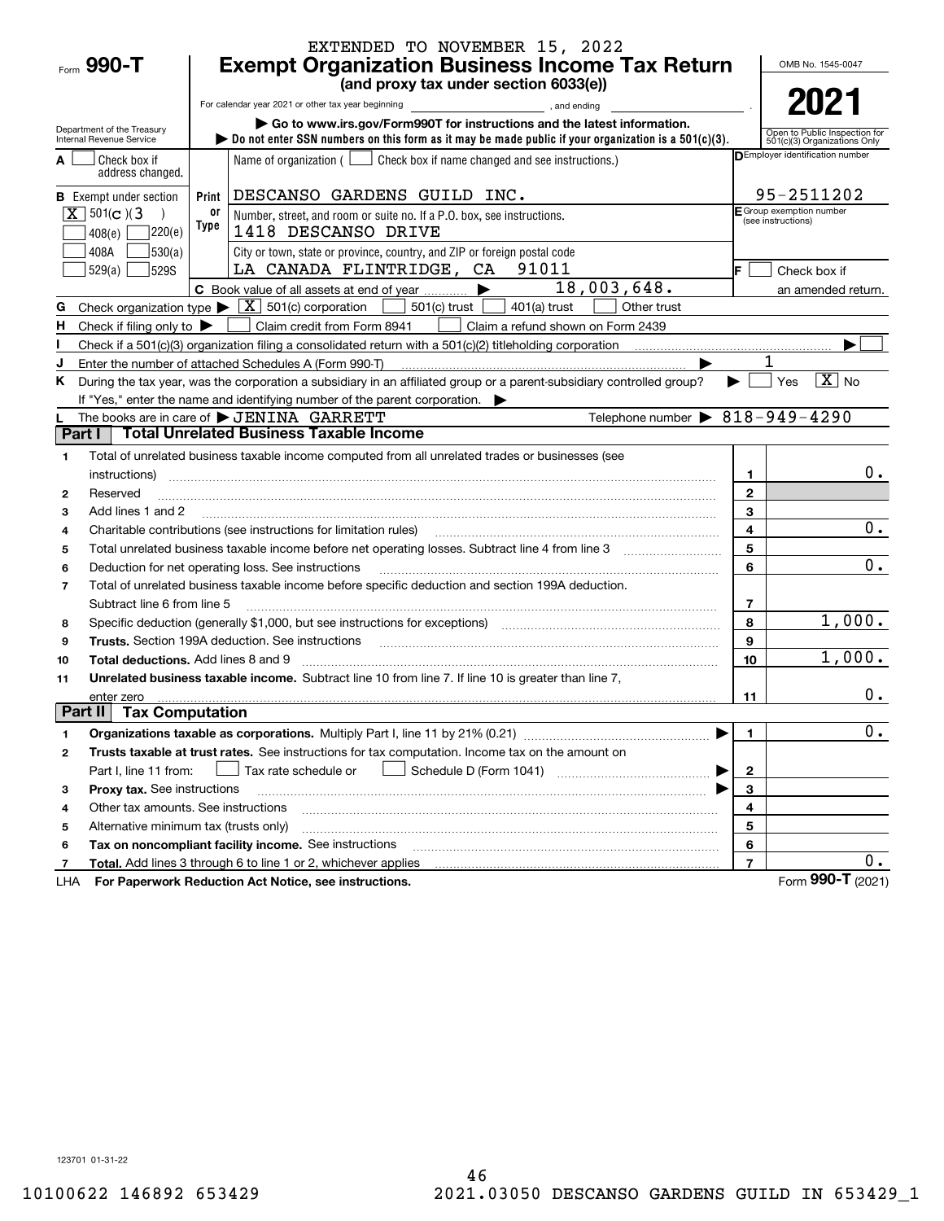EXTENDED TO NOVEMBER 15, 2022

# Form 990-T Exempt Organization Business Income Tax Return

**(and proxy tax under section 6033(e))**

Department of the Treasury
Internal Revenue Service

OMB No. 1545-0047

**2021**

Open to Public Inspection for 501(c)(3) Organizations Only

For calendar year 2021 or other tax year beginning \_\_\_\_\_\_, and ending \_\_\_\_\_\_.

▶ Go to www.irs.gov/Form990T for instructions and the latest information.

▶ Do not enter SSN numbers on this form as it may be made public if your organization is a 501(c)(3).

| | | |
|---|---|---|
| **A** ☐ Check box if address changed. | Name of organization ( ☐ Check box if name changed and see instructions.) | **D** Employer identification number |
| **B** Exempt under section [X] 501(c)(3) ☐ 408(e) ☐ 220(e) ☐ 408A ☐ 530(a) ☐ 529(a) ☐ 529S | **Print or Type** DESCANSO GARDENS GUILD INC. | 95-2511202 |
| | Number, street, and room or suite no. If a P.O. box, see instructions. 1418 DESCANSO DRIVE | **E** Group exemption number (see instructions) |
| | City or town, state or province, country, and ZIP or foreign postal code LA CANADA FLINTRIDGE, CA 91011 | **F** ☐ Check box if an amended return. |
| | **C** Book value of all assets at end of year ▶ 18,003,648. | |

**G** Check organization type ▶ [X] 501(c) corporation ☐ 501(c) trust ☐ 401(a) trust ☐ Other trust

**H** Check if filing only to ▶ ☐ Claim credit from Form 8941 ☐ Claim a refund shown on Form 2439

**I** Check if a 501(c)(3) organization filing a consolidated return with a 501(c)(2) titleholding corporation ▶ ☐

**J** Enter the number of attached Schedules A (Form 990-T) ▶ 1

**K** During the tax year, was the corporation a subsidiary in an affiliated group or a parent-subsidiary controlled group? ▶ ☐ Yes [X] No

If "Yes," enter the name and identifying number of the parent corporation. ▶

**L** The books are in care of ▶ JENINA GARRETT Telephone number ▶ 818-949-4290

## Part I Total Unrelated Business Taxable Income

| | | | |
|---|---|---|---|
| 1 | Total of unrelated business taxable income computed from all unrelated trades or businesses (see instructions) | 1 | 0. |
| 2 | Reserved | 2 | |
| 3 | Add lines 1 and 2 | 3 | |
| 4 | Charitable contributions (see instructions for limitation rules) | 4 | 0. |
| 5 | Total unrelated business taxable income before net operating losses. Subtract line 4 from line 3 | 5 | |
| 6 | Deduction for net operating loss. See instructions | 6 | 0. |
| 7 | Total of unrelated business taxable income before specific deduction and section 199A deduction. Subtract line 6 from line 5 | 7 | |
| 8 | Specific deduction (generally $1,000, but see instructions for exceptions) | 8 | 1,000. |
| 9 | **Trusts.** Section 199A deduction. See instructions | 9 | |
| 10 | **Total deductions.** Add lines 8 and 9 | 10 | 1,000. |
| 11 | **Unrelated business taxable income.** Subtract line 10 from line 7. If line 10 is greater than line 7, enter zero | 11 | 0. |

## Part II Tax Computation

| | | | |
|---|---|---|---|
| 1 | **Organizations taxable as corporations.** Multiply Part I, line 11 by 21% (0.21) ▶ | 1 | 0. |
| 2 | **Trusts taxable at trust rates.** See instructions for tax computation. Income tax on the amount on Part I, line 11 from: ☐ Tax rate schedule or ☐ Schedule D (Form 1041) ▶ | 2 | |
| 3 | **Proxy tax.** See instructions ▶ | 3 | |
| 4 | Other tax amounts. See instructions | 4 | |
| 5 | Alternative minimum tax (trusts only) | 5 | |
| 6 | **Tax on noncompliant facility income.** See instructions | 6 | |
| 7 | **Total.** Add lines 3 through 6 to line 1 or 2, whichever applies | 7 | 0. |

LHA **For Paperwork Reduction Act Notice, see instructions.** Form **990-T** (2021)

123701 01-31-22

10100622 146892 653429 2021.03050 DESCANSO GARDENS GUILD IN 653429_1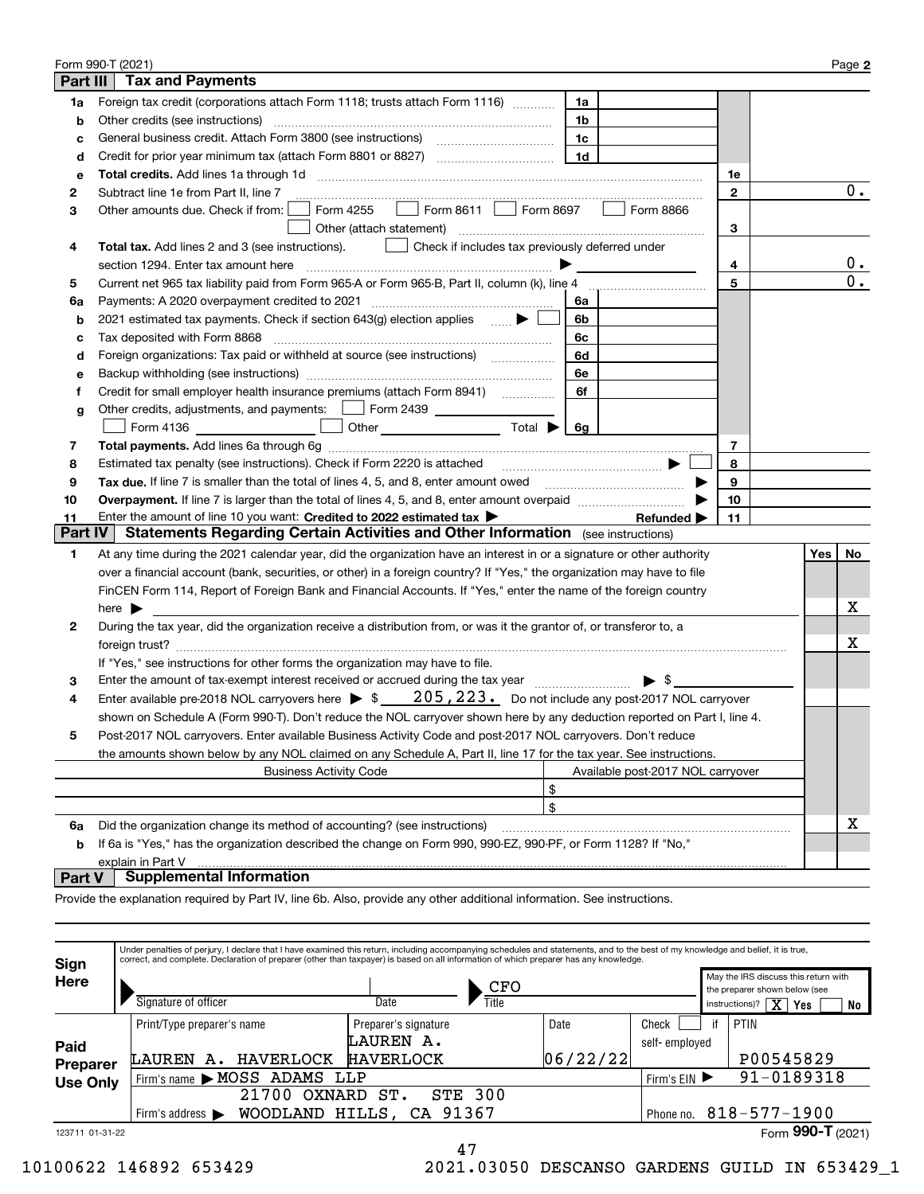Form 990-T (2021) Page **2**

## Part III Tax and Payments

| | | | | | |
|---|---|---|---|---|---|
| **1a** | Foreign tax credit (corporations attach Form 1118; trusts attach Form 1116) | 1a | | | |
| **b** | Other credits (see instructions) | 1b | | | |
| **c** | General business credit. Attach Form 3800 (see instructions) | 1c | | | |
| **d** | Credit for prior year minimum tax (attach Form 8801 or 8827) | 1d | | | |
| **e** | **Total credits.** Add lines 1a through 1d | | | 1e | |
| **2** | Subtract line 1e from Part II, line 7 | | | 2 | 0. |
| **3** | Other amounts due. Check if from: ☐ Form 4255 ☐ Form 8611 ☐ Form 8697 ☐ Form 8866 ☐ Other (attach statement) | | | 3 | |
| **4** | **Total tax.** Add lines 2 and 3 (see instructions). ☐ Check if includes tax previously deferred under section 1294. Enter tax amount here ▶ | | | 4 | 0. |
| **5** | Current net 965 tax liability paid from Form 965-A or Form 965-B, Part II, column (k), line 4 | | | 5 | 0. |
| **6a** | Payments: A 2020 overpayment credited to 2021 | 6a | | | |
| **b** | 2021 estimated tax payments. Check if section 643(g) election applies ▶ ☐ | 6b | | | |
| **c** | Tax deposited with Form 8868 | 6c | | | |
| **d** | Foreign organizations: Tax paid or withheld at source (see instructions) | 6d | | | |
| **e** | Backup withholding (see instructions) | 6e | | | |
| **f** | Credit for small employer health insurance premiums (attach Form 8941) | 6f | | | |
| **g** | Other credits, adjustments, and payments: ☐ Form 2439 ____ ☐ Form 4136 ____ ☐ Other ____ Total ▶ | 6g | | | |
| **7** | **Total payments.** Add lines 6a through 6g | | | 7 | |
| **8** | Estimated tax penalty (see instructions). Check if Form 2220 is attached ▶ ☐ | | | 8 | |
| **9** | **Tax due.** If line 7 is smaller than the total of lines 4, 5, and 8, enter amount owed ▶ | | | 9 | |
| **10** | **Overpayment.** If line 7 is larger than the total of lines 4, 5, and 8, enter amount overpaid ▶ | | | 10 | |
| **11** | Enter the amount of line 10 you want: **Credited to 2022 estimated tax** ▶ **Refunded** ▶ | | | 11 | |

## Part IV Statements Regarding Certain Activities and Other Information (see instructions)

| | | Yes | No |
|---|---|---|---|
| **1** | At any time during the 2021 calendar year, did the organization have an interest in or a signature or other authority over a financial account (bank, securities, or other) in a foreign country? If "Yes," the organization may have to file FinCEN Form 114, Report of Foreign Bank and Financial Accounts. If "Yes," enter the name of the foreign country here ▶ | | X |
| **2** | During the tax year, did the organization receive a distribution from, or was it the grantor of, or transferor to, a foreign trust? If "Yes," see instructions for other forms the organization may have to file. | | X |
| **3** | Enter the amount of tax-exempt interest received or accrued during the tax year ▶ $ | | |
| **4** | Enter available pre-2018 NOL carryovers here ▶ $ 205,223. Do not include any post-2017 NOL carryover shown on Schedule A (Form 990-T). Don't reduce the NOL carryover shown here by any deduction reported on Part I, line 4. | | |
| **5** | Post-2017 NOL carryovers. Enter available Business Activity Code and post-2017 NOL carryovers. Don't reduce the amounts shown below by any NOL claimed on any Schedule A, Part II, line 17 for the tax year. See instructions. | | |

| Business Activity Code | Available post-2017 NOL carryover |
|---|---|
| | $ |
| | $ |

| | | Yes | No |
|---|---|---|---|
| **6a** | Did the organization change its method of accounting? (see instructions) | | X |
| **b** | If 6a is "Yes," has the organization described the change on Form 990, 990-EZ, 990-PF, or Form 1128? If "No," explain in Part V | | |

## Part V Supplemental Information

Provide the explanation required by Part IV, line 6b. Also, provide any other additional information. See instructions.

**Sign Here**

Under penalties of perjury, I declare that I have examined this return, including accompanying schedules and statements, and to the best of my knowledge and belief, it is true, correct, and complete. Declaration of preparer (other than taxpayer) is based on all information of which preparer has any knowledge.

Signature of officer | Date | Title: CFO

May the IRS discuss this return with the preparer shown below (see instructions)? [X] Yes ☐ No

**Paid Preparer Use Only**

| Print/Type preparer's name | Preparer's signature | Date | Check ☐ if self-employed | PTIN |
|---|---|---|---|---|
| LAUREN A. HAVERLOCK | LAUREN A. HAVERLOCK | 06/22/22 | | P00545829 |
| Firm's name ▶ MOSS ADAMS LLP | | | Firm's EIN ▶ | 91-0189318 |
| Firm's address ▶ 21700 OXNARD ST. STE 300 WOODLAND HILLS, CA 91367 | | | Phone no. | 818-577-1900 |

123711 01-31-22 Form **990-T** (2021)

10100622 146892 653429 2021.03050 DESCANSO GARDENS GUILD IN 653429_1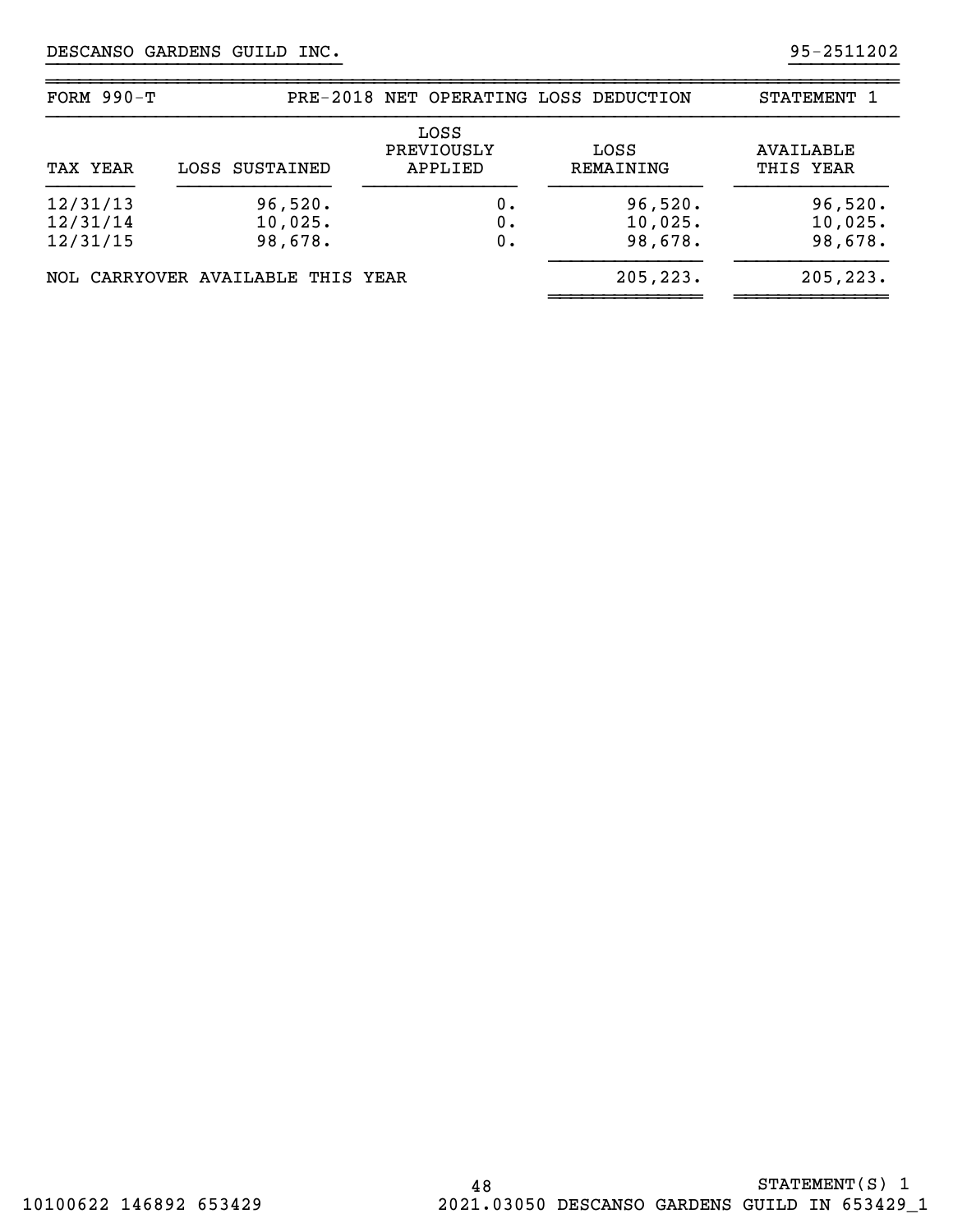DESCANSO GARDENS GUILD INC. 95-2511202

FORM 990-T — PRE-2018 NET OPERATING LOSS DEDUCTION — STATEMENT 1

| TAX YEAR | LOSS SUSTAINED | LOSS PREVIOUSLY APPLIED | LOSS REMAINING | AVAILABLE THIS YEAR |
|---|---|---|---|---|
| 12/31/13 | 96,520. | 0. | 96,520. | 96,520. |
| 12/31/14 | 10,025. | 0. | 10,025. | 10,025. |
| 12/31/15 | 98,678. | 0. | 98,678. | 98,678. |
| NOL CARRYOVER AVAILABLE THIS YEAR | | | 205,223. | 205,223. |

STATEMENT(S) 1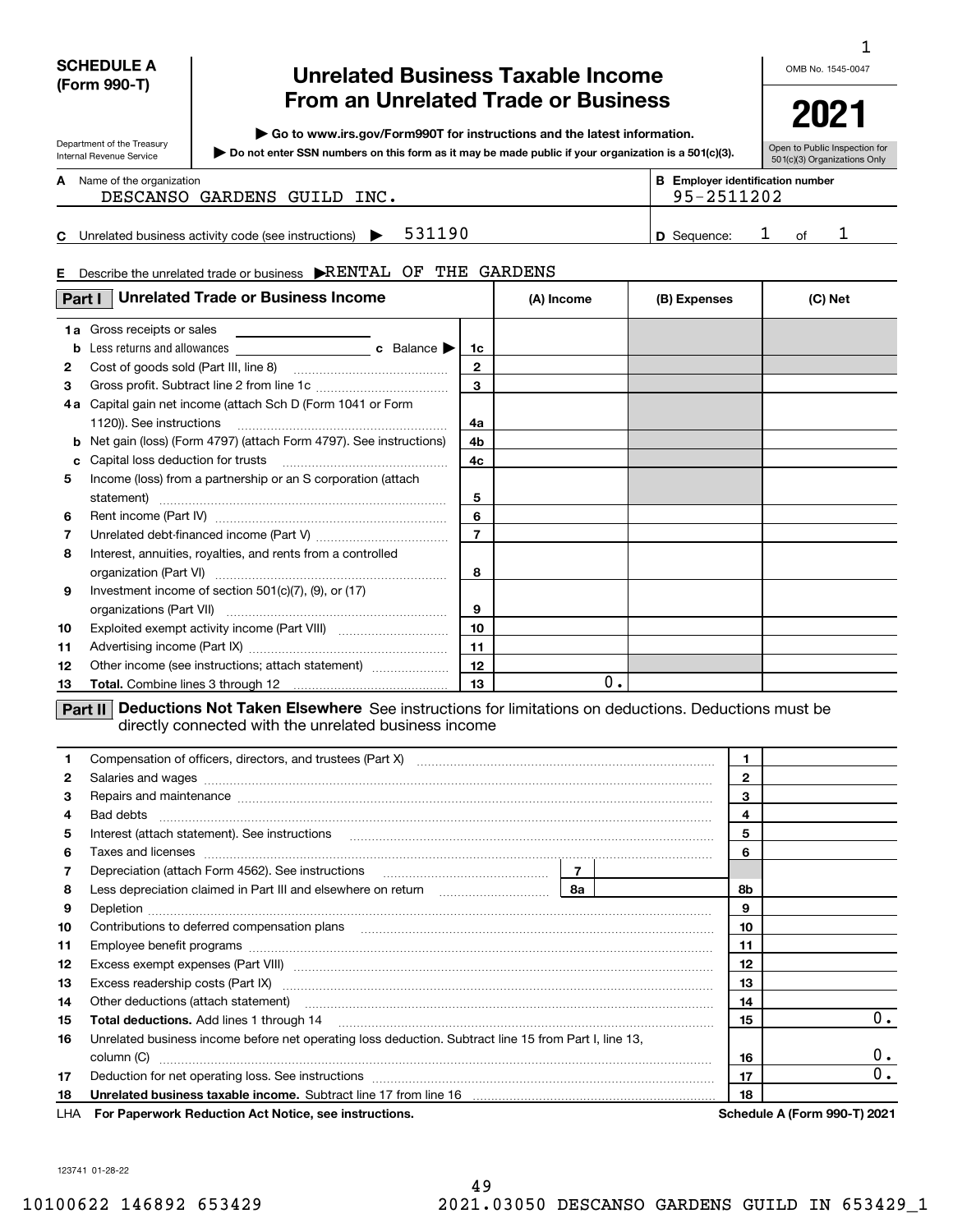**SCHEDULE A (Form 990-T)**

Department of the Treasury
Internal Revenue Service

# Unrelated Business Taxable Income From an Unrelated Trade or Business

▶ Go to www.irs.gov/Form990T for instructions and the latest information.
▶ Do not enter SSN numbers on this form as it may be made public if your organization is a 501(c)(3).

OMB No. 1545-0047

**2021**

Open to Public Inspection for 501(c)(3) Organizations Only

**A** Name of the organization: DESCANSO GARDENS GUILD INC.

**B** Employer identification number: 95-2511202

**C** Unrelated business activity code (see instructions) ▶ 531190

**D** Sequence: 1 of 1

**E** Describe the unrelated trade or business ▶ RENTAL OF THE GARDENS

| **Part I** Unrelated Trade or Business Income | | (A) Income | (B) Expenses | (C) Net |
|---|---|---|---|---|
| **1a** Gross receipts or sales | | | | |
| **b** Less returns and allowances ___ **c** Balance ▶ | 1c | | | |
| **2** Cost of goods sold (Part III, line 8) | 2 | | | |
| **3** Gross profit. Subtract line 2 from line 1c | 3 | | | |
| **4a** Capital gain net income (attach Sch D (Form 1041 or Form 1120)). See instructions | 4a | | | |
| **b** Net gain (loss) (Form 4797) (attach Form 4797). See instructions | 4b | | | |
| **c** Capital loss deduction for trusts | 4c | | | |
| **5** Income (loss) from a partnership or an S corporation (attach statement) | 5 | | | |
| **6** Rent income (Part IV) | 6 | | | |
| **7** Unrelated debt-financed income (Part V) | 7 | | | |
| **8** Interest, annuities, royalties, and rents from a controlled organization (Part VI) | 8 | | | |
| **9** Investment income of section 501(c)(7), (9), or (17) organizations (Part VII) | 9 | | | |
| **10** Exploited exempt activity income (Part VIII) | 10 | | | |
| **11** Advertising income (Part IX) | 11 | | | |
| **12** Other income (see instructions; attach statement) | 12 | | | |
| **13** **Total.** Combine lines 3 through 12 | 13 | 0. | | |

**Part II** **Deductions Not Taken Elsewhere** See instructions for limitations on deductions. Deductions must be directly connected with the unrelated business income

| Line | Description | | |
|---|---|---|---|
| 1 | Compensation of officers, directors, and trustees (Part X) | 1 | |
| 2 | Salaries and wages | 2 | |
| 3 | Repairs and maintenance | 3 | |
| 4 | Bad debts | 4 | |
| 5 | Interest (attach statement). See instructions | 5 | |
| 6 | Taxes and licenses | 6 | |
| 7 | Depreciation (attach Form 4562). See instructions ___ 7 ___ | | |
| 8 | Less depreciation claimed in Part III and elsewhere on return ___ 8a ___ | 8b | |
| 9 | Depletion | 9 | |
| 10 | Contributions to deferred compensation plans | 10 | |
| 11 | Employee benefit programs | 11 | |
| 12 | Excess exempt expenses (Part VIII) | 12 | |
| 13 | Excess readership costs (Part IX) | 13 | |
| 14 | Other deductions (attach statement) | 14 | |
| 15 | **Total deductions.** Add lines 1 through 14 | 15 | 0. |
| 16 | Unrelated business income before net operating loss deduction. Subtract line 15 from Part I, line 13, column (C) | 16 | 0. |
| 17 | Deduction for net operating loss. See instructions | 17 | 0. |
| 18 | **Unrelated business taxable income.** Subtract line 17 from line 16 | 18 | |

LHA **For Paperwork Reduction Act Notice, see instructions.** **Schedule A (Form 990-T) 2021**

123741 01-28-22

10100622 146892 653429 2021.03050 DESCANSO GARDENS GUILD IN 653429_1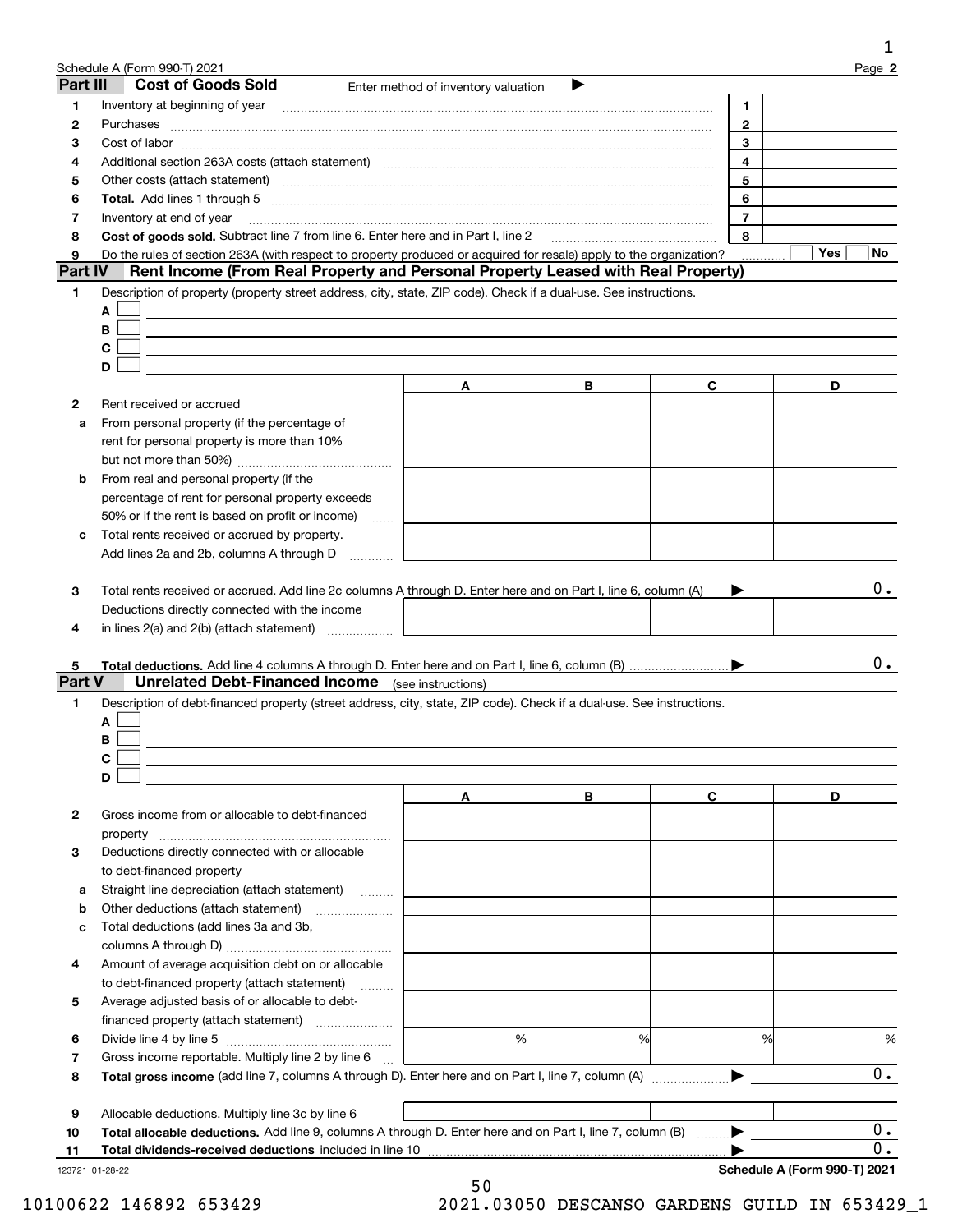Schedule A (Form 990-T) 2021

## Part III Cost of Goods Sold

Enter method of inventory valuation ▶

| | | | |
|---|---|---|---|
| 1 | Inventory at beginning of year | 1 | |
| 2 | Purchases | 2 | |
| 3 | Cost of labor | 3 | |
| 4 | Additional section 263A costs (attach statement) | 4 | |
| 5 | Other costs (attach statement) | 5 | |
| 6 | **Total.** Add lines 1 through 5 | 6 | |
| 7 | Inventory at end of year | 7 | |
| 8 | **Cost of goods sold.** Subtract line 7 from line 6. Enter here and in Part I, line 2 | 8 | |
| 9 | Do the rules of section 263A (with respect to property produced or acquired for resale) apply to the organization? | | Yes ☐ No ☐ |

## Part IV Rent Income (From Real Property and Personal Property Leased with Real Property)

1 Description of property (property street address, city, state, ZIP code). Check if a dual-use. See instructions.

A ☐
B ☐
C ☐
D ☐

| | | A | B | C | D |
|---|---|---|---|---|---|
| 2 | Rent received or accrued | | | | |
| a | From personal property (if the percentage of rent for personal property is more than 10% but not more than 50%) | | | | |
| b | From real and personal property (if the percentage of rent for personal property exceeds 50% or if the rent is based on profit or income) | | | | |
| c | Total rents received or accrued by property. Add lines 2a and 2b, columns A through D | | | | |

3 Total rents received or accrued. Add line 2c columns A through D. Enter here and on Part I, line 6, column (A) ▶ 0.

| | | A | B | C | D |
|---|---|---|---|---|---|
| 4 | Deductions directly connected with the income in lines 2(a) and 2(b) (attach statement) | | | | |

5 **Total deductions.** Add line 4 columns A through D. Enter here and on Part I, line 6, column (B) ▶ 0.

## Part V Unrelated Debt-Financed Income (see instructions)

1 Description of debt-financed property (street address, city, state, ZIP code). Check if a dual-use. See instructions.

A ☐
B ☐
C ☐
D ☐

| | | A | B | C | D |
|---|---|---|---|---|---|
| 2 | Gross income from or allocable to debt-financed property | | | | |
| 3 | Deductions directly connected with or allocable to debt-financed property | | | | |
| a | Straight line depreciation (attach statement) | | | | |
| b | Other deductions (attach statement) | | | | |
| c | Total deductions (add lines 3a and 3b, columns A through D) | | | | |
| 4 | Amount of average acquisition debt on or allocable to debt-financed property (attach statement) | | | | |
| 5 | Average adjusted basis of or allocable to debt-financed property (attach statement) | | | | |
| 6 | Divide line 4 by line 5 | % | % | % | % |
| 7 | Gross income reportable. Multiply line 2 by line 6 | | | | |

8 **Total gross income** (add line 7, columns A through D). Enter here and on Part I, line 7, column (A) ▶ 0.

| | | A | B | C | D |
|---|---|---|---|---|---|
| 9 | Allocable deductions. Multiply line 3c by line 6 | | | | |

10 **Total allocable deductions.** Add line 9, columns A through D. Enter here and on Part I, line 7, column (B) ▶ 0.

11 **Total dividends-received deductions** included in line 10 ▶ 0.

123721 01-28-22

**Schedule A (Form 990-T) 2021**

10100622 146892 653429 2021.03050 DESCANSO GARDENS GUILD IN 653429_1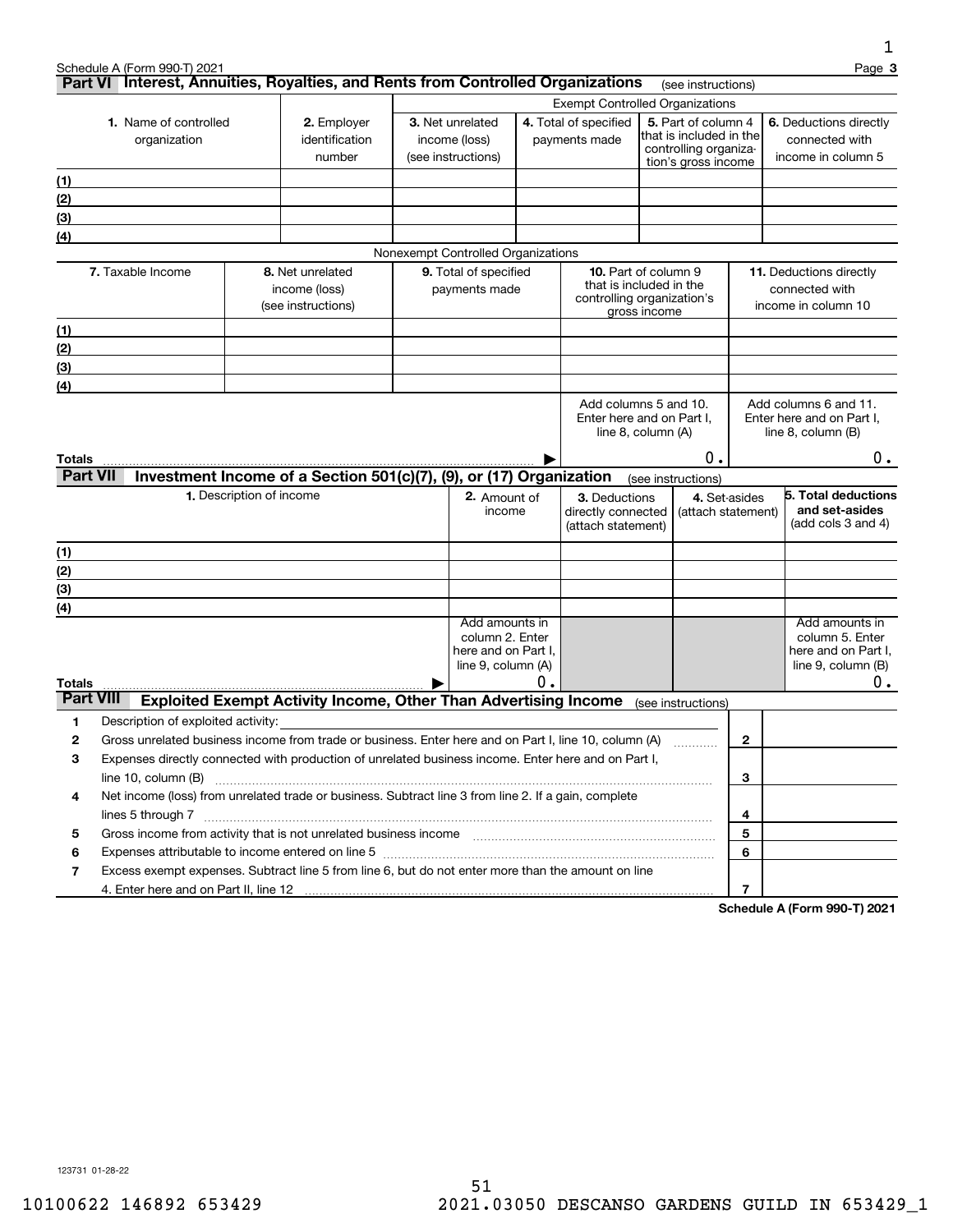Schedule A (Form 990-T) 2021

## Part VI Interest, Annuities, Royalties, and Rents from Controlled Organizations (see instructions)

| 1. Name of controlled organization | 2. Employer identification number | Exempt Controlled Organizations | | | |
|---|---|---|---|---|---|
| | | 3. Net unrelated income (loss) (see instructions) | 4. Total of specified payments made | 5. Part of column 4 that is included in the controlling organization's gross income | 6. Deductions directly connected with income in column 5 |
| (1) | | | | | |
| (2) | | | | | |
| (3) | | | | | |
| (4) | | | | | |

Nonexempt Controlled Organizations

| 7. Taxable Income | 8. Net unrelated income (loss) (see instructions) | 9. Total of specified payments made | 10. Part of column 9 that is included in the controlling organization's gross income | 11. Deductions directly connected with income in column 10 |
|---|---|---|---|---|
| (1) | | | | |
| (2) | | | | |
| (3) | | | | |
| (4) | | | | |
| | | | Add columns 5 and 10. Enter here and on Part I, line 8, column (A) | Add columns 6 and 11. Enter here and on Part I, line 8, column (B) |
| **Totals** ▶ | | | 0. | 0. |

## Part VII Investment Income of a Section 501(c)(7), (9), or (17) Organization (see instructions)

| 1. Description of income | 2. Amount of income | 3. Deductions directly connected (attach statement) | 4. Set-asides (attach statement) | 5. Total deductions and set-asides (add cols 3 and 4) |
|---|---|---|---|---|
| (1) | | | | |
| (2) | | | | |
| (3) | | | | |
| (4) | | | | |
| | Add amounts in column 2. Enter here and on Part I, line 9, column (A) | | | Add amounts in column 5. Enter here and on Part I, line 9, column (B) |
| **Totals** ▶ | 0. | | | 0. |

## Part VIII Exploited Exempt Activity Income, Other Than Advertising Income (see instructions)

| | | | |
|---|---|---|---|
| 1 | Description of exploited activity: | | |
| 2 | Gross unrelated business income from trade or business. Enter here and on Part I, line 10, column (A) | 2 | |
| 3 | Expenses directly connected with production of unrelated business income. Enter here and on Part I, line 10, column (B) | 3 | |
| 4 | Net income (loss) from unrelated trade or business. Subtract line 3 from line 2. If a gain, complete lines 5 through 7 | 4 | |
| 5 | Gross income from activity that is not unrelated business income | 5 | |
| 6 | Expenses attributable to income entered on line 5 | 6 | |
| 7 | Excess exempt expenses. Subtract line 5 from line 6, but do not enter more than the amount on line 4. Enter here and on Part II, line 12 | 7 | |

Schedule A (Form 990-T) 2021

123731 01-28-22

10100622 146892 653429 2021.03050 DESCANSO GARDENS GUILD IN 653429_1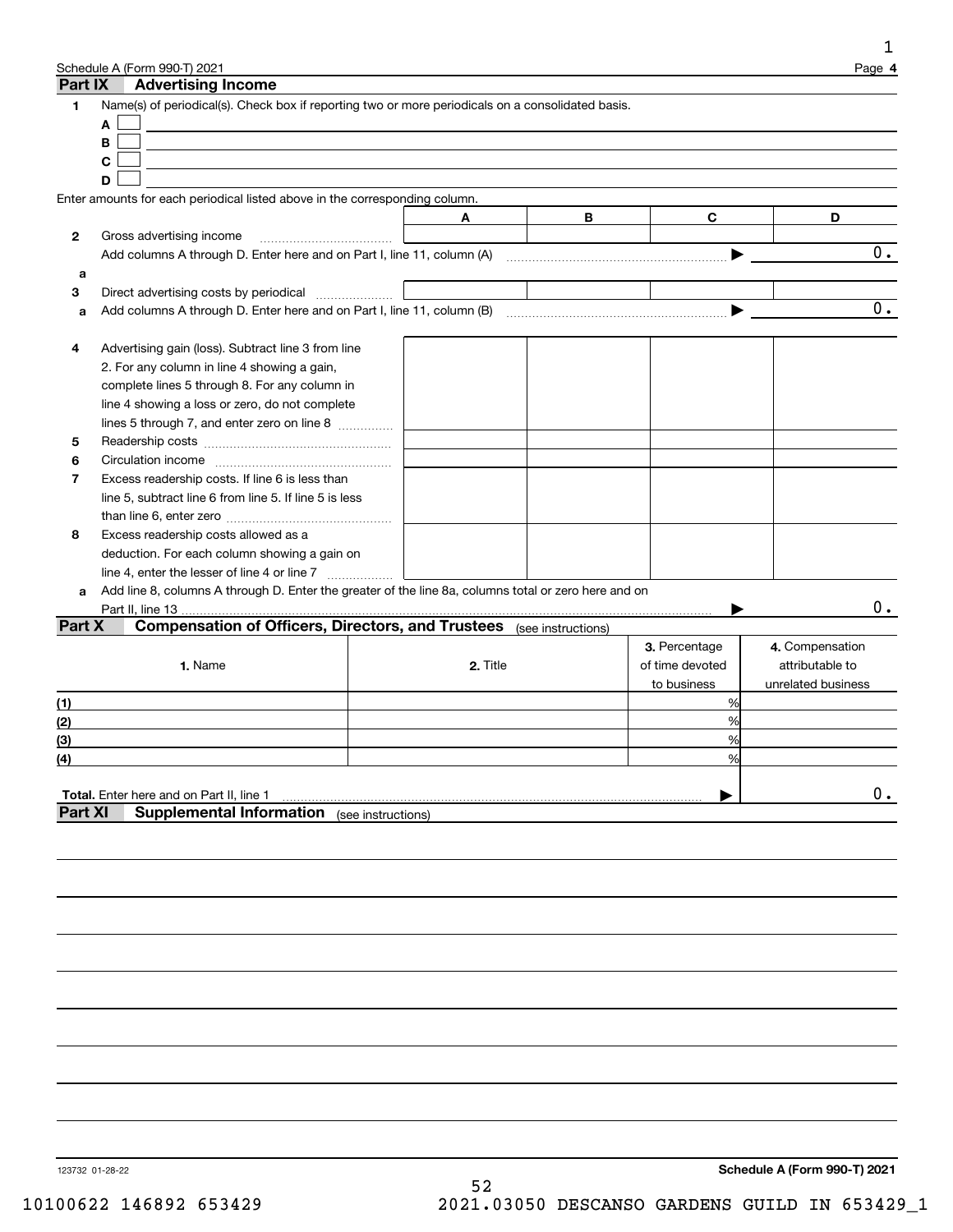## Part IX Advertising Income

**1** Name(s) of periodical(s). Check box if reporting two or more periodicals on a consolidated basis.

**A** ☐

**B** ☐

**C** ☐

**D** ☐

Enter amounts for each periodical listed above in the corresponding column.

| | | A | B | C | D |
|---|---|---|---|---|---|
| **2** | Gross advertising income | | | | |
| | Add columns A through D. Enter here and on Part I, line 11, column (A) ▶ | | | | 0. |
| **a** | | | | | |
| **3** | Direct advertising costs by periodical | | | | |
| **a** | Add columns A through D. Enter here and on Part I, line 11, column (B) ▶ | | | | 0. |
| **4** | Advertising gain (loss). Subtract line 3 from line 2. For any column in line 4 showing a gain, complete lines 5 through 8. For any column in line 4 showing a loss or zero, do not complete lines 5 through 7, and enter zero on line 8 | | | | |
| **5** | Readership costs | | | | |
| **6** | Circulation income | | | | |
| **7** | Excess readership costs. If line 6 is less than line 5, subtract line 6 from line 5. If line 5 is less than line 6, enter zero | | | | |
| **8** | Excess readership costs allowed as a deduction. For each column showing a gain on line 4, enter the lesser of line 4 or line 7 | | | | |
| **a** | Add line 8, columns A through D. Enter the greater of the line 8a, columns total or zero here and on Part II, line 13 ▶ | | | | 0. |

## Part X Compensation of Officers, Directors, and Trustees (see instructions)

| | 1. Name | 2. Title | 3. Percentage of time devoted to business | 4. Compensation attributable to unrelated business |
|---|---|---|---|---|
| (1) | | | % | |
| (2) | | | % | |
| (3) | | | % | |
| (4) | | | % | |
| **Total.** Enter here and on Part II, line 1 ▶ | | | | 0. |

## Part XI Supplemental Information (see instructions)

123732 01-28-22 **Schedule A (Form 990-T) 2021**

10100622 146892 653429 2021.03050 DESCANSO GARDENS GUILD IN 653429_1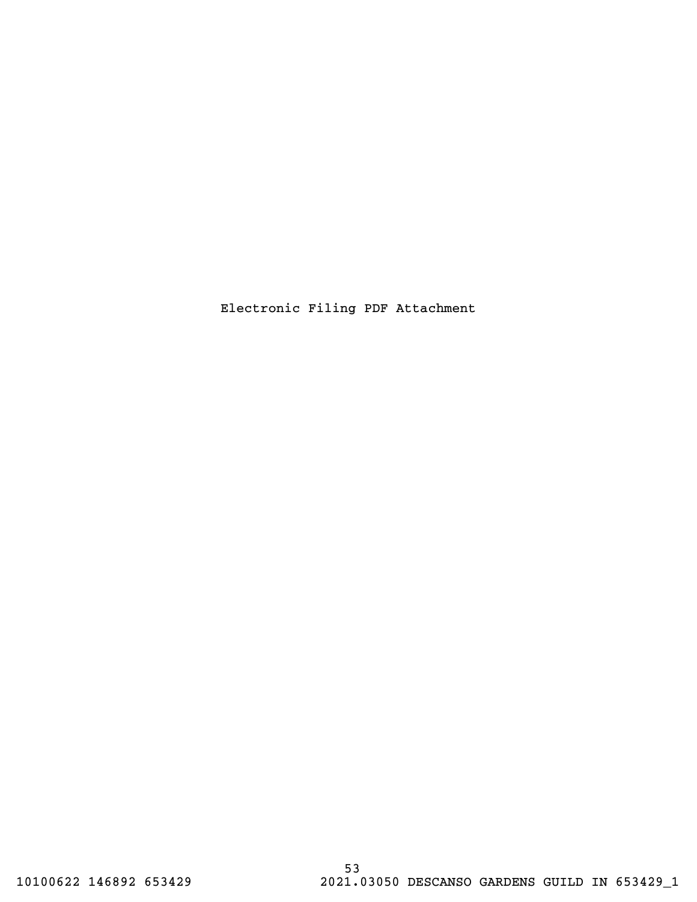Electronic Filing PDF Attachment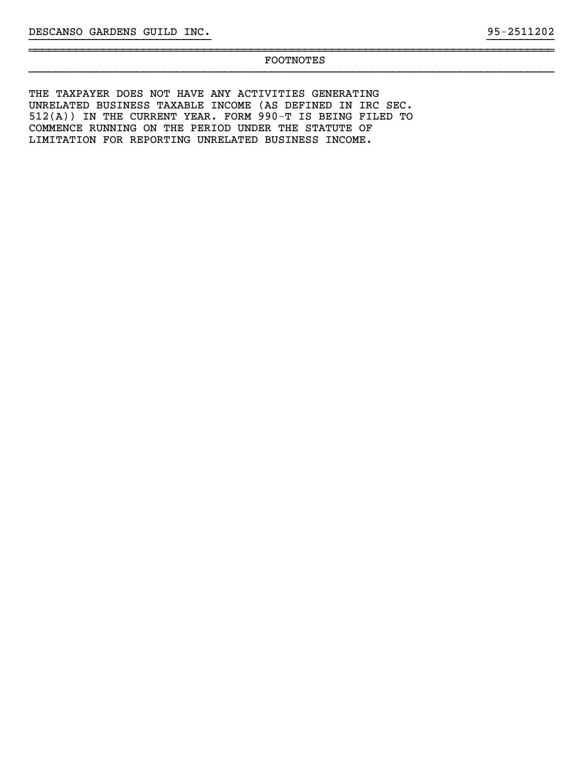DESCANSO GARDENS GUILD INC. 95-2511202

## FOOTNOTES

THE TAXPAYER DOES NOT HAVE ANY ACTIVITIES GENERATING UNRELATED BUSINESS TAXABLE INCOME (AS DEFINED IN IRC SEC. 512(A)) IN THE CURRENT YEAR. FORM 990-T IS BEING FILED TO COMMENCE RUNNING ON THE PERIOD UNDER THE STATUTE OF LIMITATION FOR REPORTING UNRELATED BUSINESS INCOME.